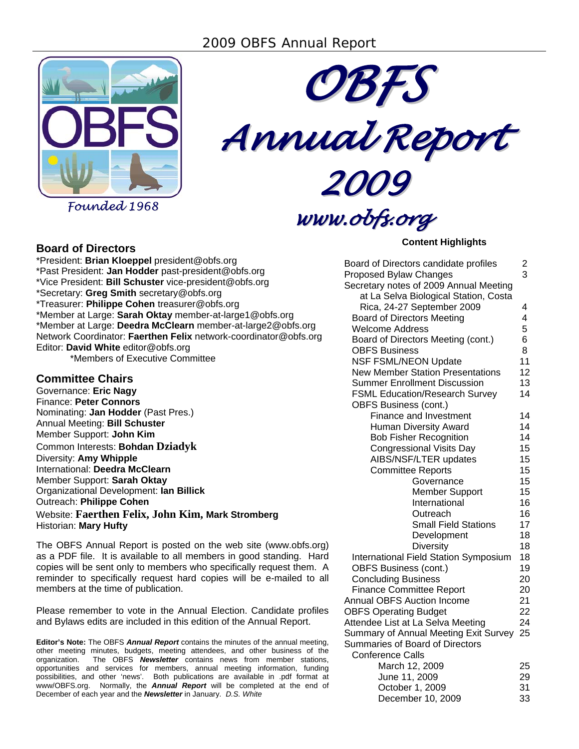# OBFS Annual Report 2009

www.obfs.org

Founded 1968

## Board of Directors

*President: **Brian Kloeppel** president@obfs.org
*Past President: **Jan Hodder** past-president@obfs.org
*Vice President: **Bill Schuster** vice-president@obfs.org
*Secretary: **Greg Smith** secretary@obfs.org
*Treasurer: **Philippe Cohen** treasurer@obfs.org
*Member at Large: **Sarah Oktay** member-at-large1@obfs.org
*Member at Large: **Deedra McClearn** member-at-large2@obfs.org
Network Coordinator: **Faerthen Felix** network-coordinator@obfs.org
Editor: **David White** editor@obfs.org
*Members of Executive Committee

## Committee Chairs

Governance: **Eric Nagy**
Finance: **Peter Connors**
Nominating: **Jan Hodder** (Past Pres.)
Annual Meeting: **Bill Schuster**
Member Support: **John Kim**
Common Interests: **Bohdan Dziadyk**
Diversity: **Amy Whipple**
International: **Deedra McClearn**
Member Support: **Sarah Oktay**
Organizational Development: **Ian Billick**
Outreach: **Philippe Cohen**
Website: **Faerthen Felix, John Kim, Mark Stromberg**
Historian: **Mary Hufty**

The OBFS Annual Report is posted on the web site (www.obfs.org) as a PDF file. It is available to all members in good standing. Hard copies will be sent only to members who specifically request them. A reminder to specifically request hard copies will be e-mailed to all members at the time of publication.

Please remember to vote in the Annual Election. Candidate profiles and Bylaws edits are included in this edition of the Annual Report.

**Editor's Note:** The OBFS ***Annual Report*** contains the minutes of the annual meeting, other meeting minutes, budgets, meeting attendees, and other business of the organization. The OBFS ***Newsletter*** contains news from member stations, opportunities and services for members, annual meeting information, funding possibilities, and other 'news'. Both publications are available in .pdf format at www/OBFS.org. Normally, the ***Annual Report*** will be completed at the end of December of each year and the ***Newsletter*** in January. *D.S. White*

## Content Highlights

| | |
|---|---|
| Board of Directors candidate profiles | 2 |
| Proposed Bylaw Changes | 3 |
| Secretary notes of 2009 Annual Meeting at La Selva Biological Station, Costa Rica, 24-27 September 2009 | 4 |
| Board of Directors Meeting | 4 |
| Welcome Address | 5 |
| Board of Directors Meeting (cont.) | 6 |
| OBFS Business | 8 |
| NSF FSML/NEON Update | 11 |
| New Member Station Presentations | 12 |
| Summer Enrollment Discussion | 13 |
| FSML Education/Research Survey | 14 |
| OBFS Business (cont.) | |
| Finance and Investment | 14 |
| Human Diversity Award | 14 |
| Bob Fisher Recognition | 14 |
| Congressional Visits Day | 15 |
| AIBS/NSF/LTER updates | 15 |
| Committee Reports | 15 |
| Governance | 15 |
| Member Support | 15 |
| International | 16 |
| Outreach | 16 |
| Small Field Stations | 17 |
| Development | 18 |
| Diversity | 18 |
| International Field Station Symposium | 18 |
| OBFS Business (cont.) | 19 |
| Concluding Business | 20 |
| Finance Committee Report | 20 |
| Annual OBFS Auction Income | 21 |
| OBFS Operating Budget | 22 |
| Attendee List at La Selva Meeting | 24 |
| Summary of Annual Meeting Exit Survey | 25 |
| Summaries of Board of Directors Conference Calls | |
| March 12, 2009 | 25 |
| June 11, 2009 | 29 |
| October 1, 2009 | 31 |
| December 10, 2009 | 33 |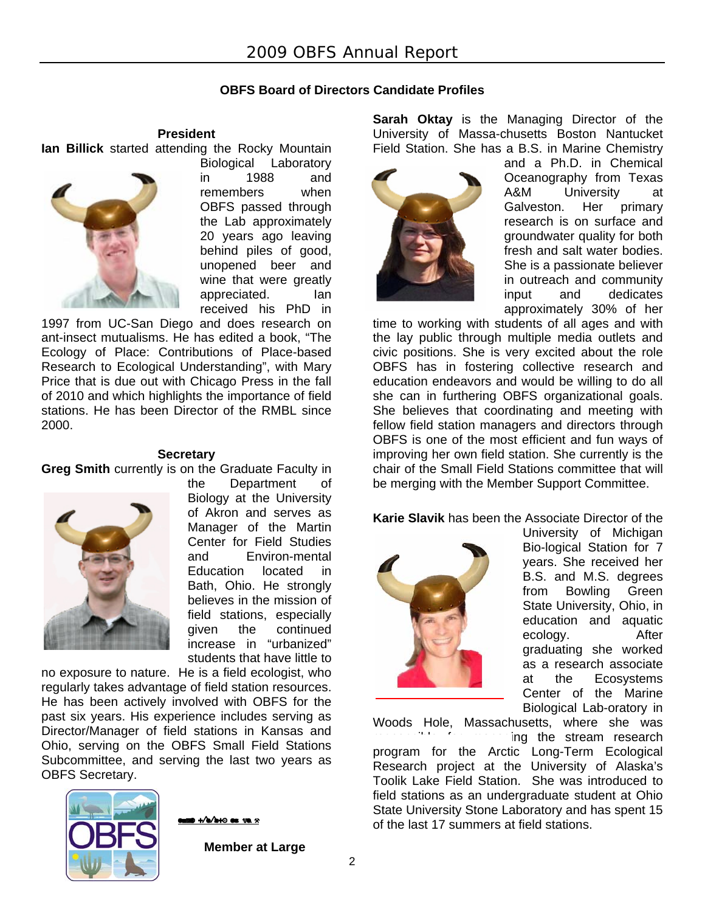## OBFS Board of Directors Candidate Profiles

### President

**Ian Billick** started attending the Rocky Mountain Biological Laboratory in 1988 and remembers when OBFS passed through the Lab approximately 20 years ago leaving behind piles of good, unopened beer and wine that were greatly appreciated. Ian received his PhD in 1997 from UC-San Diego and does research on ant-insect mutualisms. He has edited a book, "The Ecology of Place: Contributions of Place-based Research to Ecological Understanding", with Mary Price that is due out with Chicago Press in the fall of 2010 and which highlights the importance of field stations. He has been Director of the RMBL since 2000.

### Secretary

**Greg Smith** currently is on the Graduate Faculty in the Department of Biology at the University of Akron and serves as Manager of the Martin Center for Field Studies and Environ-mental Education located in Bath, Ohio. He strongly believes in the mission of field stations, especially given the continued increase in "urbanized" students that have little to no exposure to nature. He is a field ecologist, who regularly takes advantage of field station resources. He has been actively involved with OBFS for the past six years. His experience includes serving as Director/Manager of field stations in Kansas and Ohio, serving on the OBFS Small Field Stations Subcommittee, and serving the last two years as OBFS Secretary.

### Member at Large

**Sarah Oktay** is the Managing Director of the University of Massa-chusetts Boston Nantucket Field Station. She has a B.S. in Marine Chemistry and a Ph.D. in Chemical Oceanography from Texas A&M University at Galveston. Her primary research is on surface and groundwater quality for both fresh and salt water bodies. She is a passionate believer in outreach and community input and dedicates approximately 30% of her time to working with students of all ages and with the lay public through multiple media outlets and civic positions. She is very excited about the role OBFS has in fostering collective research and education endeavors and would be willing to do all she can in furthering OBFS organizational goals. She believes that coordinating and meeting with fellow field station managers and directors through OBFS is one of the most efficient and fun ways of improving her own field station. She currently is the chair of the Small Field Stations committee that will be merging with the Member Support Committee.

**Karie Slavik** has been the Associate Director of the University of Michigan Bio-logical Station for 7 years. She received her B.S. and M.S. degrees from Bowling Green State University, Ohio, in education and aquatic ecology. After graduating she worked as a research associate at the Ecosystems Center of the Marine Biological Lab-oratory in Woods Hole, Massachusetts, where she was responsible for managing the stream research program for the Arctic Long-Term Ecological Research project at the University of Alaska's Toolik Lake Field Station. She was introduced to field stations as an undergraduate student at Ohio State University Stone Laboratory and has spent 15 of the last 17 summers at field stations.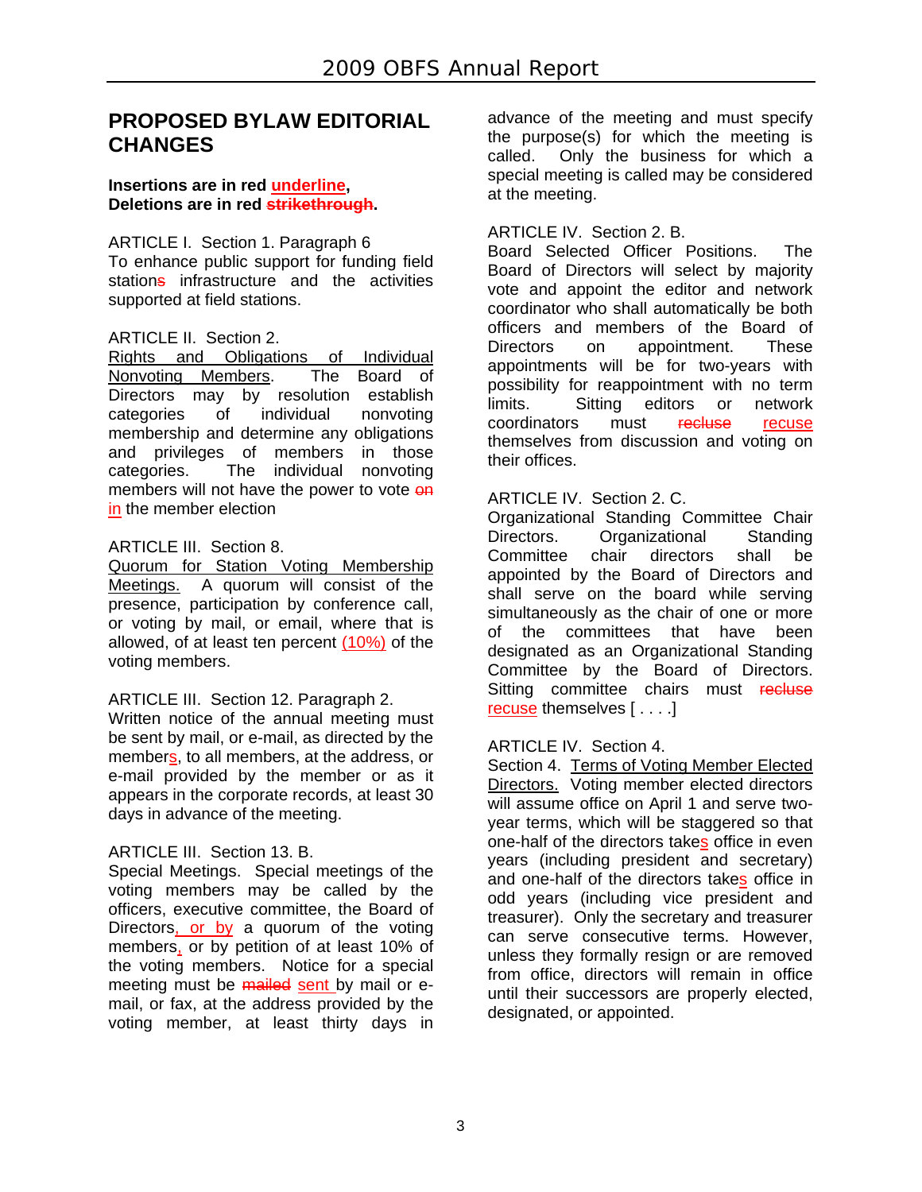## PROPOSED BYLAW EDITORIAL CHANGES

**Insertions are in red <u>underline</u>,**
**Deletions are in red ~~strikethrough~~.**

ARTICLE I. Section 1. Paragraph 6
To enhance public support for funding field station~~s~~ infrastructure and the activities supported at field stations.

ARTICLE II. Section 2.
<u>Rights and Obligations of Individual Nonvoting Members</u>. The Board of Directors may by resolution establish categories of individual nonvoting membership and determine any obligations and privileges of members in those categories. The individual nonvoting members will not have the power to vote ~~on~~ <u>in</u> the member election

ARTICLE III. Section 8.
<u>Quorum for Station Voting Membership Meetings.</u> A quorum will consist of the presence, participation by conference call, or voting by mail, or email, where that is allowed, of at least ten percent <u>(10%)</u> of the voting members.

ARTICLE III. Section 12. Paragraph 2.
Written notice of the annual meeting must be sent by mail, or e-mail, as directed by the member<u>s</u>, to all members, at the address, or e-mail provided by the member or as it appears in the corporate records, at least 30 days in advance of the meeting.

ARTICLE III. Section 13. B.
Special Meetings. Special meetings of the voting members may be called by the officers, executive committee, the Board of Directors<u>, or by</u> a quorum of the voting members<u>,</u> or by petition of at least 10% of the voting members. Notice for a special meeting must be ~~mailed~~ <u>sent</u> by mail or e-mail, or fax, at the address provided by the voting member, at least thirty days in advance of the meeting and must specify the purpose(s) for which the meeting is called. Only the business for which a special meeting is called may be considered at the meeting.

ARTICLE IV. Section 2. B.
Board Selected Officer Positions. The Board of Directors will select by majority vote and appoint the editor and network coordinator who shall automatically be both officers and members of the Board of Directors on appointment. These appointments will be for two-years with possibility for reappointment with no term limits. Sitting editors or network coordinators must ~~recluse~~ <u>recuse</u> themselves from discussion and voting on their offices.

ARTICLE IV. Section 2. C.
Organizational Standing Committee Chair Directors. Organizational Standing Committee chair directors shall be appointed by the Board of Directors and shall serve on the board while serving simultaneously as the chair of one or more of the committees that have been designated as an Organizational Standing Committee by the Board of Directors. Sitting committee chairs must ~~recluse~~ <u>recuse</u> themselves [ . . . .]

ARTICLE IV. Section 4.
Section 4. <u>Terms of Voting Member Elected Directors.</u> Voting member elected directors will assume office on April 1 and serve two-year terms, which will be staggered so that one-half of the directors take<u>s</u> office in even years (including president and secretary) and one-half of the directors take<u>s</u> office in odd years (including vice president and treasurer). Only the secretary and treasurer can serve consecutive terms. However, unless they formally resign or are removed from office, directors will remain in office until their successors are properly elected, designated, or appointed.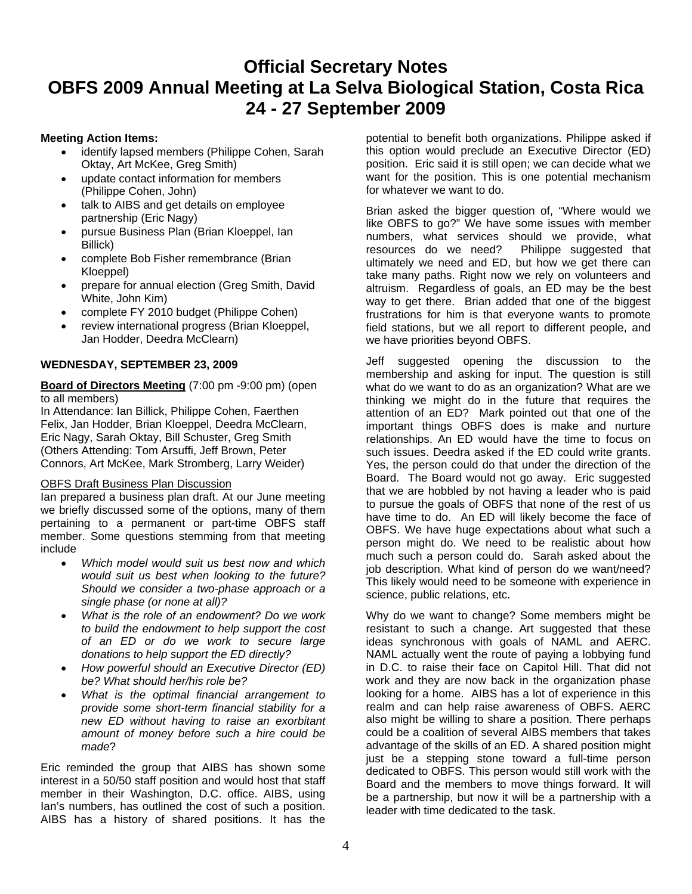# Official Secretary Notes
# OBFS 2009 Annual Meeting at La Selva Biological Station, Costa Rica
# 24 - 27 September 2009

**Meeting Action Items:**

- identify lapsed members (Philippe Cohen, Sarah Oktay, Art McKee, Greg Smith)
- update contact information for members (Philippe Cohen, John)
- talk to AIBS and get details on employee partnership (Eric Nagy)
- pursue Business Plan (Brian Kloeppel, Ian Billick)
- complete Bob Fisher remembrance (Brian Kloeppel)
- prepare for annual election (Greg Smith, David White, John Kim)
- complete FY 2010 budget (Philippe Cohen)
- review international progress (Brian Kloeppel, Jan Hodder, Deedra McClearn)

**WEDNESDAY, SEPTEMBER 23, 2009**

**Board of Directors Meeting** (7:00 pm -9:00 pm) (open to all members)
In Attendance: Ian Billick, Philippe Cohen, Faerthen Felix, Jan Hodder, Brian Kloeppel, Deedra McClearn, Eric Nagy, Sarah Oktay, Bill Schuster, Greg Smith (Others Attending: Tom Arsuffi, Jeff Brown, Peter Connors, Art McKee, Mark Stromberg, Larry Weider)

OBFS Draft Business Plan Discussion

Ian prepared a business plan draft. At our June meeting we briefly discussed some of the options, many of them pertaining to a permanent or part-time OBFS staff member. Some questions stemming from that meeting include

- *Which model would suit us best now and which would suit us best when looking to the future? Should we consider a two-phase approach or a single phase (or none at all)?*
- *What is the role of an endowment? Do we work to build the endowment to help support the cost of an ED or do we work to secure large donations to help support the ED directly?*
- *How powerful should an Executive Director (ED) be? What should her/his role be?*
- *What is the optimal financial arrangement to provide some short-term financial stability for a new ED without having to raise an exorbitant amount of money before such a hire could be made*?

Eric reminded the group that AIBS has shown some interest in a 50/50 staff position and would host that staff member in their Washington, D.C. office. AIBS, using Ian's numbers, has outlined the cost of such a position. AIBS has a history of shared positions. It has the potential to benefit both organizations. Philippe asked if this option would preclude an Executive Director (ED) position. Eric said it is still open; we can decide what we want for the position. This is one potential mechanism for whatever we want to do.

Brian asked the bigger question of, "Where would we like OBFS to go?" We have some issues with member numbers, what services should we provide, what resources do we need? Philippe suggested that ultimately we need and ED, but how we get there can take many paths. Right now we rely on volunteers and altruism. Regardless of goals, an ED may be the best way to get there. Brian added that one of the biggest frustrations for him is that everyone wants to promote field stations, but we all report to different people, and we have priorities beyond OBFS.

Jeff suggested opening the discussion to the membership and asking for input. The question is still what do we want to do as an organization? What are we thinking we might do in the future that requires the attention of an ED? Mark pointed out that one of the important things OBFS does is make and nurture relationships. An ED would have the time to focus on such issues. Deedra asked if the ED could write grants. Yes, the person could do that under the direction of the Board. The Board would not go away. Eric suggested that we are hobbled by not having a leader who is paid to pursue the goals of OBFS that none of the rest of us have time to do. An ED will likely become the face of OBFS. We have huge expectations about what such a person might do. We need to be realistic about how much such a person could do. Sarah asked about the job description. What kind of person do we want/need? This likely would need to be someone with experience in science, public relations, etc.

Why do we want to change? Some members might be resistant to such a change. Art suggested that these ideas synchronous with goals of NAML and AERC. NAML actually went the route of paying a lobbying fund in D.C. to raise their face on Capitol Hill. That did not work and they are now back in the organization phase looking for a home. AIBS has a lot of experience in this realm and can help raise awareness of OBFS. AERC also might be willing to share a position. There perhaps could be a coalition of several AIBS members that takes advantage of the skills of an ED. A shared position might just be a stepping stone toward a full-time person dedicated to OBFS. This person would still work with the Board and the members to move things forward. It will be a partnership, but now it will be a partnership with a leader with time dedicated to the task.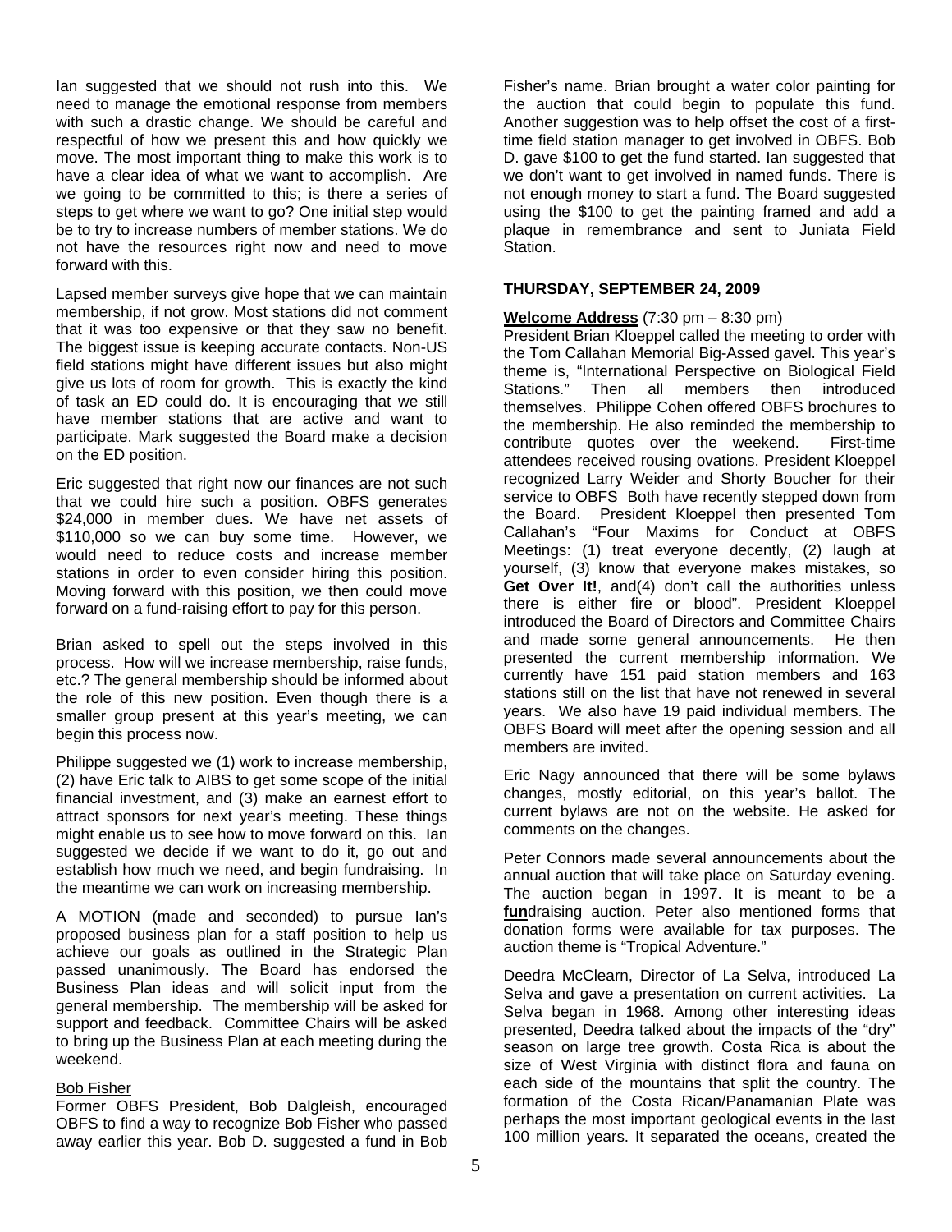Ian suggested that we should not rush into this. We need to manage the emotional response from members with such a drastic change. We should be careful and respectful of how we present this and how quickly we move. The most important thing to make this work is to have a clear idea of what we want to accomplish. Are we going to be committed to this; is there a series of steps to get where we want to go? One initial step would be to try to increase numbers of member stations. We do not have the resources right now and need to move forward with this.

Lapsed member surveys give hope that we can maintain membership, if not grow. Most stations did not comment that it was too expensive or that they saw no benefit. The biggest issue is keeping accurate contacts. Non-US field stations might have different issues but also might give us lots of room for growth. This is exactly the kind of task an ED could do. It is encouraging that we still have member stations that are active and want to participate. Mark suggested the Board make a decision on the ED position.

Eric suggested that right now our finances are not such that we could hire such a position. OBFS generates $24,000 in member dues. We have net assets of $110,000 so we can buy some time. However, we would need to reduce costs and increase member stations in order to even consider hiring this position. Moving forward with this position, we then could move forward on a fund-raising effort to pay for this person.

Brian asked to spell out the steps involved in this process. How will we increase membership, raise funds, etc.? The general membership should be informed about the role of this new position. Even though there is a smaller group present at this year's meeting, we can begin this process now.

Philippe suggested we (1) work to increase membership, (2) have Eric talk to AIBS to get some scope of the initial financial investment, and (3) make an earnest effort to attract sponsors for next year's meeting. These things might enable us to see how to move forward on this. Ian suggested we decide if we want to do it, go out and establish how much we need, and begin fundraising. In the meantime we can work on increasing membership.

A MOTION (made and seconded) to pursue Ian's proposed business plan for a staff position to help us achieve our goals as outlined in the Strategic Plan passed unanimously. The Board has endorsed the Business Plan ideas and will solicit input from the general membership. The membership will be asked for support and feedback. Committee Chairs will be asked to bring up the Business Plan at each meeting during the weekend.

Bob Fisher

Former OBFS President, Bob Dalgleish, encouraged OBFS to find a way to recognize Bob Fisher who passed away earlier this year. Bob D. suggested a fund in Bob Fisher's name. Brian brought a water color painting for the auction that could begin to populate this fund. Another suggestion was to help offset the cost of a first-time field station manager to get involved in OBFS. Bob D. gave $100 to get the fund started. Ian suggested that we don't want to get involved in named funds. There is not enough money to start a fund. The Board suggested using the $100 to get the painting framed and add a plaque in remembrance and sent to Juniata Field Station.

---

## THURSDAY, SEPTEMBER 24, 2009

**Welcome Address** (7:30 pm – 8:30 pm)

President Brian Kloeppel called the meeting to order with the Tom Callahan Memorial Big-Assed gavel. This year's theme is, "International Perspective on Biological Field Stations." Then all members then introduced themselves. Philippe Cohen offered OBFS brochures to the membership. He also reminded the membership to contribute quotes over the weekend. First-time attendees received rousing ovations. President Kloeppel recognized Larry Weider and Shorty Boucher for their service to OBFS Both have recently stepped down from the Board. President Kloeppel then presented Tom Callahan's "Four Maxims for Conduct at OBFS Meetings: (1) treat everyone decently, (2) laugh at yourself, (3) know that everyone makes mistakes, so **Get Over It!**, and(4) don't call the authorities unless there is either fire or blood". President Kloeppel introduced the Board of Directors and Committee Chairs and made some general announcements. He then presented the current membership information. We currently have 151 paid station members and 163 stations still on the list that have not renewed in several years. We also have 19 paid individual members. The OBFS Board will meet after the opening session and all members are invited.

Eric Nagy announced that there will be some bylaws changes, mostly editorial, on this year's ballot. The current bylaws are not on the website. He asked for comments on the changes.

Peter Connors made several announcements about the annual auction that will take place on Saturday evening. The auction began in 1997. It is meant to be a **fun**draising auction. Peter also mentioned forms that donation forms were available for tax purposes. The auction theme is "Tropical Adventure."

Deedra McClearn, Director of La Selva, introduced La Selva and gave a presentation on current activities. La Selva began in 1968. Among other interesting ideas presented, Deedra talked about the impacts of the "dry" season on large tree growth. Costa Rica is about the size of West Virginia with distinct flora and fauna on each side of the mountains that split the country. The formation of the Costa Rican/Panamanian Plate was perhaps the most important geological events in the last 100 million years. It separated the oceans, created the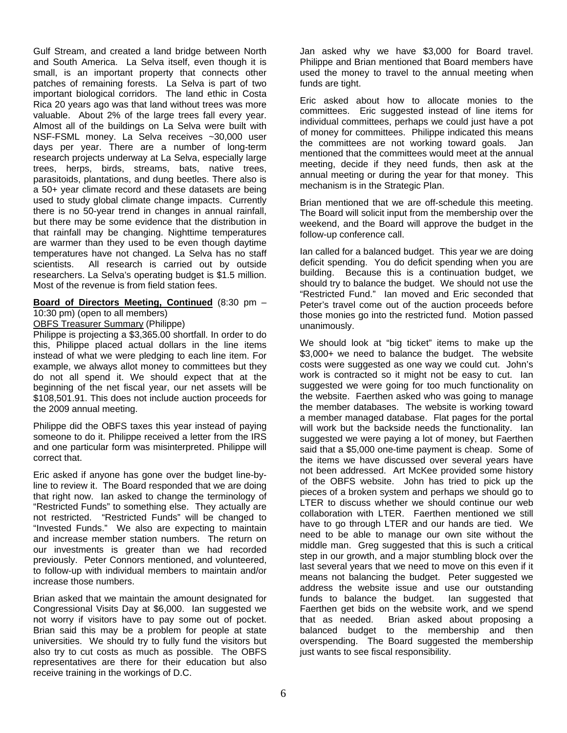Gulf Stream, and created a land bridge between North and South America. La Selva itself, even though it is small, is an important property that connects other patches of remaining forests. La Selva is part of two important biological corridors. The land ethic in Costa Rica 20 years ago was that land without trees was more valuable. About 2% of the large trees fall every year. Almost all of the buildings on La Selva were built with NSF-FSML money. La Selva receives ~30,000 user days per year. There are a number of long-term research projects underway at La Selva, especially large trees, herps, birds, streams, bats, native trees, parasitoids, plantations, and dung beetles. There also is a 50+ year climate record and these datasets are being used to study global climate change impacts. Currently there is no 50-year trend in changes in annual rainfall, but there may be some evidence that the distribution in that rainfall may be changing. Nighttime temperatures are warmer than they used to be even though daytime temperatures have not changed. La Selva has no staff scientists. All research is carried out by outside researchers. La Selva's operating budget is $1.5 million. Most of the revenue is from field station fees.

**Board of Directors Meeting, Continued** (8:30 pm – 10:30 pm) (open to all members)

OBFS Treasurer Summary (Philippe)

Philippe is projecting a $3,365.00 shortfall. In order to do this, Philippe placed actual dollars in the line items instead of what we were pledging to each line item. For example, we always allot money to committees but they do not all spend it. We should expect that at the beginning of the net fiscal year, our net assets will be $108,501.91. This does not include auction proceeds for the 2009 annual meeting.

Philippe did the OBFS taxes this year instead of paying someone to do it. Philippe received a letter from the IRS and one particular form was misinterpreted. Philippe will correct that.

Eric asked if anyone has gone over the budget line-by-line to review it. The Board responded that we are doing that right now. Ian asked to change the terminology of "Restricted Funds" to something else. They actually are not restricted. "Restricted Funds" will be changed to "Invested Funds." We also are expecting to maintain and increase member station numbers. The return on our investments is greater than we had recorded previously. Peter Connors mentioned, and volunteered, to follow-up with individual members to maintain and/or increase those numbers.

Brian asked that we maintain the amount designated for Congressional Visits Day at $6,000. Ian suggested we not worry if visitors have to pay some out of pocket. Brian said this may be a problem for people at state universities. We should try to fully fund the visitors but also try to cut costs as much as possible. The OBFS representatives are there for their education but also receive training in the workings of D.C.

Jan asked why we have $3,000 for Board travel. Philippe and Brian mentioned that Board members have used the money to travel to the annual meeting when funds are tight.

Eric asked about how to allocate monies to the committees. Eric suggested instead of line items for individual committees, perhaps we could just have a pot of money for committees. Philippe indicated this means the committees are not working toward goals. Jan mentioned that the committees would meet at the annual meeting, decide if they need funds, then ask at the annual meeting or during the year for that money. This mechanism is in the Strategic Plan.

Brian mentioned that we are off-schedule this meeting. The Board will solicit input from the membership over the weekend, and the Board will approve the budget in the follow-up conference call.

Ian called for a balanced budget. This year we are doing deficit spending. You do deficit spending when you are building. Because this is a continuation budget, we should try to balance the budget. We should not use the "Restricted Fund." Ian moved and Eric seconded that Peter's travel come out of the auction proceeds before those monies go into the restricted fund. Motion passed unanimously.

We should look at "big ticket" items to make up the $3,000+ we need to balance the budget. The website costs were suggested as one way we could cut. John's work is contracted so it might not be easy to cut. Ian suggested we were going for too much functionality on the website. Faerthen asked who was going to manage the member databases. The website is working toward a member managed database. Flat pages for the portal will work but the backside needs the functionality. Ian suggested we were paying a lot of money, but Faerthen said that a $5,000 one-time payment is cheap. Some of the items we have discussed over several years have not been addressed. Art McKee provided some history of the OBFS website. John has tried to pick up the pieces of a broken system and perhaps we should go to LTER to discuss whether we should continue our web collaboration with LTER. Faerthen mentioned we still have to go through LTER and our hands are tied. We need to be able to manage our own site without the middle man. Greg suggested that this is such a critical step in our growth, and a major stumbling block over the last several years that we need to move on this even if it means not balancing the budget. Peter suggested we address the website issue and use our outstanding funds to balance the budget. Ian suggested that Faerthen get bids on the website work, and we spend that as needed. Brian asked about proposing a balanced budget to the membership and then overspending. The Board suggested the membership just wants to see fiscal responsibility.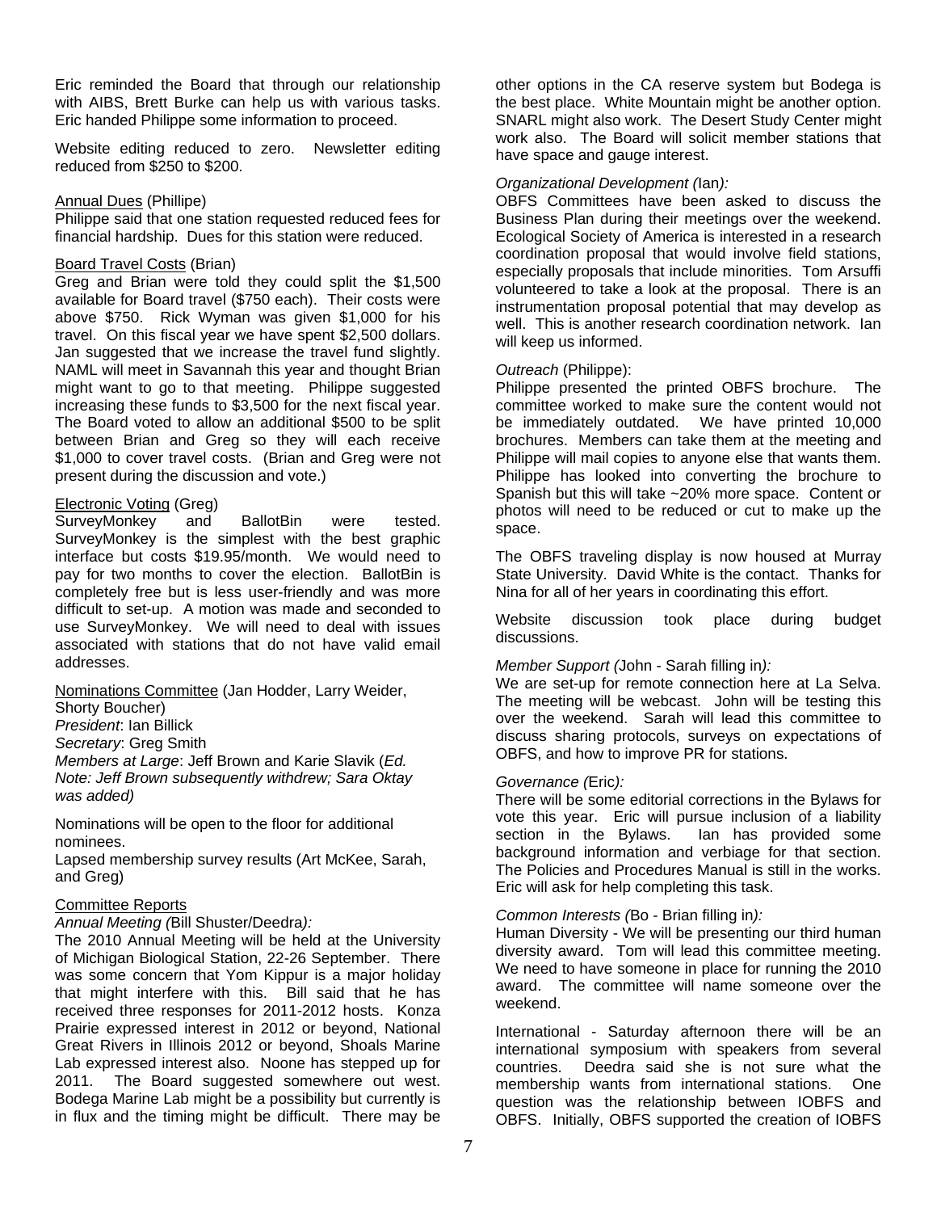Eric reminded the Board that through our relationship with AIBS, Brett Burke can help us with various tasks. Eric handed Philippe some information to proceed.

Website editing reduced to zero. Newsletter editing reduced from $250 to $200.

Annual Dues (Phillipe)
Philippe said that one station requested reduced fees for financial hardship. Dues for this station were reduced.

Board Travel Costs (Brian)
Greg and Brian were told they could split the $1,500 available for Board travel ($750 each). Their costs were above $750. Rick Wyman was given $1,000 for his travel. On this fiscal year we have spent $2,500 dollars. Jan suggested that we increase the travel fund slightly. NAML will meet in Savannah this year and thought Brian might want to go to that meeting. Philippe suggested increasing these funds to $3,500 for the next fiscal year. The Board voted to allow an additional $500 to be split between Brian and Greg so they will each receive $1,000 to cover travel costs. (Brian and Greg were not present during the discussion and vote.)

Electronic Voting (Greg)
SurveyMonkey and BallotBin were tested. SurveyMonkey is the simplest with the best graphic interface but costs $19.95/month. We would need to pay for two months to cover the election. BallotBin is completely free but is less user-friendly and was more difficult to set-up. A motion was made and seconded to use SurveyMonkey. We will need to deal with issues associated with stations that do not have valid email addresses.

Nominations Committee (Jan Hodder, Larry Weider, Shorty Boucher)
*President*: Ian Billick
*Secretary*: Greg Smith
*Members at Large*: Jeff Brown and Karie Slavik (*Ed. Note: Jeff Brown subsequently withdrew; Sara Oktay was added)*

Nominations will be open to the floor for additional nominees.
Lapsed membership survey results (Art McKee, Sarah, and Greg)

Committee Reports
*Annual Meeting (*Bill Shuster/Deedra*):*
The 2010 Annual Meeting will be held at the University of Michigan Biological Station, 22-26 September. There was some concern that Yom Kippur is a major holiday that might interfere with this. Bill said that he has received three responses for 2011-2012 hosts. Konza Prairie expressed interest in 2012 or beyond, National Great Rivers in Illinois 2012 or beyond, Shoals Marine Lab expressed interest also. Noone has stepped up for 2011. The Board suggested somewhere out west. Bodega Marine Lab might be a possibility but currently is in flux and the timing might be difficult. There may be other options in the CA reserve system but Bodega is the best place. White Mountain might be another option. SNARL might also work. The Desert Study Center might work also. The Board will solicit member stations that have space and gauge interest.

*Organizational Development (*Ian*):*
OBFS Committees have been asked to discuss the Business Plan during their meetings over the weekend. Ecological Society of America is interested in a research coordination proposal that would involve field stations, especially proposals that include minorities. Tom Arsuffi volunteered to take a look at the proposal. There is an instrumentation proposal potential that may develop as well. This is another research coordination network. Ian will keep us informed.

*Outreach* (Philippe):
Philippe presented the printed OBFS brochure. The committee worked to make sure the content would not be immediately outdated. We have printed 10,000 brochures. Members can take them at the meeting and Philippe will mail copies to anyone else that wants them. Philippe has looked into converting the brochure to Spanish but this will take ~20% more space. Content or photos will need to be reduced or cut to make up the space.

The OBFS traveling display is now housed at Murray State University. David White is the contact. Thanks for Nina for all of her years in coordinating this effort.

Website discussion took place during budget discussions.

*Member Support (*John - Sarah filling in*):*
We are set-up for remote connection here at La Selva. The meeting will be webcast. John will be testing this over the weekend. Sarah will lead this committee to discuss sharing protocols, surveys on expectations of OBFS, and how to improve PR for stations.

*Governance (*Eric*):*
There will be some editorial corrections in the Bylaws for vote this year. Eric will pursue inclusion of a liability section in the Bylaws. Ian has provided some background information and verbiage for that section. The Policies and Procedures Manual is still in the works. Eric will ask for help completing this task.

*Common Interests (*Bo - Brian filling in*):*
Human Diversity - We will be presenting our third human diversity award. Tom will lead this committee meeting. We need to have someone in place for running the 2010 award. The committee will name someone over the weekend.

International - Saturday afternoon there will be an international symposium with speakers from several countries. Deedra said she is not sure what the membership wants from international stations. One question was the relationship between IOBFS and OBFS. Initially, OBFS supported the creation of IOBFS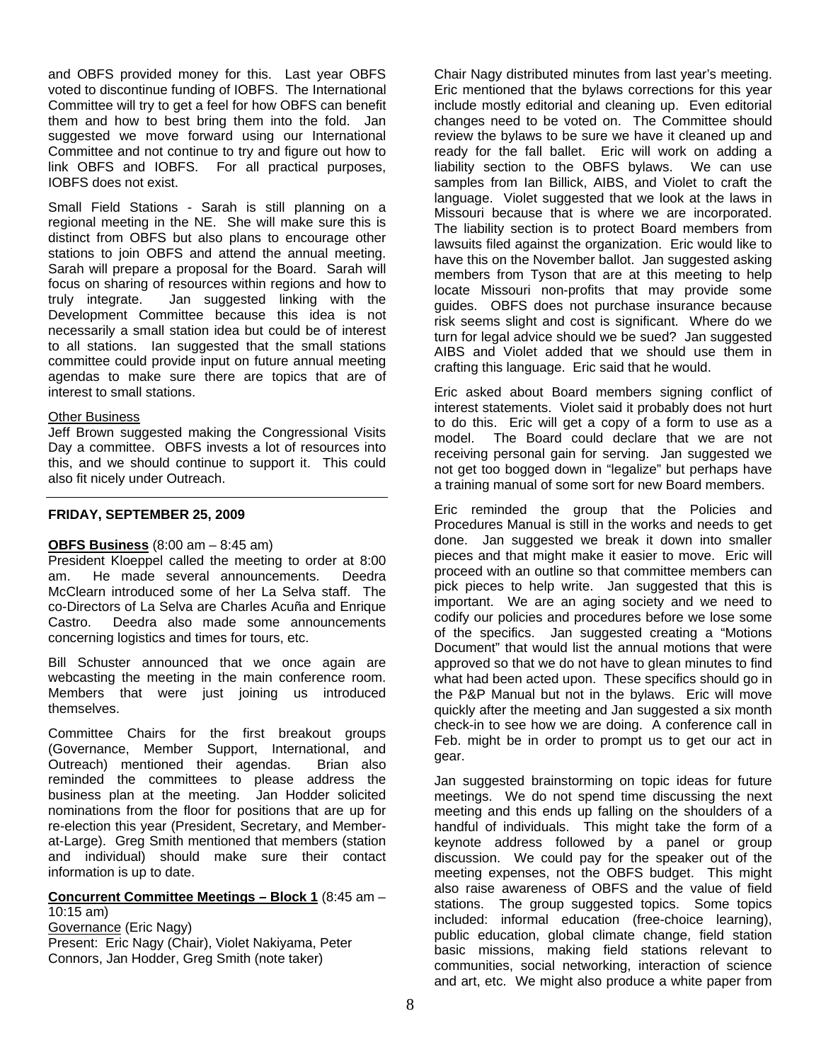and OBFS provided money for this. Last year OBFS voted to discontinue funding of IOBFS. The International Committee will try to get a feel for how OBFS can benefit them and how to best bring them into the fold. Jan suggested we move forward using our International Committee and not continue to try and figure out how to link OBFS and IOBFS. For all practical purposes, IOBFS does not exist.

Small Field Stations - Sarah is still planning on a regional meeting in the NE. She will make sure this is distinct from OBFS but also plans to encourage other stations to join OBFS and attend the annual meeting. Sarah will prepare a proposal for the Board. Sarah will focus on sharing of resources within regions and how to truly integrate. Jan suggested linking with the Development Committee because this idea is not necessarily a small station idea but could be of interest to all stations. Ian suggested that the small stations committee could provide input on future annual meeting agendas to make sure there are topics that are of interest to small stations.

Other Business

Jeff Brown suggested making the Congressional Visits Day a committee. OBFS invests a lot of resources into this, and we should continue to support it. This could also fit nicely under Outreach.

---

**FRIDAY, SEPTEMBER 25, 2009**

**OBFS Business** (8:00 am – 8:45 am)

President Kloeppel called the meeting to order at 8:00 am. He made several announcements. Deedra McClearn introduced some of her La Selva staff. The co-Directors of La Selva are Charles Acuña and Enrique Castro. Deedra also made some announcements concerning logistics and times for tours, etc.

Bill Schuster announced that we once again are webcasting the meeting in the main conference room. Members that were just joining us introduced themselves.

Committee Chairs for the first breakout groups (Governance, Member Support, International, and Outreach) mentioned their agendas. Brian also reminded the committees to please address the business plan at the meeting. Jan Hodder solicited nominations from the floor for positions that are up for re-election this year (President, Secretary, and Member-at-Large). Greg Smith mentioned that members (station and individual) should make sure their contact information is up to date.

**Concurrent Committee Meetings – Block 1** (8:45 am – 10:15 am)

Governance (Eric Nagy)

Present: Eric Nagy (Chair), Violet Nakiyama, Peter Connors, Jan Hodder, Greg Smith (note taker)

Chair Nagy distributed minutes from last year's meeting. Eric mentioned that the bylaws corrections for this year include mostly editorial and cleaning up. Even editorial changes need to be voted on. The Committee should review the bylaws to be sure we have it cleaned up and ready for the fall ballet. Eric will work on adding a liability section to the OBFS bylaws. We can use samples from Ian Billick, AIBS, and Violet to craft the language. Violet suggested that we look at the laws in Missouri because that is where we are incorporated. The liability section is to protect Board members from lawsuits filed against the organization. Eric would like to have this on the November ballot. Jan suggested asking members from Tyson that are at this meeting to help locate Missouri non-profits that may provide some guides. OBFS does not purchase insurance because risk seems slight and cost is significant. Where do we turn for legal advice should we be sued? Jan suggested AIBS and Violet added that we should use them in crafting this language. Eric said that he would.

Eric asked about Board members signing conflict of interest statements. Violet said it probably does not hurt to do this. Eric will get a copy of a form to use as a model. The Board could declare that we are not receiving personal gain for serving. Jan suggested we not get too bogged down in "legalize" but perhaps have a training manual of some sort for new Board members.

Eric reminded the group that the Policies and Procedures Manual is still in the works and needs to get done. Jan suggested we break it down into smaller pieces and that might make it easier to move. Eric will proceed with an outline so that committee members can pick pieces to help write. Jan suggested that this is important. We are an aging society and we need to codify our policies and procedures before we lose some of the specifics. Jan suggested creating a "Motions Document" that would list the annual motions that were approved so that we do not have to glean minutes to find what had been acted upon. These specifics should go in the P&P Manual but not in the bylaws. Eric will move quickly after the meeting and Jan suggested a six month check-in to see how we are doing. A conference call in Feb. might be in order to prompt us to get our act in gear.

Jan suggested brainstorming on topic ideas for future meetings. We do not spend time discussing the next meeting and this ends up falling on the shoulders of a handful of individuals. This might take the form of a keynote address followed by a panel or group discussion. We could pay for the speaker out of the meeting expenses, not the OBFS budget. This might also raise awareness of OBFS and the value of field stations. The group suggested topics. Some topics included: informal education (free-choice learning), public education, global climate change, field station basic missions, making field stations relevant to communities, social networking, interaction of science and art, etc. We might also produce a white paper from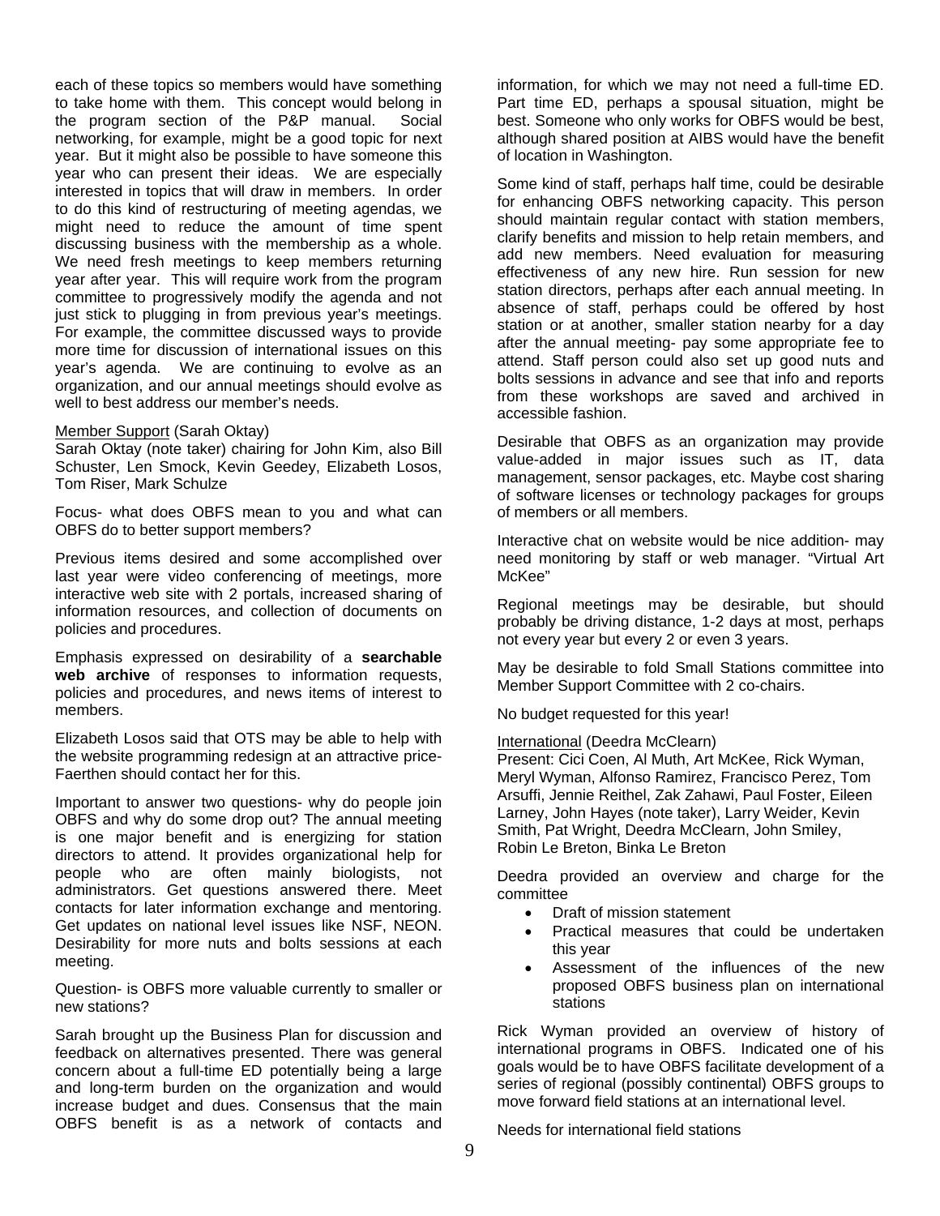each of these topics so members would have something to take home with them. This concept would belong in the program section of the P&P manual. Social networking, for example, might be a good topic for next year. But it might also be possible to have someone this year who can present their ideas. We are especially interested in topics that will draw in members. In order to do this kind of restructuring of meeting agendas, we might need to reduce the amount of time spent discussing business with the membership as a whole. We need fresh meetings to keep members returning year after year. This will require work from the program committee to progressively modify the agenda and not just stick to plugging in from previous year's meetings. For example, the committee discussed ways to provide more time for discussion of international issues on this year's agenda. We are continuing to evolve as an organization, and our annual meetings should evolve as well to best address our member's needs.

Member Support (Sarah Oktay)
Sarah Oktay (note taker) chairing for John Kim, also Bill Schuster, Len Smock, Kevin Geedey, Elizabeth Losos, Tom Riser, Mark Schulze

Focus- what does OBFS mean to you and what can OBFS do to better support members?

Previous items desired and some accomplished over last year were video conferencing of meetings, more interactive web site with 2 portals, increased sharing of information resources, and collection of documents on policies and procedures.

Emphasis expressed on desirability of a **searchable web archive** of responses to information requests, policies and procedures, and news items of interest to members.

Elizabeth Losos said that OTS may be able to help with the website programming redesign at an attractive price- Faerthen should contact her for this.

Important to answer two questions- why do people join OBFS and why do some drop out? The annual meeting is one major benefit and is energizing for station directors to attend. It provides organizational help for people who are often mainly biologists, not administrators. Get questions answered there. Meet contacts for later information exchange and mentoring. Get updates on national level issues like NSF, NEON. Desirability for more nuts and bolts sessions at each meeting.

Question- is OBFS more valuable currently to smaller or new stations?

Sarah brought up the Business Plan for discussion and feedback on alternatives presented. There was general concern about a full-time ED potentially being a large and long-term burden on the organization and would increase budget and dues. Consensus that the main OBFS benefit is as a network of contacts and information, for which we may not need a full-time ED. Part time ED, perhaps a spousal situation, might be best. Someone who only works for OBFS would be best, although shared position at AIBS would have the benefit of location in Washington.

Some kind of staff, perhaps half time, could be desirable for enhancing OBFS networking capacity. This person should maintain regular contact with station members, clarify benefits and mission to help retain members, and add new members. Need evaluation for measuring effectiveness of any new hire. Run session for new station directors, perhaps after each annual meeting. In absence of staff, perhaps could be offered by host station or at another, smaller station nearby for a day after the annual meeting- pay some appropriate fee to attend. Staff person could also set up good nuts and bolts sessions in advance and see that info and reports from these workshops are saved and archived in accessible fashion.

Desirable that OBFS as an organization may provide value-added in major issues such as IT, data management, sensor packages, etc. Maybe cost sharing of software licenses or technology packages for groups of members or all members.

Interactive chat on website would be nice addition- may need monitoring by staff or web manager. "Virtual Art McKee"

Regional meetings may be desirable, but should probably be driving distance, 1-2 days at most, perhaps not every year but every 2 or even 3 years.

May be desirable to fold Small Stations committee into Member Support Committee with 2 co-chairs.

No budget requested for this year!

International (Deedra McClearn)
Present: Cici Coen, Al Muth, Art McKee, Rick Wyman, Meryl Wyman, Alfonso Ramirez, Francisco Perez, Tom Arsuffi, Jennie Reithel, Zak Zahawi, Paul Foster, Eileen Larney, John Hayes (note taker), Larry Weider, Kevin Smith, Pat Wright, Deedra McClearn, John Smiley, Robin Le Breton, Binka Le Breton

Deedra provided an overview and charge for the committee

- Draft of mission statement
- Practical measures that could be undertaken this year
- Assessment of the influences of the new proposed OBFS business plan on international stations

Rick Wyman provided an overview of history of international programs in OBFS. Indicated one of his goals would be to have OBFS facilitate development of a series of regional (possibly continental) OBFS groups to move forward field stations at an international level.

Needs for international field stations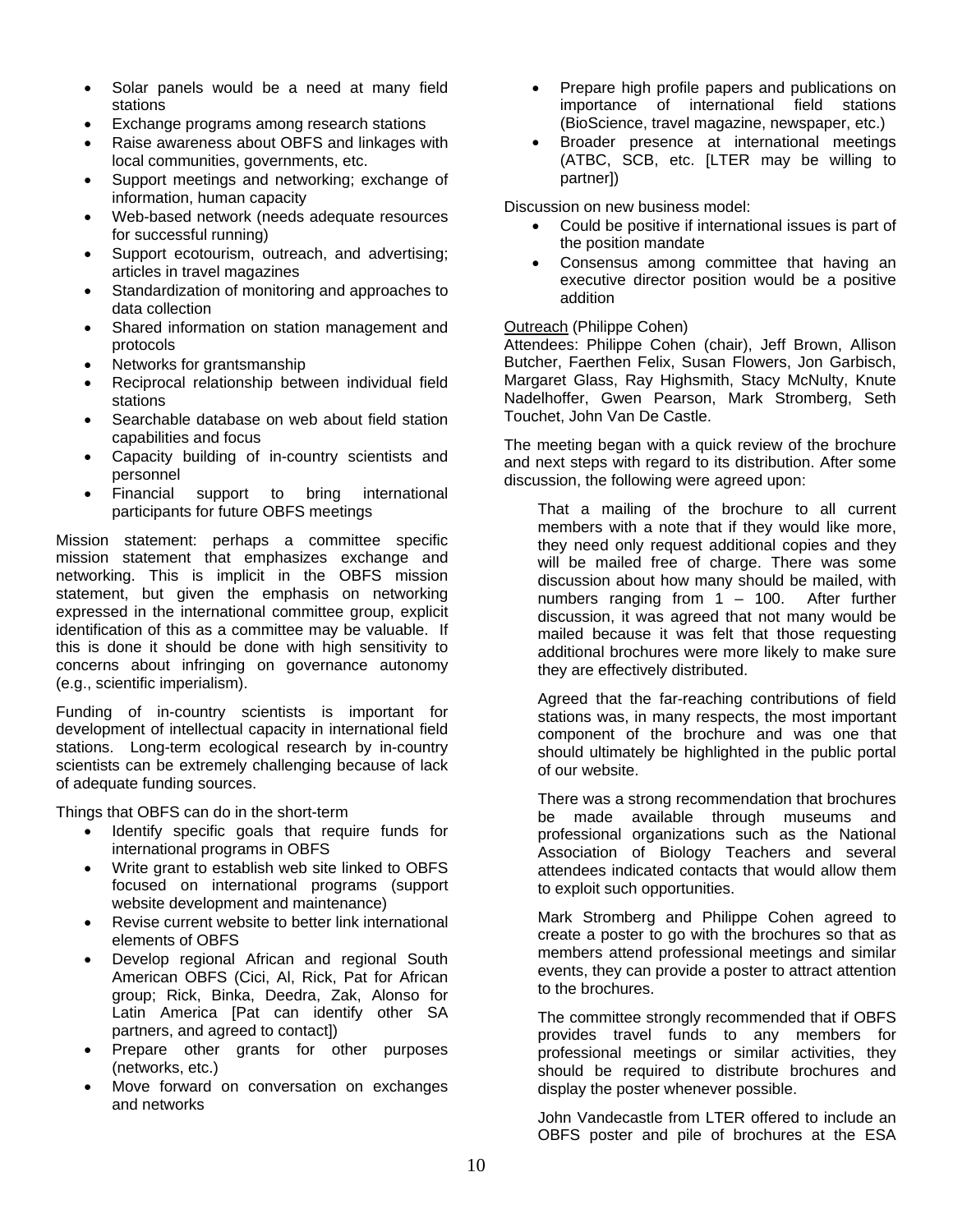- Solar panels would be a need at many field stations
- Exchange programs among research stations
- Raise awareness about OBFS and linkages with local communities, governments, etc.
- Support meetings and networking; exchange of information, human capacity
- Web-based network (needs adequate resources for successful running)
- Support ecotourism, outreach, and advertising; articles in travel magazines
- Standardization of monitoring and approaches to data collection
- Shared information on station management and protocols
- Networks for grantsmanship
- Reciprocal relationship between individual field stations
- Searchable database on web about field station capabilities and focus
- Capacity building of in-country scientists and personnel
- Financial support to bring international participants for future OBFS meetings

Mission statement: perhaps a committee specific mission statement that emphasizes exchange and networking. This is implicit in the OBFS mission statement, but given the emphasis on networking expressed in the international committee group, explicit identification of this as a committee may be valuable. If this is done it should be done with high sensitivity to concerns about infringing on governance autonomy (e.g., scientific imperialism).

Funding of in-country scientists is important for development of intellectual capacity in international field stations. Long-term ecological research by in-country scientists can be extremely challenging because of lack of adequate funding sources.

Things that OBFS can do in the short-term

- Identify specific goals that require funds for international programs in OBFS
- Write grant to establish web site linked to OBFS focused on international programs (support website development and maintenance)
- Revise current website to better link international elements of OBFS
- Develop regional African and regional South American OBFS (Cici, Al, Rick, Pat for African group; Rick, Binka, Deedra, Zak, Alonso for Latin America [Pat can identify other SA partners, and agreed to contact])
- Prepare other grants for other purposes (networks, etc.)
- Move forward on conversation on exchanges and networks
- Prepare high profile papers and publications on importance of international field stations (BioScience, travel magazine, newspaper, etc.)
- Broader presence at international meetings (ATBC, SCB, etc. [LTER may be willing to partner])

Discussion on new business model:

- Could be positive if international issues is part of the position mandate
- Consensus among committee that having an executive director position would be a positive addition

Outreach (Philippe Cohen)

Attendees: Philippe Cohen (chair), Jeff Brown, Allison Butcher, Faerthen Felix, Susan Flowers, Jon Garbisch, Margaret Glass, Ray Highsmith, Stacy McNulty, Knute Nadelhoffer, Gwen Pearson, Mark Stromberg, Seth Touchet, John Van De Castle.

The meeting began with a quick review of the brochure and next steps with regard to its distribution. After some discussion, the following were agreed upon:

> That a mailing of the brochure to all current members with a note that if they would like more, they need only request additional copies and they will be mailed free of charge. There was some discussion about how many should be mailed, with numbers ranging from 1 – 100. After further discussion, it was agreed that not many would be mailed because it was felt that those requesting additional brochures were more likely to make sure they are effectively distributed.
>
> Agreed that the far-reaching contributions of field stations was, in many respects, the most important component of the brochure and was one that should ultimately be highlighted in the public portal of our website.
>
> There was a strong recommendation that brochures be made available through museums and professional organizations such as the National Association of Biology Teachers and several attendees indicated contacts that would allow them to exploit such opportunities.
>
> Mark Stromberg and Philippe Cohen agreed to create a poster to go with the brochures so that as members attend professional meetings and similar events, they can provide a poster to attract attention to the brochures.
>
> The committee strongly recommended that if OBFS provides travel funds to any members for professional meetings or similar activities, they should be required to distribute brochures and display the poster whenever possible.
>
> John Vandecastle from LTER offered to include an OBFS poster and pile of brochures at the ESA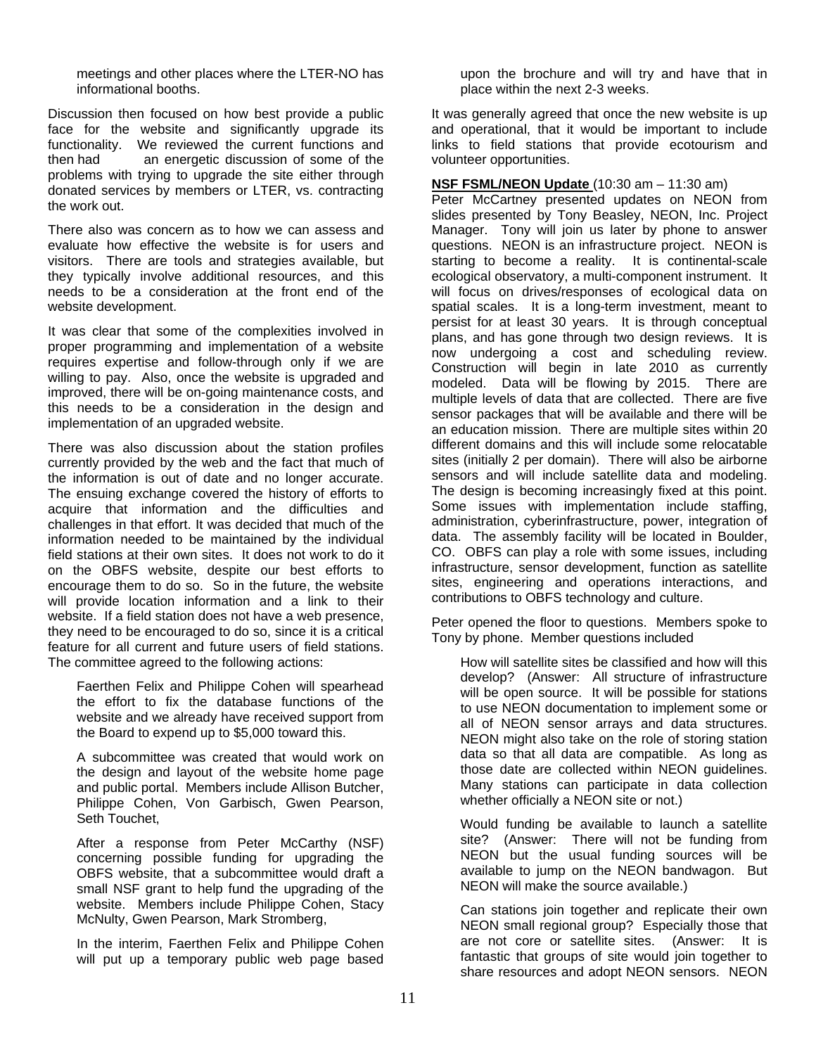meetings and other places where the LTER-NO has informational booths.

Discussion then focused on how best provide a public face for the website and significantly upgrade its functionality. We reviewed the current functions and then had an energetic discussion of some of the problems with trying to upgrade the site either through donated services by members or LTER, vs. contracting the work out.

There also was concern as to how we can assess and evaluate how effective the website is for users and visitors. There are tools and strategies available, but they typically involve additional resources, and this needs to be a consideration at the front end of the website development.

It was clear that some of the complexities involved in proper programming and implementation of a website requires expertise and follow-through only if we are willing to pay. Also, once the website is upgraded and improved, there will be on-going maintenance costs, and this needs to be a consideration in the design and implementation of an upgraded website.

There was also discussion about the station profiles currently provided by the web and the fact that much of the information is out of date and no longer accurate. The ensuing exchange covered the history of efforts to acquire that information and the difficulties and challenges in that effort. It was decided that much of the information needed to be maintained by the individual field stations at their own sites. It does not work to do it on the OBFS website, despite our best efforts to encourage them to do so. So in the future, the website will provide location information and a link to their website. If a field station does not have a web presence, they need to be encouraged to do so, since it is a critical feature for all current and future users of field stations. The committee agreed to the following actions:

Faerthen Felix and Philippe Cohen will spearhead the effort to fix the database functions of the website and we already have received support from the Board to expend up to $5,000 toward this.

A subcommittee was created that would work on the design and layout of the website home page and public portal. Members include Allison Butcher, Philippe Cohen, Von Garbisch, Gwen Pearson, Seth Touchet,

After a response from Peter McCarthy (NSF) concerning possible funding for upgrading the OBFS website, that a subcommittee would draft a small NSF grant to help fund the upgrading of the website. Members include Philippe Cohen, Stacy McNulty, Gwen Pearson, Mark Stromberg,

In the interim, Faerthen Felix and Philippe Cohen will put up a temporary public web page based upon the brochure and will try and have that in place within the next 2-3 weeks.

It was generally agreed that once the new website is up and operational, that it would be important to include links to field stations that provide ecotourism and volunteer opportunities.

**NSF FSML/NEON Update** (10:30 am – 11:30 am)

Peter McCartney presented updates on NEON from slides presented by Tony Beasley, NEON, Inc. Project Manager. Tony will join us later by phone to answer questions. NEON is an infrastructure project. NEON is starting to become a reality. It is continental-scale ecological observatory, a multi-component instrument. It will focus on drives/responses of ecological data on spatial scales. It is a long-term investment, meant to persist for at least 30 years. It is through conceptual plans, and has gone through two design reviews. It is now undergoing a cost and scheduling review. Construction will begin in late 2010 as currently modeled. Data will be flowing by 2015. There are multiple levels of data that are collected. There are five sensor packages that will be available and there will be an education mission. There are multiple sites within 20 different domains and this will include some relocatable sites (initially 2 per domain). There will also be airborne sensors and will include satellite data and modeling. The design is becoming increasingly fixed at this point. Some issues with implementation include staffing, administration, cyberinfrastructure, power, integration of data. The assembly facility will be located in Boulder, CO. OBFS can play a role with some issues, including infrastructure, sensor development, function as satellite sites, engineering and operations interactions, and contributions to OBFS technology and culture.

Peter opened the floor to questions. Members spoke to Tony by phone. Member questions included

How will satellite sites be classified and how will this develop? (Answer: All structure of infrastructure will be open source. It will be possible for stations to use NEON documentation to implement some or all of NEON sensor arrays and data structures. NEON might also take on the role of storing station data so that all data are compatible. As long as those date are collected within NEON guidelines. Many stations can participate in data collection whether officially a NEON site or not.)

Would funding be available to launch a satellite site? (Answer: There will not be funding from NEON but the usual funding sources will be available to jump on the NEON bandwagon. But NEON will make the source available.)

Can stations join together and replicate their own NEON small regional group? Especially those that are not core or satellite sites. (Answer: It is fantastic that groups of site would join together to share resources and adopt NEON sensors. NEON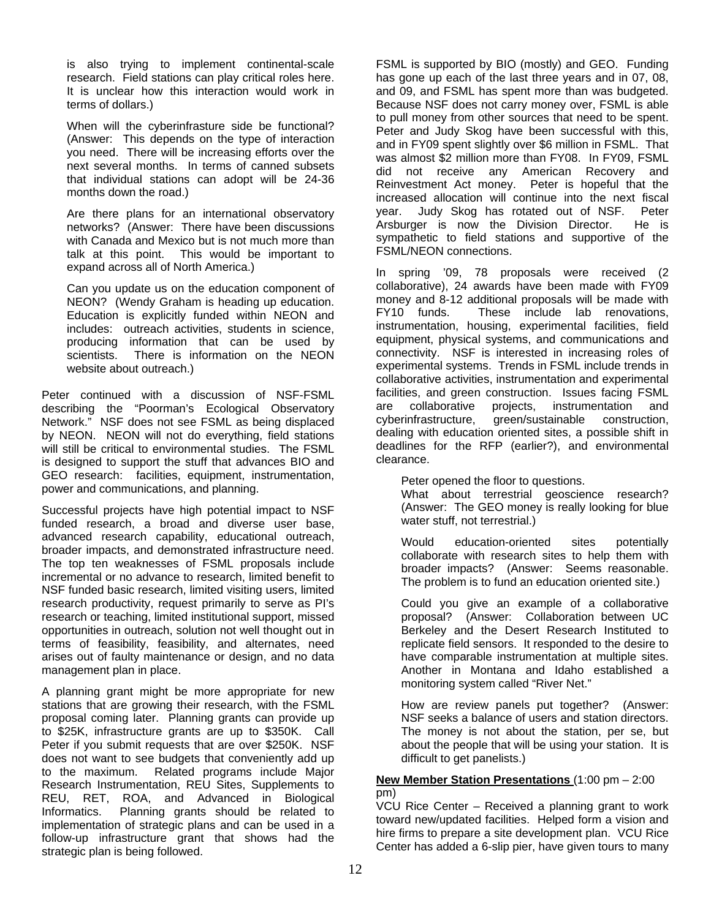is also trying to implement continental-scale research. Field stations can play critical roles here. It is unclear how this interaction would work in terms of dollars.)

When will the cyberinfrasture side be functional? (Answer: This depends on the type of interaction you need. There will be increasing efforts over the next several months. In terms of canned subsets that individual stations can adopt will be 24-36 months down the road.)

Are there plans for an international observatory networks? (Answer: There have been discussions with Canada and Mexico but is not much more than talk at this point. This would be important to expand across all of North America.)

Can you update us on the education component of NEON? (Wendy Graham is heading up education. Education is explicitly funded within NEON and includes: outreach activities, students in science, producing information that can be used by scientists. There is information on the NEON website about outreach.)

Peter continued with a discussion of NSF-FSML describing the "Poorman's Ecological Observatory Network." NSF does not see FSML as being displaced by NEON. NEON will not do everything, field stations will still be critical to environmental studies. The FSML is designed to support the stuff that advances BIO and GEO research: facilities, equipment, instrumentation, power and communications, and planning.

Successful projects have high potential impact to NSF funded research, a broad and diverse user base, advanced research capability, educational outreach, broader impacts, and demonstrated infrastructure need. The top ten weaknesses of FSML proposals include incremental or no advance to research, limited benefit to NSF funded basic research, limited visiting users, limited research productivity, request primarily to serve as PI's research or teaching, limited institutional support, missed opportunities in outreach, solution not well thought out in terms of feasibility, feasibility, and alternates, need arises out of faulty maintenance or design, and no data management plan in place.

A planning grant might be more appropriate for new stations that are growing their research, with the FSML proposal coming later. Planning grants can provide up to $25K, infrastructure grants are up to $350K. Call Peter if you submit requests that are over $250K. NSF does not want to see budgets that conveniently add up to the maximum. Related programs include Major Research Instrumentation, REU Sites, Supplements to REU, RET, ROA, and Advanced in Biological Informatics. Planning grants should be related to implementation of strategic plans and can be used in a follow-up infrastructure grant that shows had the strategic plan is being followed.

FSML is supported by BIO (mostly) and GEO. Funding has gone up each of the last three years and in 07, 08, and 09, and FSML has spent more than was budgeted. Because NSF does not carry money over, FSML is able to pull money from other sources that need to be spent. Peter and Judy Skog have been successful with this, and in FY09 spent slightly over $6 million in FSML. That was almost $2 million more than FY08. In FY09, FSML did not receive any American Recovery and Reinvestment Act money. Peter is hopeful that the increased allocation will continue into the next fiscal year. Judy Skog has rotated out of NSF. Peter Arsburger is now the Division Director. He is sympathetic to field stations and supportive of the FSML/NEON connections.

In spring '09, 78 proposals were received (2 collaborative), 24 awards have been made with FY09 money and 8-12 additional proposals will be made with FY10 funds. These include lab renovations, instrumentation, housing, experimental facilities, field equipment, physical systems, and communications and connectivity. NSF is interested in increasing roles of experimental systems. Trends in FSML include trends in collaborative activities, instrumentation and experimental facilities, and green construction. Issues facing FSML are collaborative projects, instrumentation and cyberinfrastructure, green/sustainable construction, dealing with education oriented sites, a possible shift in deadlines for the RFP (earlier?), and environmental clearance.

Peter opened the floor to questions.

What about terrestrial geoscience research? (Answer: The GEO money is really looking for blue water stuff, not terrestrial.)

Would education-oriented sites potentially collaborate with research sites to help them with broader impacts? (Answer: Seems reasonable. The problem is to fund an education oriented site.)

Could you give an example of a collaborative proposal? (Answer: Collaboration between UC Berkeley and the Desert Research Instituted to replicate field sensors. It responded to the desire to have comparable instrumentation at multiple sites. Another in Montana and Idaho established a monitoring system called "River Net."

How are review panels put together? (Answer: NSF seeks a balance of users and station directors. The money is not about the station, per se, but about the people that will be using your station. It is difficult to get panelists.)

**New Member Station Presentations** (1:00 pm – 2:00 pm)

VCU Rice Center – Received a planning grant to work toward new/updated facilities. Helped form a vision and hire firms to prepare a site development plan. VCU Rice Center has added a 6-slip pier, have given tours to many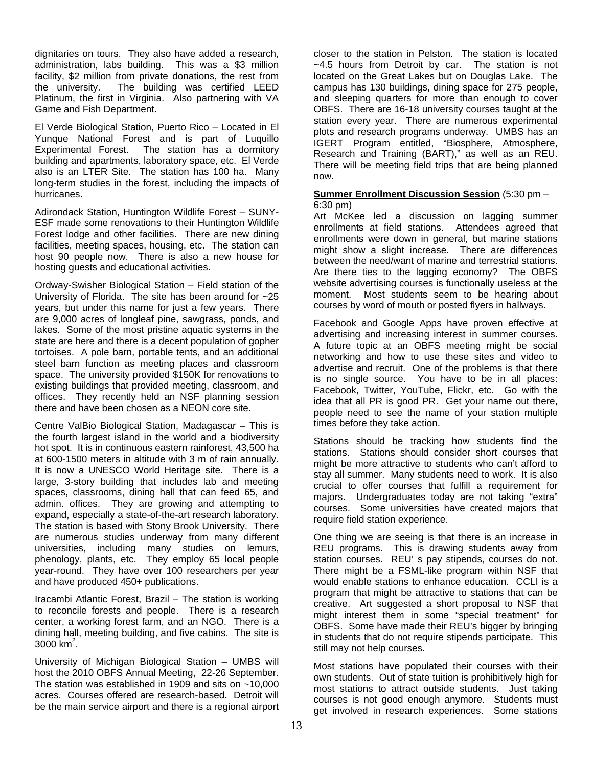dignitaries on tours. They also have added a research, administration, labs building. This was a $3 million facility, $2 million from private donations, the rest from the university. The building was certified LEED Platinum, the first in Virginia. Also partnering with VA Game and Fish Department.

El Verde Biological Station, Puerto Rico – Located in El Yunque National Forest and is part of Luquillo Experimental Forest. The station has a dormitory building and apartments, laboratory space, etc. El Verde also is an LTER Site. The station has 100 ha. Many long-term studies in the forest, including the impacts of hurricanes.

Adirondack Station, Huntington Wildlife Forest – SUNY-ESF made some renovations to their Huntington Wildlife Forest lodge and other facilities. There are new dining facilities, meeting spaces, housing, etc. The station can host 90 people now. There is also a new house for hosting guests and educational activities.

Ordway-Swisher Biological Station – Field station of the University of Florida. The site has been around for ~25 years, but under this name for just a few years. There are 9,000 acres of longleaf pine, sawgrass, ponds, and lakes. Some of the most pristine aquatic systems in the state are here and there is a decent population of gopher tortoises. A pole barn, portable tents, and an additional steel barn function as meeting places and classroom space. The university provided $150K for renovations to existing buildings that provided meeting, classroom, and offices. They recently held an NSF planning session there and have been chosen as a NEON core site.

Centre ValBio Biological Station, Madagascar – This is the fourth largest island in the world and a biodiversity hot spot. It is in continuous eastern rainforest, 43,500 ha at 600-1500 meters in altitude with 3 m of rain annually. It is now a UNESCO World Heritage site. There is a large, 3-story building that includes lab and meeting spaces, classrooms, dining hall that can feed 65, and admin. offices. They are growing and attempting to expand, especially a state-of-the-art research laboratory. The station is based with Stony Brook University. There are numerous studies underway from many different universities, including many studies on lemurs, phenology, plants, etc. They employ 65 local people year-round. They have over 100 researchers per year and have produced 450+ publications.

Iracambi Atlantic Forest, Brazil – The station is working to reconcile forests and people. There is a research center, a working forest farm, and an NGO. There is a dining hall, meeting building, and five cabins. The site is 3000 km$^2$.

University of Michigan Biological Station – UMBS will host the 2010 OBFS Annual Meeting, 22-26 September. The station was established in 1909 and sits on ~10,000 acres. Courses offered are research-based. Detroit will be the main service airport and there is a regional airport closer to the station in Pelston. The station is located ~4.5 hours from Detroit by car. The station is not located on the Great Lakes but on Douglas Lake. The campus has 130 buildings, dining space for 275 people, and sleeping quarters for more than enough to cover OBFS. There are 16-18 university courses taught at the station every year. There are numerous experimental plots and research programs underway. UMBS has an IGERT Program entitled, "Biosphere, Atmosphere, Research and Training (BART)," as well as an REU. There will be meeting field trips that are being planned now.

**Summer Enrollment Discussion Session** (5:30 pm – 6:30 pm)

Art McKee led a discussion on lagging summer enrollments at field stations. Attendees agreed that enrollments were down in general, but marine stations might show a slight increase. There are differences between the need/want of marine and terrestrial stations. Are there ties to the lagging economy? The OBFS website advertising courses is functionally useless at the moment. Most students seem to be hearing about courses by word of mouth or posted flyers in hallways.

Facebook and Google Apps have proven effective at advertising and increasing interest in summer courses. A future topic at an OBFS meeting might be social networking and how to use these sites and video to advertise and recruit. One of the problems is that there is no single source. You have to be in all places: Facebook, Twitter, YouTube, Flickr, etc. Go with the idea that all PR is good PR. Get your name out there, people need to see the name of your station multiple times before they take action.

Stations should be tracking how students find the stations. Stations should consider short courses that might be more attractive to students who can't afford to stay all summer. Many students need to work. It is also crucial to offer courses that fulfill a requirement for majors. Undergraduates today are not taking "extra" courses. Some universities have created majors that require field station experience.

One thing we are seeing is that there is an increase in REU programs. This is drawing students away from station courses. REU' s pay stipends, courses do not. There might be a FSML-like program within NSF that would enable stations to enhance education. CCLI is a program that might be attractive to stations that can be creative. Art suggested a short proposal to NSF that might interest them in some "special treatment" for OBFS. Some have made their REU's bigger by bringing in students that do not require stipends participate. This still may not help courses.

Most stations have populated their courses with their own students. Out of state tuition is prohibitively high for most stations to attract outside students. Just taking courses is not good enough anymore. Students must get involved in research experiences. Some stations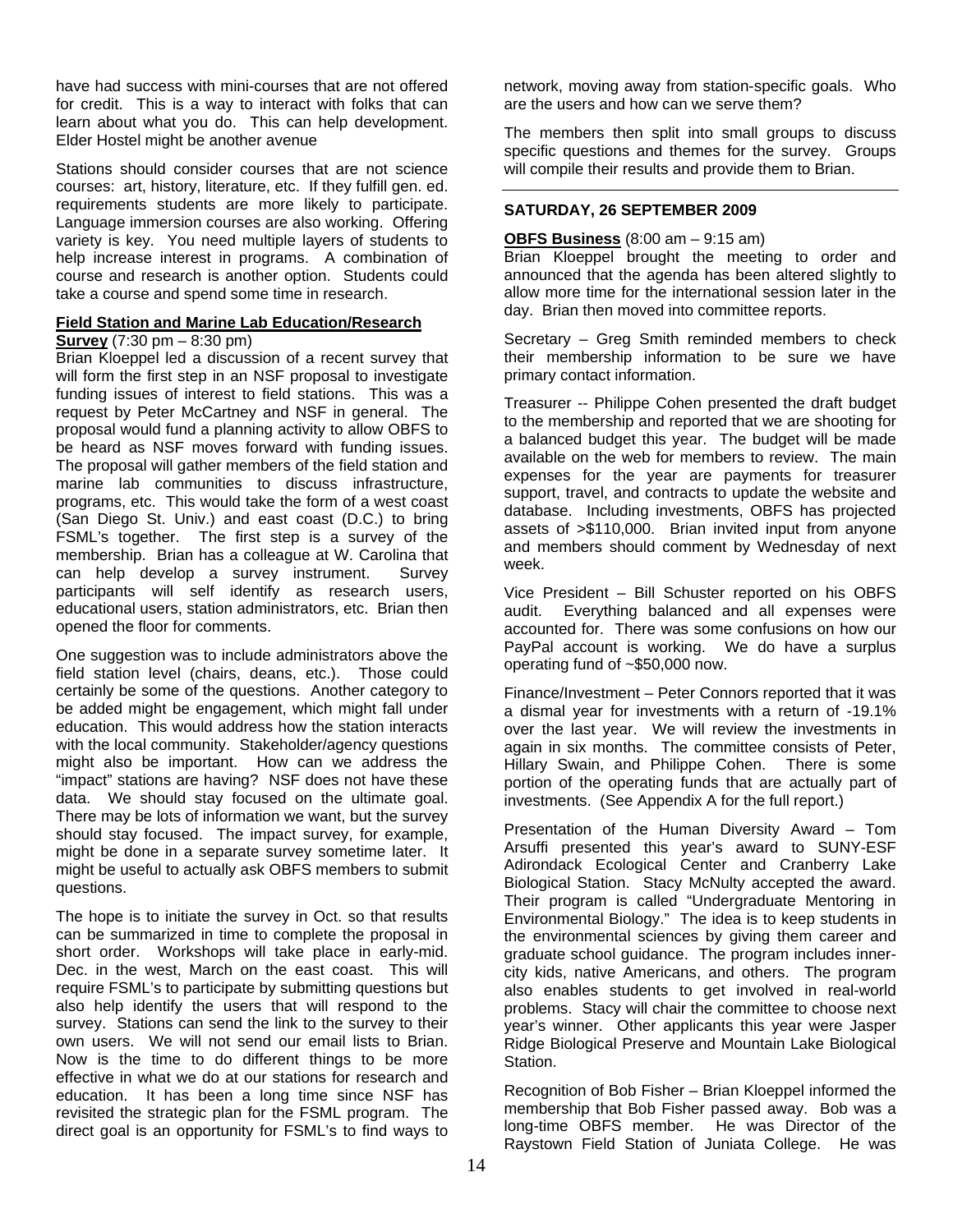have had success with mini-courses that are not offered for credit. This is a way to interact with folks that can learn about what you do. This can help development. Elder Hostel might be another avenue

Stations should consider courses that are not science courses: art, history, literature, etc. If they fulfill gen. ed. requirements students are more likely to participate. Language immersion courses are also working. Offering variety is key. You need multiple layers of students to help increase interest in programs. A combination of course and research is another option. Students could take a course and spend some time in research.

**Field Station and Marine Lab Education/Research Survey** (7:30 pm – 8:30 pm)

Brian Kloeppel led a discussion of a recent survey that will form the first step in an NSF proposal to investigate funding issues of interest to field stations. This was a request by Peter McCartney and NSF in general. The proposal would fund a planning activity to allow OBFS to be heard as NSF moves forward with funding issues. The proposal will gather members of the field station and marine lab communities to discuss infrastructure, programs, etc. This would take the form of a west coast (San Diego St. Univ.) and east coast (D.C.) to bring FSML's together. The first step is a survey of the membership. Brian has a colleague at W. Carolina that can help develop a survey instrument. Survey participants will self identify as research users, educational users, station administrators, etc. Brian then opened the floor for comments.

One suggestion was to include administrators above the field station level (chairs, deans, etc.). Those could certainly be some of the questions. Another category to be added might be engagement, which might fall under education. This would address how the station interacts with the local community. Stakeholder/agency questions might also be important. How can we address the "impact" stations are having? NSF does not have these data. We should stay focused on the ultimate goal. There may be lots of information we want, but the survey should stay focused. The impact survey, for example, might be done in a separate survey sometime later. It might be useful to actually ask OBFS members to submit questions.

The hope is to initiate the survey in Oct. so that results can be summarized in time to complete the proposal in short order. Workshops will take place in early-mid. Dec. in the west, March on the east coast. This will require FSML's to participate by submitting questions but also help identify the users that will respond to the survey. Stations can send the link to the survey to their own users. We will not send our email lists to Brian. Now is the time to do different things to be more effective in what we do at our stations for research and education. It has been a long time since NSF has revisited the strategic plan for the FSML program. The direct goal is an opportunity for FSML's to find ways to network, moving away from station-specific goals. Who are the users and how can we serve them?

The members then split into small groups to discuss specific questions and themes for the survey. Groups will compile their results and provide them to Brian.

---

**SATURDAY, 26 SEPTEMBER 2009**

**OBFS Business** (8:00 am – 9:15 am)

Brian Kloeppel brought the meeting to order and announced that the agenda has been altered slightly to allow more time for the international session later in the day. Brian then moved into committee reports.

Secretary – Greg Smith reminded members to check their membership information to be sure we have primary contact information.

Treasurer -- Philippe Cohen presented the draft budget to the membership and reported that we are shooting for a balanced budget this year. The budget will be made available on the web for members to review. The main expenses for the year are payments for treasurer support, travel, and contracts to update the website and database. Including investments, OBFS has projected assets of >$110,000. Brian invited input from anyone and members should comment by Wednesday of next week.

Vice President – Bill Schuster reported on his OBFS audit. Everything balanced and all expenses were accounted for. There was some confusions on how our PayPal account is working. We do have a surplus operating fund of ~$50,000 now.

Finance/Investment – Peter Connors reported that it was a dismal year for investments with a return of -19.1% over the last year. We will review the investments in again in six months. The committee consists of Peter, Hillary Swain, and Philippe Cohen. There is some portion of the operating funds that are actually part of investments. (See Appendix A for the full report.)

Presentation of the Human Diversity Award – Tom Arsuffi presented this year's award to SUNY-ESF Adirondack Ecological Center and Cranberry Lake Biological Station. Stacy McNulty accepted the award. Their program is called "Undergraduate Mentoring in Environmental Biology." The idea is to keep students in the environmental sciences by giving them career and graduate school guidance. The program includes inner-city kids, native Americans, and others. The program also enables students to get involved in real-world problems. Stacy will chair the committee to choose next year's winner. Other applicants this year were Jasper Ridge Biological Preserve and Mountain Lake Biological Station.

Recognition of Bob Fisher – Brian Kloeppel informed the membership that Bob Fisher passed away. Bob was a long-time OBFS member. He was Director of the Raystown Field Station of Juniata College. He was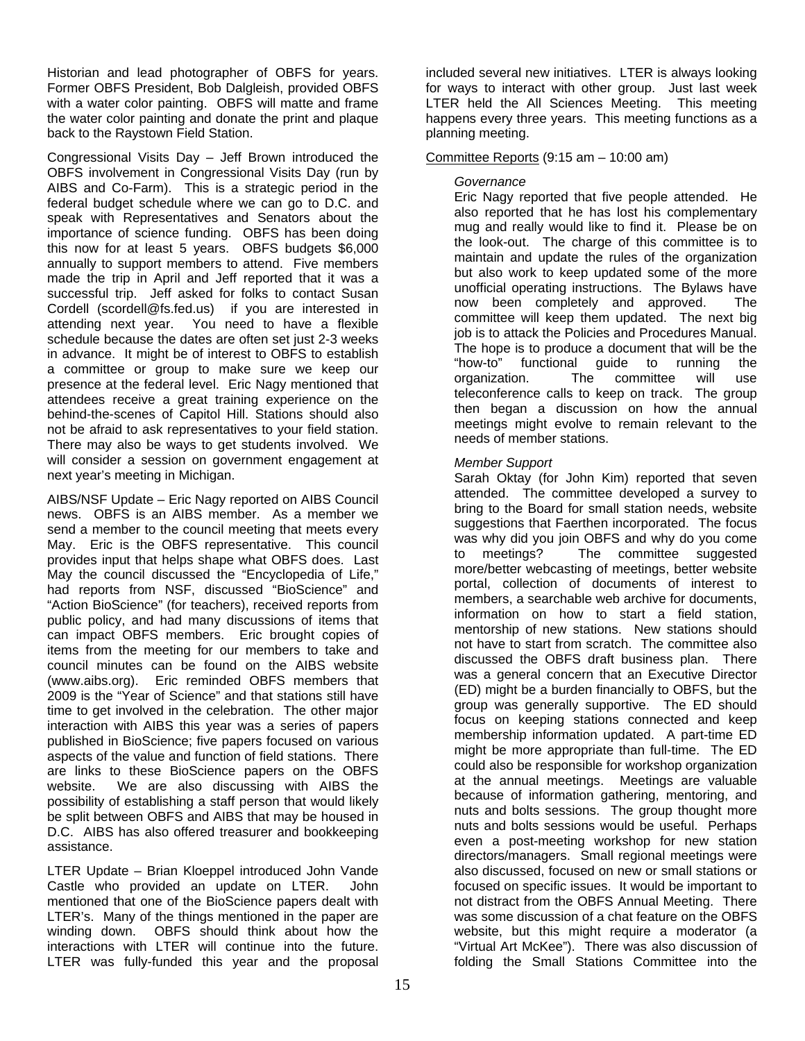Historian and lead photographer of OBFS for years. Former OBFS President, Bob Dalgleish, provided OBFS with a water color painting. OBFS will matte and frame the water color painting and donate the print and plaque back to the Raystown Field Station.

Congressional Visits Day – Jeff Brown introduced the OBFS involvement in Congressional Visits Day (run by AIBS and Co-Farm). This is a strategic period in the federal budget schedule where we can go to D.C. and speak with Representatives and Senators about the importance of science funding. OBFS has been doing this now for at least 5 years. OBFS budgets $6,000 annually to support members to attend. Five members made the trip in April and Jeff reported that it was a successful trip. Jeff asked for folks to contact Susan Cordell (scordell@fs.fed.us) if you are interested in attending next year. You need to have a flexible schedule because the dates are often set just 2-3 weeks in advance. It might be of interest to OBFS to establish a committee or group to make sure we keep our presence at the federal level. Eric Nagy mentioned that attendees receive a great training experience on the behind-the-scenes of Capitol Hill. Stations should also not be afraid to ask representatives to your field station. There may also be ways to get students involved. We will consider a session on government engagement at next year's meeting in Michigan.

AIBS/NSF Update – Eric Nagy reported on AIBS Council news. OBFS is an AIBS member. As a member we send a member to the council meeting that meets every May. Eric is the OBFS representative. This council provides input that helps shape what OBFS does. Last May the council discussed the "Encyclopedia of Life," had reports from NSF, discussed "BioScience" and "Action BioScience" (for teachers), received reports from public policy, and had many discussions of items that can impact OBFS members. Eric brought copies of items from the meeting for our members to take and council minutes can be found on the AIBS website (www.aibs.org). Eric reminded OBFS members that 2009 is the "Year of Science" and that stations still have time to get involved in the celebration. The other major interaction with AIBS this year was a series of papers published in BioScience; five papers focused on various aspects of the value and function of field stations. There are links to these BioScience papers on the OBFS website. We are also discussing with AIBS the possibility of establishing a staff person that would likely be split between OBFS and AIBS that may be housed in D.C. AIBS has also offered treasurer and bookkeeping assistance.

LTER Update – Brian Kloeppel introduced John Vande Castle who provided an update on LTER. John mentioned that one of the BioScience papers dealt with LTER's. Many of the things mentioned in the paper are winding down. OBFS should think about how the interactions with LTER will continue into the future. LTER was fully-funded this year and the proposal included several new initiatives. LTER is always looking for ways to interact with other group. Just last week LTER held the All Sciences Meeting. This meeting happens every three years. This meeting functions as a planning meeting.

Committee Reports (9:15 am – 10:00 am)

*Governance*

Eric Nagy reported that five people attended. He also reported that he has lost his complementary mug and really would like to find it. Please be on the look-out. The charge of this committee is to maintain and update the rules of the organization but also work to keep updated some of the more unofficial operating instructions. The Bylaws have now been completely and approved. The committee will keep them updated. The next big job is to attack the Policies and Procedures Manual. The hope is to produce a document that will be the "how-to" functional guide to running the organization. The committee will use teleconference calls to keep on track. The group then began a discussion on how the annual meetings might evolve to remain relevant to the needs of member stations.

*Member Support*

Sarah Oktay (for John Kim) reported that seven attended. The committee developed a survey to bring to the Board for small station needs, website suggestions that Faerthen incorporated. The focus was why did you join OBFS and why do you come to meetings? The committee suggested more/better webcasting of meetings, better website portal, collection of documents of interest to members, a searchable web archive for documents, information on how to start a field station, mentorship of new stations. New stations should not have to start from scratch. The committee also discussed the OBFS draft business plan. There was a general concern that an Executive Director (ED) might be a burden financially to OBFS, but the group was generally supportive. The ED should focus on keeping stations connected and keep membership information updated. A part-time ED might be more appropriate than full-time. The ED could also be responsible for workshop organization at the annual meetings. Meetings are valuable because of information gathering, mentoring, and nuts and bolts sessions. The group thought more nuts and bolts sessions would be useful. Perhaps even a post-meeting workshop for new station directors/managers. Small regional meetings were also discussed, focused on new or small stations or focused on specific issues. It would be important to not distract from the OBFS Annual Meeting. There was some discussion of a chat feature on the OBFS website, but this might require a moderator (a "Virtual Art McKee"). There was also discussion of folding the Small Stations Committee into the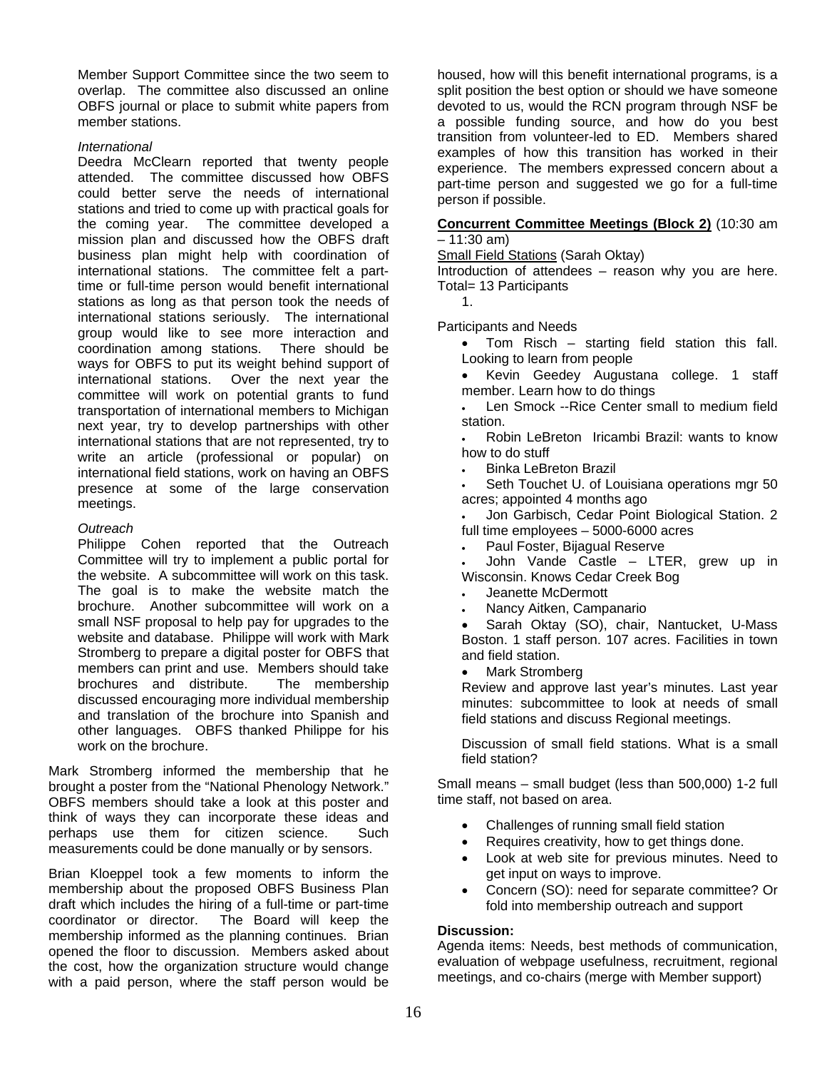Member Support Committee since the two seem to overlap. The committee also discussed an online OBFS journal or place to submit white papers from member stations.

*International*

Deedra McClearn reported that twenty people attended. The committee discussed how OBFS could better serve the needs of international stations and tried to come up with practical goals for the coming year. The committee developed a mission plan and discussed how the OBFS draft business plan might help with coordination of international stations. The committee felt a part-time or full-time person would benefit international stations as long as that person took the needs of international stations seriously. The international group would like to see more interaction and coordination among stations. There should be ways for OBFS to put its weight behind support of international stations. Over the next year the committee will work on potential grants to fund transportation of international members to Michigan next year, try to develop partnerships with other international stations that are not represented, try to write an article (professional or popular) on international field stations, work on having an OBFS presence at some of the large conservation meetings.

*Outreach*

Philippe Cohen reported that the Outreach Committee will try to implement a public portal for the website. A subcommittee will work on this task. The goal is to make the website match the brochure. Another subcommittee will work on a small NSF proposal to help pay for upgrades to the website and database. Philippe will work with Mark Stromberg to prepare a digital poster for OBFS that members can print and use. Members should take brochures and distribute. The membership discussed encouraging more individual membership and translation of the brochure into Spanish and other languages. OBFS thanked Philippe for his work on the brochure.

Mark Stromberg informed the membership that he brought a poster from the "National Phenology Network." OBFS members should take a look at this poster and think of ways they can incorporate these ideas and perhaps use them for citizen science. Such measurements could be done manually or by sensors.

Brian Kloeppel took a few moments to inform the membership about the proposed OBFS Business Plan draft which includes the hiring of a full-time or part-time coordinator or director. The Board will keep the membership informed as the planning continues. Brian opened the floor to discussion. Members asked about the cost, how the organization structure would change with a paid person, where the staff person would be housed, how will this benefit international programs, is a split position the best option or should we have someone devoted to us, would the RCN program through NSF be a possible funding source, and how do you best transition from volunteer-led to ED. Members shared examples of how this transition has worked in their experience. The members expressed concern about a part-time person and suggested we go for a full-time person if possible.

**Concurrent Committee Meetings (Block 2)** (10:30 am – 11:30 am)

Small Field Stations (Sarah Oktay)

Introduction of attendees – reason why you are here. Total= 13 Participants

1.

Participants and Needs

- Tom Risch – starting field station this fall. Looking to learn from people
- Kevin Geedey Augustana college. 1 staff member. Learn how to do things
- Len Smock --Rice Center small to medium field station.
- Robin LeBreton Iricambi Brazil: wants to know how to do stuff
- Binka LeBreton Brazil
- Seth Touchet U. of Louisiana operations mgr 50 acres; appointed 4 months ago
- Jon Garbisch, Cedar Point Biological Station. 2 full time employees – 5000-6000 acres
- Paul Foster, Bijagual Reserve
- John Vande Castle – LTER, grew up in Wisconsin. Knows Cedar Creek Bog
- Jeanette McDermott
- Nancy Aitken, Campanario
- Sarah Oktay (SO), chair, Nantucket, U-Mass Boston. 1 staff person. 107 acres. Facilities in town and field station.
- Mark Stromberg

Review and approve last year's minutes. Last year minutes: subcommittee to look at needs of small field stations and discuss Regional meetings.

Discussion of small field stations. What is a small field station?

Small means – small budget (less than 500,000) 1-2 full time staff, not based on area.

- Challenges of running small field station
- Requires creativity, how to get things done.
- Look at web site for previous minutes. Need to get input on ways to improve.
- Concern (SO): need for separate committee? Or fold into membership outreach and support

**Discussion:**

Agenda items: Needs, best methods of communication, evaluation of webpage usefulness, recruitment, regional meetings, and co-chairs (merge with Member support)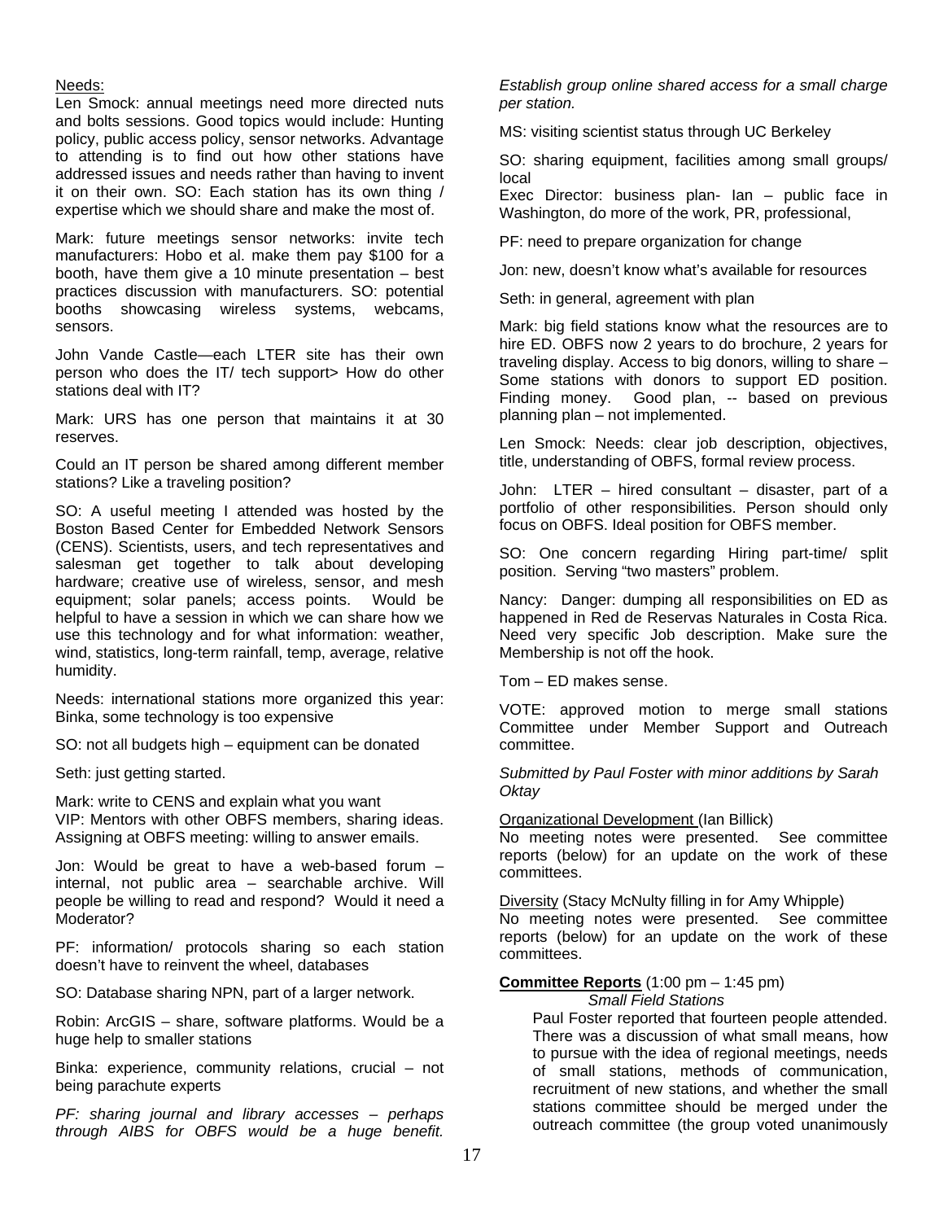Needs:
Len Smock: annual meetings need more directed nuts and bolts sessions. Good topics would include: Hunting policy, public access policy, sensor networks. Advantage to attending is to find out how other stations have addressed issues and needs rather than having to invent it on their own. SO: Each station has its own thing / expertise which we should share and make the most of.

Mark: future meetings sensor networks: invite tech manufacturers: Hobo et al. make them pay $100 for a booth, have them give a 10 minute presentation – best practices discussion with manufacturers. SO: potential booths showcasing wireless systems, webcams, sensors.

John Vande Castle—each LTER site has their own person who does the IT/ tech support> How do other stations deal with IT?

Mark: URS has one person that maintains it at 30 reserves.

Could an IT person be shared among different member stations? Like a traveling position?

SO: A useful meeting I attended was hosted by the Boston Based Center for Embedded Network Sensors (CENS). Scientists, users, and tech representatives and salesman get together to talk about developing hardware; creative use of wireless, sensor, and mesh equipment; solar panels; access points. Would be helpful to have a session in which we can share how we use this technology and for what information: weather, wind, statistics, long-term rainfall, temp, average, relative humidity.

Needs: international stations more organized this year: Binka, some technology is too expensive

SO: not all budgets high – equipment can be donated

Seth: just getting started.

Mark: write to CENS and explain what you want
VIP: Mentors with other OBFS members, sharing ideas. Assigning at OBFS meeting: willing to answer emails.

Jon: Would be great to have a web-based forum – internal, not public area – searchable archive. Will people be willing to read and respond? Would it need a Moderator?

PF: information/ protocols sharing so each station doesn't have to reinvent the wheel, databases

SO: Database sharing NPN, part of a larger network.

Robin: ArcGIS – share, software platforms. Would be a huge help to smaller stations

Binka: experience, community relations, crucial – not being parachute experts

*PF: sharing journal and library accesses – perhaps through AIBS for OBFS would be a huge benefit. Establish group online shared access for a small charge per station.*

MS: visiting scientist status through UC Berkeley

SO: sharing equipment, facilities among small groups/ local
Exec Director: business plan- Ian – public face in Washington, do more of the work, PR, professional,

PF: need to prepare organization for change

Jon: new, doesn't know what's available for resources

Seth: in general, agreement with plan

Mark: big field stations know what the resources are to hire ED. OBFS now 2 years to do brochure, 2 years for traveling display. Access to big donors, willing to share – Some stations with donors to support ED position. Finding money. Good plan, -- based on previous planning plan – not implemented.

Len Smock: Needs: clear job description, objectives, title, understanding of OBFS, formal review process.

John: LTER – hired consultant – disaster, part of a portfolio of other responsibilities. Person should only focus on OBFS. Ideal position for OBFS member.

SO: One concern regarding Hiring part-time/ split position. Serving "two masters" problem.

Nancy: Danger: dumping all responsibilities on ED as happened in Red de Reservas Naturales in Costa Rica. Need very specific Job description. Make sure the Membership is not off the hook.

Tom – ED makes sense.

VOTE: approved motion to merge small stations Committee under Member Support and Outreach committee.

*Submitted by Paul Foster with minor additions by Sarah Oktay*

Organizational Development (Ian Billick)
No meeting notes were presented. See committee reports (below) for an update on the work of these committees.

Diversity (Stacy McNulty filling in for Amy Whipple)
No meeting notes were presented. See committee reports (below) for an update on the work of these committees.

**Committee Reports** (1:00 pm – 1:45 pm)

*Small Field Stations*

Paul Foster reported that fourteen people attended. There was a discussion of what small means, how to pursue with the idea of regional meetings, needs of small stations, methods of communication, recruitment of new stations, and whether the small stations committee should be merged under the outreach committee (the group voted unanimously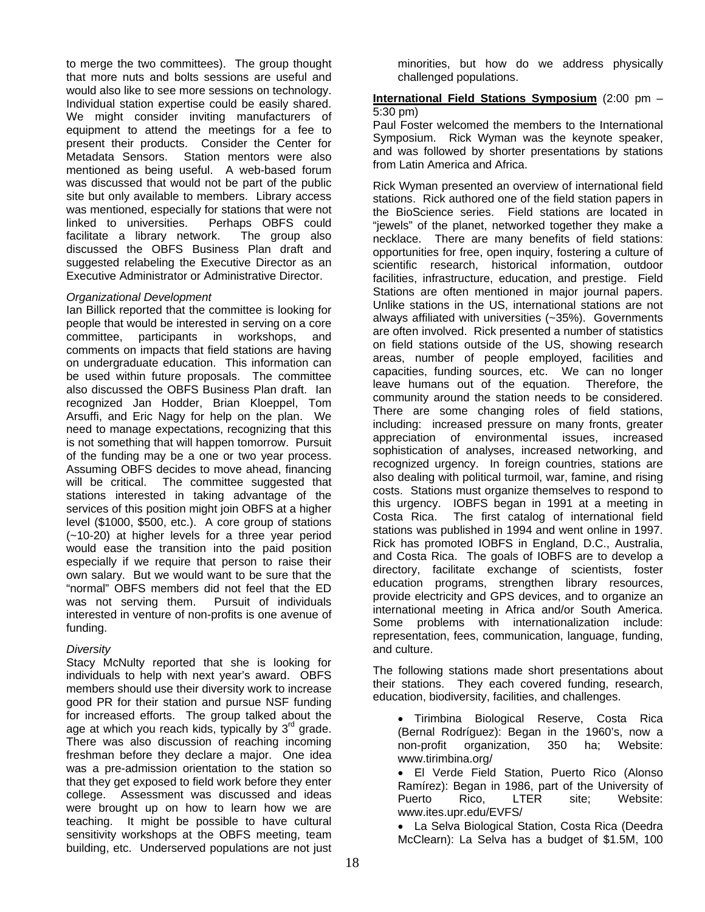to merge the two committees). The group thought that more nuts and bolts sessions are useful and would also like to see more sessions on technology. Individual station expertise could be easily shared. We might consider inviting manufacturers of equipment to attend the meetings for a fee to present their products. Consider the Center for Metadata Sensors. Station mentors were also mentioned as being useful. A web-based forum was discussed that would not be part of the public site but only available to members. Library access was mentioned, especially for stations that were not linked to universities. Perhaps OBFS could facilitate a library network. The group also discussed the OBFS Business Plan draft and suggested relabeling the Executive Director as an Executive Administrator or Administrative Director.

*Organizational Development*

Ian Billick reported that the committee is looking for people that would be interested in serving on a core committee, participants in workshops, and comments on impacts that field stations are having on undergraduate education. This information can be used within future proposals. The committee also discussed the OBFS Business Plan draft. Ian recognized Jan Hodder, Brian Kloeppel, Tom Arsuffi, and Eric Nagy for help on the plan. We need to manage expectations, recognizing that this is not something that will happen tomorrow. Pursuit of the funding may be a one or two year process. Assuming OBFS decides to move ahead, financing will be critical. The committee suggested that stations interested in taking advantage of the services of this position might join OBFS at a higher level ($1000, $500, etc.). A core group of stations (~10-20) at higher levels for a three year period would ease the transition into the paid position especially if we require that person to raise their own salary. But we would want to be sure that the "normal" OBFS members did not feel that the ED was not serving them. Pursuit of individuals interested in venture of non-profits is one avenue of funding.

*Diversity*

Stacy McNulty reported that she is looking for individuals to help with next year's award. OBFS members should use their diversity work to increase good PR for their station and pursue NSF funding for increased efforts. The group talked about the age at which you reach kids, typically by 3rd grade. There was also discussion of reaching incoming freshman before they declare a major. One idea was a pre-admission orientation to the station so that they get exposed to field work before they enter college. Assessment was discussed and ideas were brought up on how to learn how we are teaching. It might be possible to have cultural sensitivity workshops at the OBFS meeting, team building, etc. Underserved populations are not just minorities, but how do we address physically challenged populations.

**International Field Stations Symposium** (2:00 pm – 5:30 pm)

Paul Foster welcomed the members to the International Symposium. Rick Wyman was the keynote speaker, and was followed by shorter presentations by stations from Latin America and Africa.

Rick Wyman presented an overview of international field stations. Rick authored one of the field station papers in the BioScience series. Field stations are located in "jewels" of the planet, networked together they make a necklace. There are many benefits of field stations: opportunities for free, open inquiry, fostering a culture of scientific research, historical information, outdoor facilities, infrastructure, education, and prestige. Field Stations are often mentioned in major journal papers. Unlike stations in the US, international stations are not always affiliated with universities (~35%). Governments are often involved. Rick presented a number of statistics on field stations outside of the US, showing research areas, number of people employed, facilities and capacities, funding sources, etc. We can no longer leave humans out of the equation. Therefore, the community around the station needs to be considered. There are some changing roles of field stations, including: increased pressure on many fronts, greater appreciation of environmental issues, increased sophistication of analyses, increased networking, and recognized urgency. In foreign countries, stations are also dealing with political turmoil, war, famine, and rising costs. Stations must organize themselves to respond to this urgency. IOBFS began in 1991 at a meeting in Costa Rica. The first catalog of international field stations was published in 1994 and went online in 1997. Rick has promoted IOBFS in England, D.C., Australia, and Costa Rica. The goals of IOBFS are to develop a directory, facilitate exchange of scientists, foster education programs, strengthen library resources, provide electricity and GPS devices, and to organize an international meeting in Africa and/or South America. Some problems with internationalization include: representation, fees, communication, language, funding, and culture.

The following stations made short presentations about their stations. They each covered funding, research, education, biodiversity, facilities, and challenges.

- Tirimbina Biological Reserve, Costa Rica (Bernal Rodríguez): Began in the 1960's, now a non-profit organization, 350 ha; Website: www.tirimbina.org/
- El Verde Field Station, Puerto Rico (Alonso Ramírez): Began in 1986, part of the University of Puerto Rico, LTER site; Website: www.ites.upr.edu/EVFS/
- La Selva Biological Station, Costa Rica (Deedra McClearn): La Selva has a budget of $1.5M, 100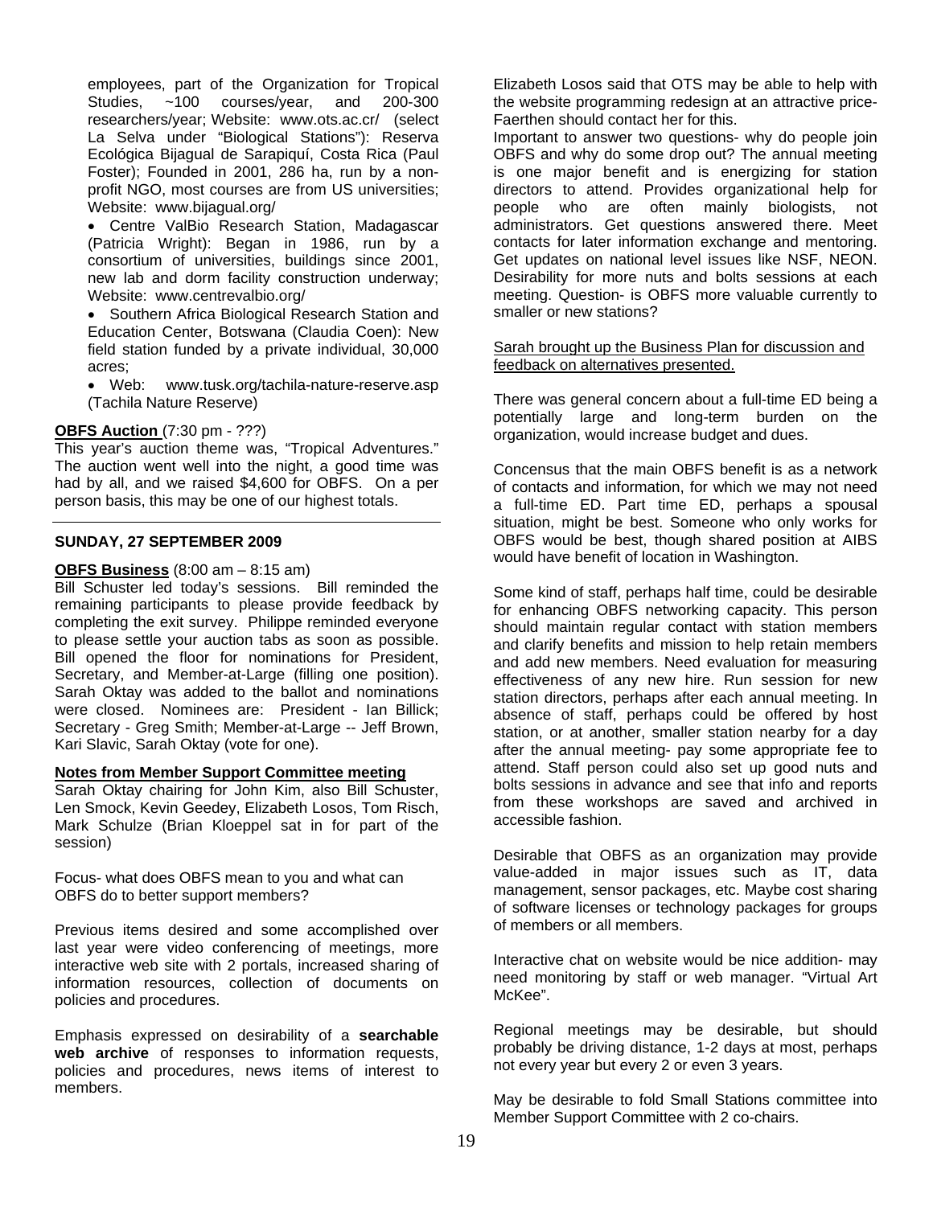employees, part of the Organization for Tropical Studies, ~100 courses/year, and 200-300 researchers/year; Website: www.ots.ac.cr/ (select La Selva under "Biological Stations"): Reserva Ecológica Bijagual de Sarapiquí, Costa Rica (Paul Foster); Founded in 2001, 286 ha, run by a non-profit NGO, most courses are from US universities; Website: www.bijagual.org/

- Centre ValBio Research Station, Madagascar (Patricia Wright): Began in 1986, run by a consortium of universities, buildings since 2001, new lab and dorm facility construction underway; Website: www.centrevalbio.org/
- Southern Africa Biological Research Station and Education Center, Botswana (Claudia Coen): New field station funded by a private individual, 30,000 acres;
- Web: www.tusk.org/tachila-nature-reserve.asp (Tachila Nature Reserve)

**OBFS Auction** (7:30 pm - ???)

This year's auction theme was, "Tropical Adventures." The auction went well into the night, a good time was had by all, and we raised $4,600 for OBFS. On a per person basis, this may be one of our highest totals.

## SUNDAY, 27 SEPTEMBER 2009

**OBFS Business** (8:00 am – 8:15 am)

Bill Schuster led today's sessions. Bill reminded the remaining participants to please provide feedback by completing the exit survey. Philippe reminded everyone to please settle your auction tabs as soon as possible. Bill opened the floor for nominations for President, Secretary, and Member-at-Large (filling one position). Sarah Oktay was added to the ballot and nominations were closed. Nominees are: President - Ian Billick; Secretary - Greg Smith; Member-at-Large -- Jeff Brown, Kari Slavic, Sarah Oktay (vote for one).

**Notes from Member Support Committee meeting**

Sarah Oktay chairing for John Kim, also Bill Schuster, Len Smock, Kevin Geedey, Elizabeth Losos, Tom Risch, Mark Schulze (Brian Kloeppel sat in for part of the session)

Focus- what does OBFS mean to you and what can OBFS do to better support members?

Previous items desired and some accomplished over last year were video conferencing of meetings, more interactive web site with 2 portals, increased sharing of information resources, collection of documents on policies and procedures.

Emphasis expressed on desirability of a **searchable web archive** of responses to information requests, policies and procedures, news items of interest to members.

Elizabeth Losos said that OTS may be able to help with the website programming redesign at an attractive price- Faerthen should contact her for this.

Important to answer two questions- why do people join OBFS and why do some drop out? The annual meeting is one major benefit and is energizing for station directors to attend. Provides organizational help for people who are often mainly biologists, not administrators. Get questions answered there. Meet contacts for later information exchange and mentoring. Get updates on national level issues like NSF, NEON. Desirability for more nuts and bolts sessions at each meeting. Question- is OBFS more valuable currently to smaller or new stations?

Sarah brought up the Business Plan for discussion and feedback on alternatives presented.

There was general concern about a full-time ED being a potentially large and long-term burden on the organization, would increase budget and dues.

Concensus that the main OBFS benefit is as a network of contacts and information, for which we may not need a full-time ED. Part time ED, perhaps a spousal situation, might be best. Someone who only works for OBFS would be best, though shared position at AIBS would have benefit of location in Washington.

Some kind of staff, perhaps half time, could be desirable for enhancing OBFS networking capacity. This person should maintain regular contact with station members and clarify benefits and mission to help retain members and add new members. Need evaluation for measuring effectiveness of any new hire. Run session for new station directors, perhaps after each annual meeting. In absence of staff, perhaps could be offered by host station, or at another, smaller station nearby for a day after the annual meeting- pay some appropriate fee to attend. Staff person could also set up good nuts and bolts sessions in advance and see that info and reports from these workshops are saved and archived in accessible fashion.

Desirable that OBFS as an organization may provide value-added in major issues such as IT, data management, sensor packages, etc. Maybe cost sharing of software licenses or technology packages for groups of members or all members.

Interactive chat on website would be nice addition- may need monitoring by staff or web manager. "Virtual Art McKee".

Regional meetings may be desirable, but should probably be driving distance, 1-2 days at most, perhaps not every year but every 2 or even 3 years.

May be desirable to fold Small Stations committee into Member Support Committee with 2 co-chairs.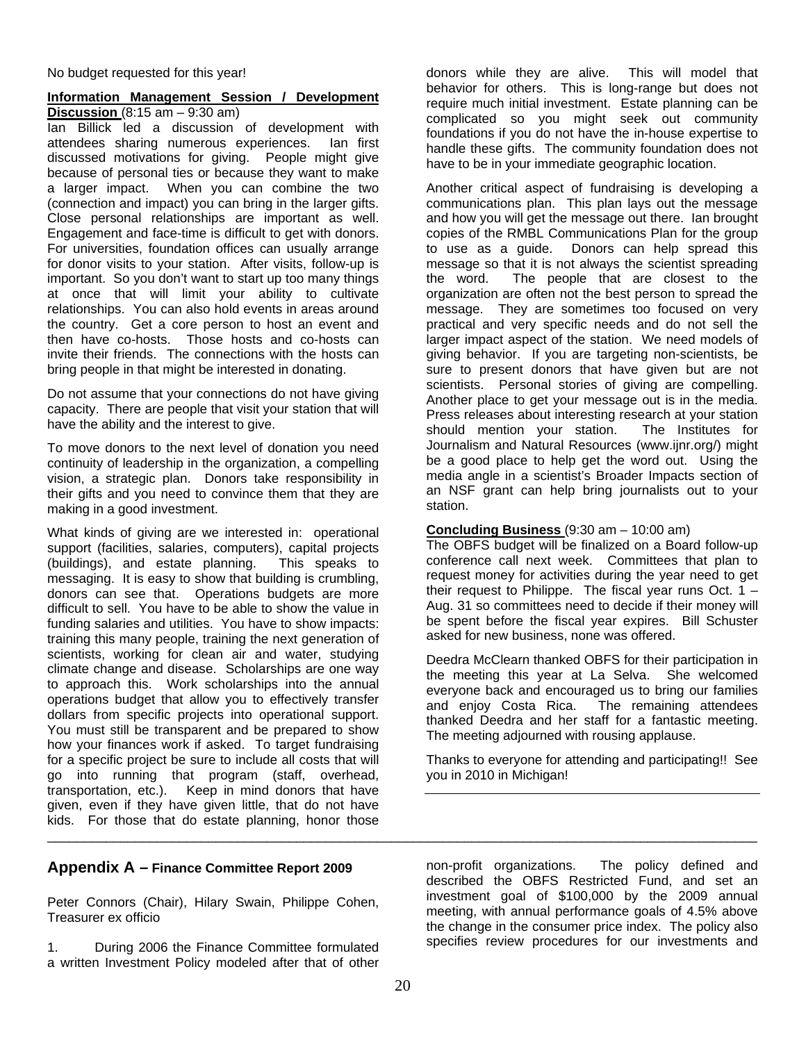No budget requested for this year!

**Information Management Session / Development Discussion** (8:15 am – 9:30 am)

Ian Billick led a discussion of development with attendees sharing numerous experiences. Ian first discussed motivations for giving. People might give because of personal ties or because they want to make a larger impact. When you can combine the two (connection and impact) you can bring in the larger gifts. Close personal relationships are important as well. Engagement and face-time is difficult to get with donors. For universities, foundation offices can usually arrange for donor visits to your station. After visits, follow-up is important. So you don't want to start up too many things at once that will limit your ability to cultivate relationships. You can also hold events in areas around the country. Get a core person to host an event and then have co-hosts. Those hosts and co-hosts can invite their friends. The connections with the hosts can bring people in that might be interested in donating.

Do not assume that your connections do not have giving capacity. There are people that visit your station that will have the ability and the interest to give.

To move donors to the next level of donation you need continuity of leadership in the organization, a compelling vision, a strategic plan. Donors take responsibility in their gifts and you need to convince them that they are making in a good investment.

What kinds of giving are we interested in: operational support (facilities, salaries, computers), capital projects (buildings), and estate planning. This speaks to messaging. It is easy to show that building is crumbling, donors can see that. Operations budgets are more difficult to sell. You have to be able to show the value in funding salaries and utilities. You have to show impacts: training this many people, training the next generation of scientists, working for clean air and water, studying climate change and disease. Scholarships are one way to approach this. Work scholarships into the annual operations budget that allow you to effectively transfer dollars from specific projects into operational support. You must still be transparent and be prepared to show how your finances work if asked. To target fundraising for a specific project be sure to include all costs that will go into running that program (staff, overhead, transportation, etc.). Keep in mind donors that have given, even if they have given little, that do not have kids. For those that do estate planning, honor those donors while they are alive. This will model that behavior for others. This is long-range but does not require much initial investment. Estate planning can be complicated so you might seek out community foundations if you do not have the in-house expertise to handle these gifts. The community foundation does not have to be in your immediate geographic location.

Another critical aspect of fundraising is developing a communications plan. This plan lays out the message and how you will get the message out there. Ian brought copies of the RMBL Communications Plan for the group to use as a guide. Donors can help spread this message so that it is not always the scientist spreading the word. The people that are closest to the organization are often not the best person to spread the message. They are sometimes too focused on very practical and very specific needs and do not sell the larger impact aspect of the station. We need models of giving behavior. If you are targeting non-scientists, be sure to present donors that have given but are not scientists. Personal stories of giving are compelling. Another place to get your message out is in the media. Press releases about interesting research at your station should mention your station. The Institutes for Journalism and Natural Resources (www.ijnr.org/) might be a good place to help get the word out. Using the media angle in a scientist's Broader Impacts section of an NSF grant can help bring journalists out to your station.

**Concluding Business** (9:30 am – 10:00 am)

The OBFS budget will be finalized on a Board follow-up conference call next week. Committees that plan to request money for activities during the year need to get their request to Philippe. The fiscal year runs Oct. 1 – Aug. 31 so committees need to decide if their money will be spent before the fiscal year expires. Bill Schuster asked for new business, none was offered.

Deedra McClearn thanked OBFS for their participation in the meeting this year at La Selva. She welcomed everyone back and encouraged us to bring our families and enjoy Costa Rica. The remaining attendees thanked Deedra and her staff for a fantastic meeting. The meeting adjourned with rousing applause.

Thanks to everyone for attending and participating!! See you in 2010 in Michigan!

---

## Appendix A – Finance Committee Report 2009

Peter Connors (Chair), Hilary Swain, Philippe Cohen, Treasurer ex officio

1. During 2006 the Finance Committee formulated a written Investment Policy modeled after that of other non-profit organizations. The policy defined and described the OBFS Restricted Fund, and set an investment goal of $100,000 by the 2009 annual meeting, with annual performance goals of 4.5% above the change in the consumer price index. The policy also specifies review procedures for our investments and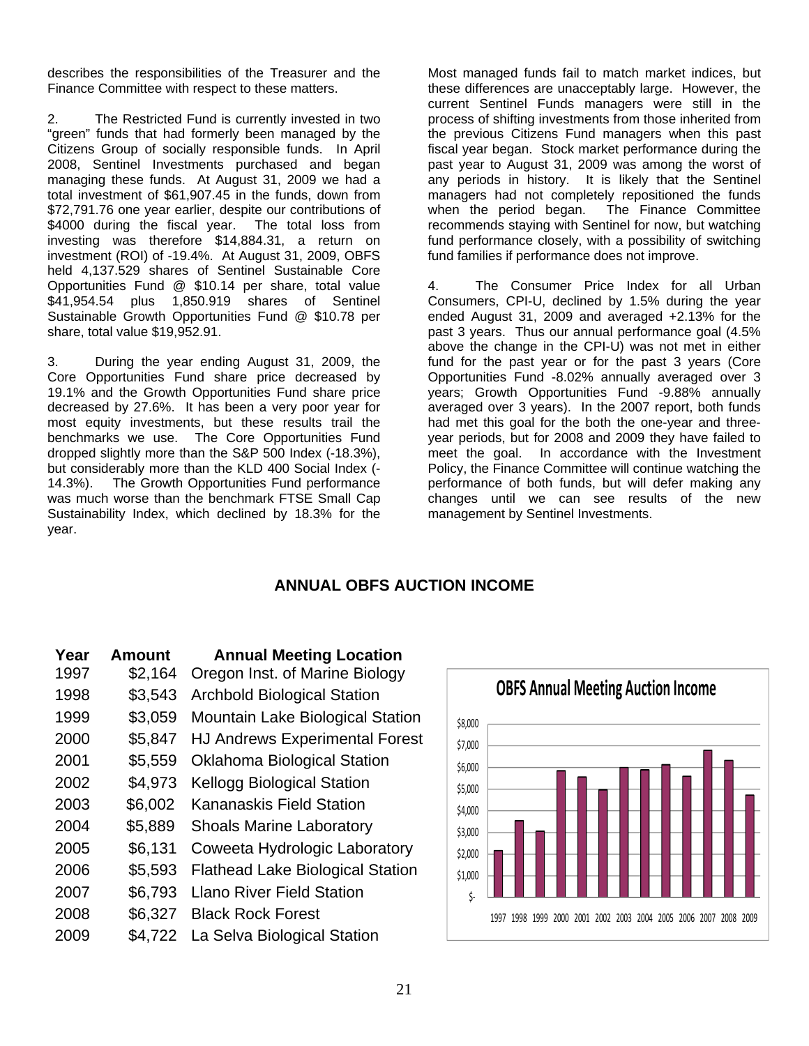describes the responsibilities of the Treasurer and the Finance Committee with respect to these matters.

2. The Restricted Fund is currently invested in two "green" funds that had formerly been managed by the Citizens Group of socially responsible funds. In April 2008, Sentinel Investments purchased and began managing these funds. At August 31, 2009 we had a total investment of $61,907.45 in the funds, down from $72,791.76 one year earlier, despite our contributions of $4000 during the fiscal year. The total loss from investing was therefore $14,884.31, a return on investment (ROI) of -19.4%. At August 31, 2009, OBFS held 4,137.529 shares of Sentinel Sustainable Core Opportunities Fund @ $10.14 per share, total value $41,954.54 plus 1,850.919 shares of Sentinel Sustainable Growth Opportunities Fund @ $10.78 per share, total value $19,952.91.

3. During the year ending August 31, 2009, the Core Opportunities Fund share price decreased by 19.1% and the Growth Opportunities Fund share price decreased by 27.6%. It has been a very poor year for most equity investments, but these results trail the benchmarks we use. The Core Opportunities Fund dropped slightly more than the S&P 500 Index (-18.3%), but considerably more than the KLD 400 Social Index (-14.3%). The Growth Opportunities Fund performance was much worse than the benchmark FTSE Small Cap Sustainability Index, which declined by 18.3% for the year.

Most managed funds fail to match market indices, but these differences are unacceptably large. However, the current Sentinel Funds managers were still in the process of shifting investments from those inherited from the previous Citizens Fund managers when this past fiscal year began. Stock market performance during the past year to August 31, 2009 was among the worst of any periods in history. It is likely that the Sentinel managers had not completely repositioned the funds when the period began. The Finance Committee recommends staying with Sentinel for now, but watching fund performance closely, with a possibility of switching fund families if performance does not improve.

4. The Consumer Price Index for all Urban Consumers, CPI-U, declined by 1.5% during the year ended August 31, 2009 and averaged +2.13% for the past 3 years. Thus our annual performance goal (4.5% above the change in the CPI-U) was not met in either fund for the past year or for the past 3 years (Core Opportunities Fund -8.02% annually averaged over 3 years; Growth Opportunities Fund -9.88% annually averaged over 3 years). In the 2007 report, both funds had met this goal for the both the one-year and three-year periods, but for 2008 and 2009 they have failed to meet the goal. In accordance with the Investment Policy, the Finance Committee will continue watching the performance of both funds, but will defer making any changes until we can see results of the new management by Sentinel Investments.

## ANNUAL OBFS AUCTION INCOME

| Year | Amount | Annual Meeting Location |
|---|---|---|
| 1997 | $2,164 | Oregon Inst. of Marine Biology |
| 1998 | $3,543 | Archbold Biological Station |
| 1999 | $3,059 | Mountain Lake Biological Station |
| 2000 | $5,847 | HJ Andrews Experimental Forest |
| 2001 | $5,559 | Oklahoma Biological Station |
| 2002 | $4,973 | Kellogg Biological Station |
| 2003 | $6,002 | Kananaskis Field Station |
| 2004 | $5,889 | Shoals Marine Laboratory |
| 2005 | $6,131 | Coweeta Hydrologic Laboratory |
| 2006 | $5,593 | Flathead Lake Biological Station |
| 2007 | $6,793 | Llano River Field Station |
| 2008 | $6,327 | Black Rock Forest |
| 2009 | $4,722 | La Selva Biological Station |

**OBFS Annual Meeting Auction Income**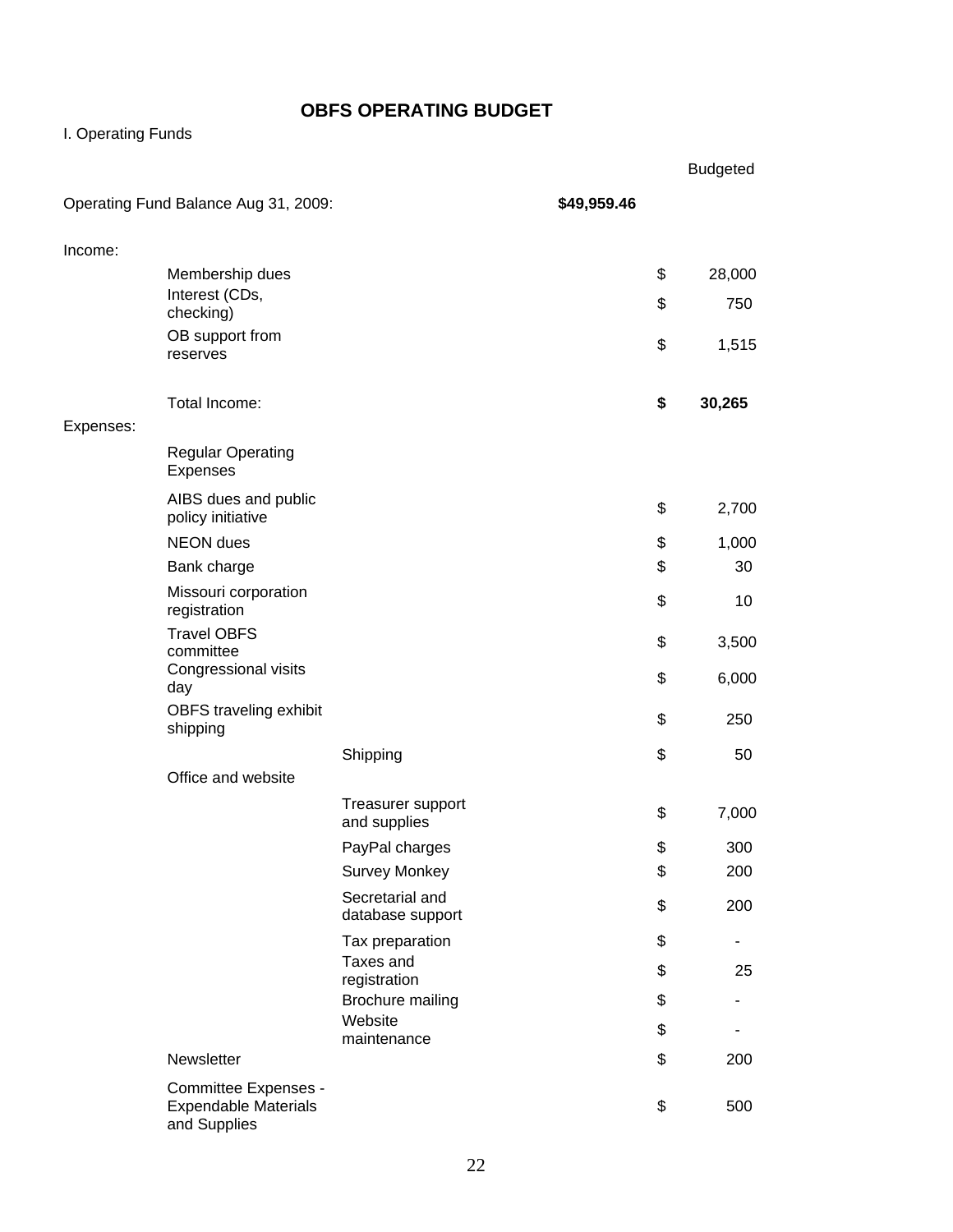## OBFS OPERATING BUDGET

I. Operating Funds

| | | | | | Budgeted |
|---|---|---|---|---|---|
| Operating Fund Balance Aug 31, 2009: | | | $49,959.46 | | |
| Income: | | | | | |
| | Membership dues | | | $ | 28,000 |
| | Interest (CDs, checking) | | | $ | 750 |
| | OB support from reserves | | | $ | 1,515 |
| | Total Income: | | | **$** | **30,265** |
| Expenses: | | | | | |
| | Regular Operating Expenses | | | | |
| | AIBS dues and public policy initiative | | | $ | 2,700 |
| | NEON dues | | | $ | 1,000 |
| | Bank charge | | | $ | 30 |
| | Missouri corporation registration | | | $ | 10 |
| | Travel OBFS committee | | | $ | 3,500 |
| | Congressional visits day | | | $ | 6,000 |
| | OBFS traveling exhibit shipping | | | $ | 250 |
| | | Shipping | | $ | 50 |
| | Office and website | | | | |
| | | Treasurer support and supplies | | $ | 7,000 |
| | | PayPal charges | | $ | 300 |
| | | Survey Monkey | | $ | 200 |
| | | Secretarial and database support | | $ | 200 |
| | | Tax preparation | | $ | - |
| | | Taxes and registration | | $ | 25 |
| | | Brochure mailing | | $ | - |
| | | Website maintenance | | $ | - |
| | Newsletter | | | $ | 200 |
| | Committee Expenses - Expendable Materials and Supplies | | | $ | 500 |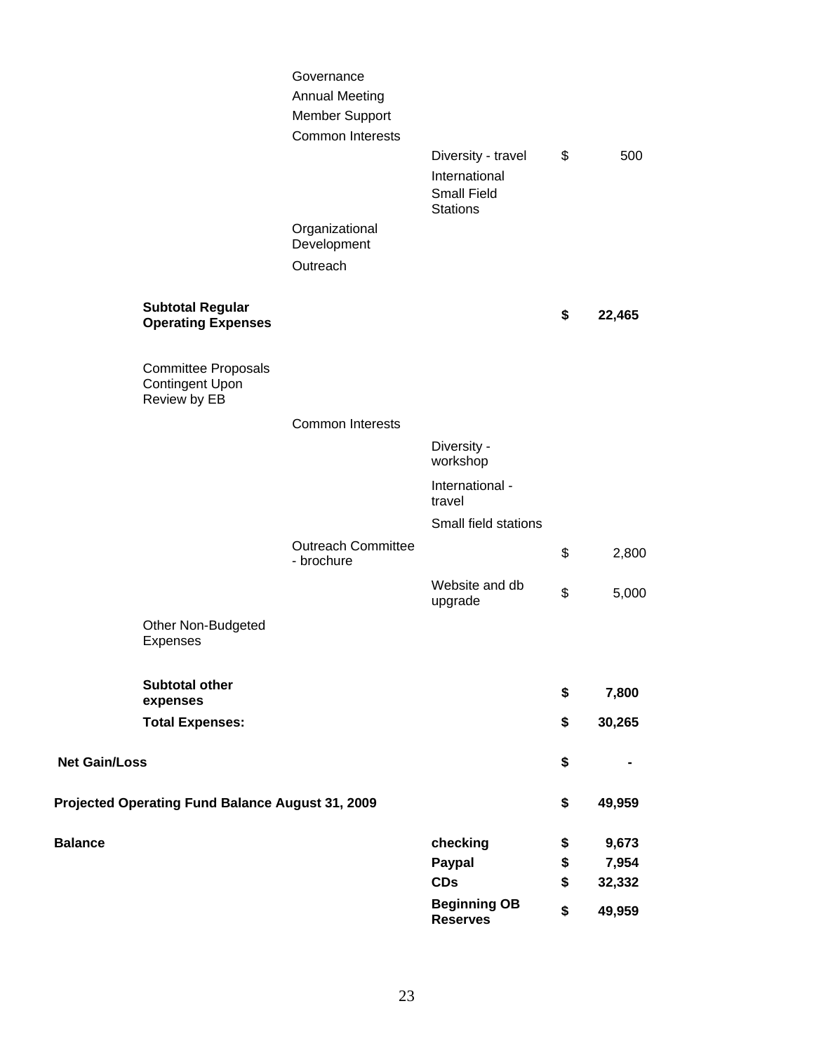| | | | | | |
|---|---|---|---|---|---|
| | | Governance | | | |
| | | Annual Meeting | | | |
| | | Member Support | | | |
| | | Common Interests | | | |
| | | | Diversity - travel | $ | 500 |
| | | | International | | |
| | | | Small Field Stations | | |
| | | Organizational Development | | | |
| | | Outreach | | | |
| | **Subtotal Regular Operating Expenses** | | | **$** | **22,465** |
| | Committee Proposals Contingent Upon Review by EB | | | | |
| | | Common Interests | | | |
| | | | Diversity - workshop | | |
| | | | International - travel | | |
| | | | Small field stations | | |
| | | Outreach Committee - brochure | | $ | 2,800 |
| | | | Website and db upgrade | $ | 5,000 |
| | Other Non-Budgeted Expenses | | | | |
| | **Subtotal other expenses** | | | **$** | **7,800** |
| | **Total Expenses:** | | | **$** | **30,265** |
| **Net Gain/Loss** | | | | **$** | **-** |
| **Projected Operating Fund Balance August 31, 2009** | | | | **$** | **49,959** |
| **Balance** | | | **checking** | **$** | **9,673** |
| | | | **Paypal** | **$** | **7,954** |
| | | | **CDs** | **$** | **32,332** |
| | | | **Beginning OB Reserves** | **$** | **49,959** |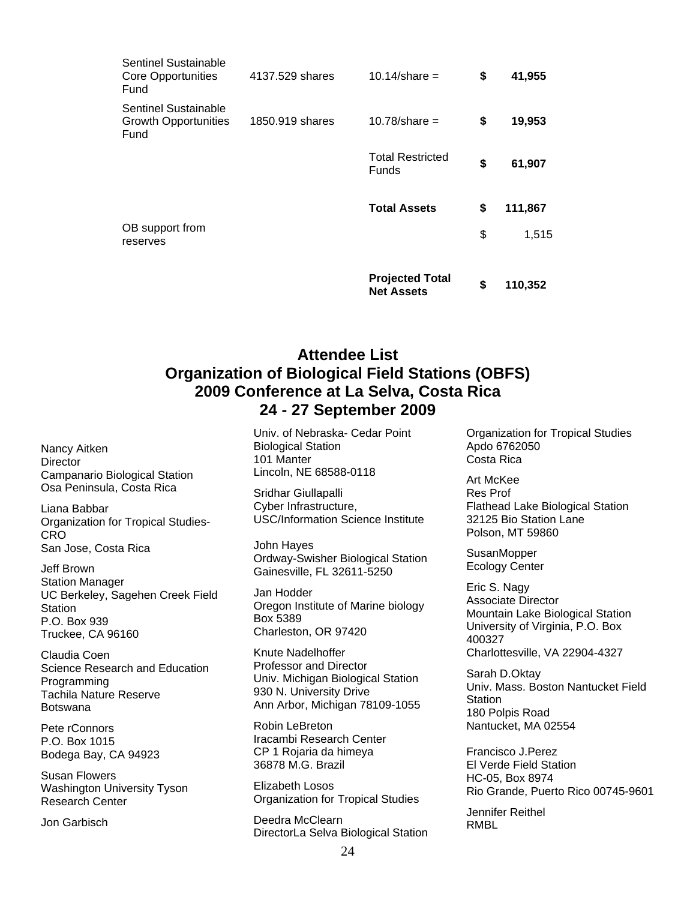| | | | | |
|---|---|---|---|---|
| Sentinel Sustainable Core Opportunities Fund | 4137.529 shares | 10.14/share = | **$** | **41,955** |
| Sentinel Sustainable Growth Opportunities Fund | 1850.919 shares | 10.78/share = | **$** | **19,953** |
| | | Total Restricted Funds | **$** | **61,907** |
| | | **Total Assets** | **$** | **111,867** |
| OB support from reserves | | | $ | 1,515 |
| | | **Projected Total Net Assets** | **$** | **110,352** |

# Attendee List
# Organization of Biological Field Stations (OBFS)
# 2009 Conference at La Selva, Costa Rica
# 24 - 27 September 2009

Nancy Aitken
Director
Campanario Biological Station
Osa Peninsula, Costa Rica

Liana Babbar
Organization for Tropical Studies-CRO
San Jose, Costa Rica

Jeff Brown
Station Manager
UC Berkeley, Sagehen Creek Field Station
P.O. Box 939
Truckee, CA 96160

Claudia Coen
Science Research and Education Programming
Tachila Nature Reserve
Botswana

Pete rConnors
P.O. Box 1015
Bodega Bay, CA 94923

Susan Flowers
Washington University Tyson Research Center

Jon Garbisch
Univ. of Nebraska- Cedar Point Biological Station
101 Manter
Lincoln, NE 68588-0118

Sridhar Giullapalli
Cyber Infrastructure,
USC/Information Science Institute

John Hayes
Ordway-Swisher Biological Station
Gainesville, FL 32611-5250

Jan Hodder
Oregon Institute of Marine biology
Box 5389
Charleston, OR 97420

Knute Nadelhoffer
Professor and Director
Univ. Michigan Biological Station
930 N. University Drive
Ann Arbor, Michigan 78109-1055

Robin LeBreton
Iracambi Research Center
CP 1 Rojaria da himeya
36878 M.G. Brazil

Elizabeth Losos
Organization for Tropical Studies

Deedra McClearn
DirectorLa Selva Biological Station
Organization for Tropical Studies
Apdo 6762050
Costa Rica

Art McKee
Res Prof
Flathead Lake Biological Station
32125 Bio Station Lane
Polson, MT 59860

SusanMopper
Ecology Center

Eric S. Nagy
Associate Director
Mountain Lake Biological Station
University of Virginia, P.O. Box 400327
Charlottesville, VA 22904-4327

Sarah D.Oktay
Univ. Mass. Boston Nantucket Field Station
180 Polpis Road
Nantucket, MA 02554

Francisco J.Perez
El Verde Field Station
HC-05, Box 8974
Rio Grande, Puerto Rico 00745-9601

Jennifer Reithel
RMBL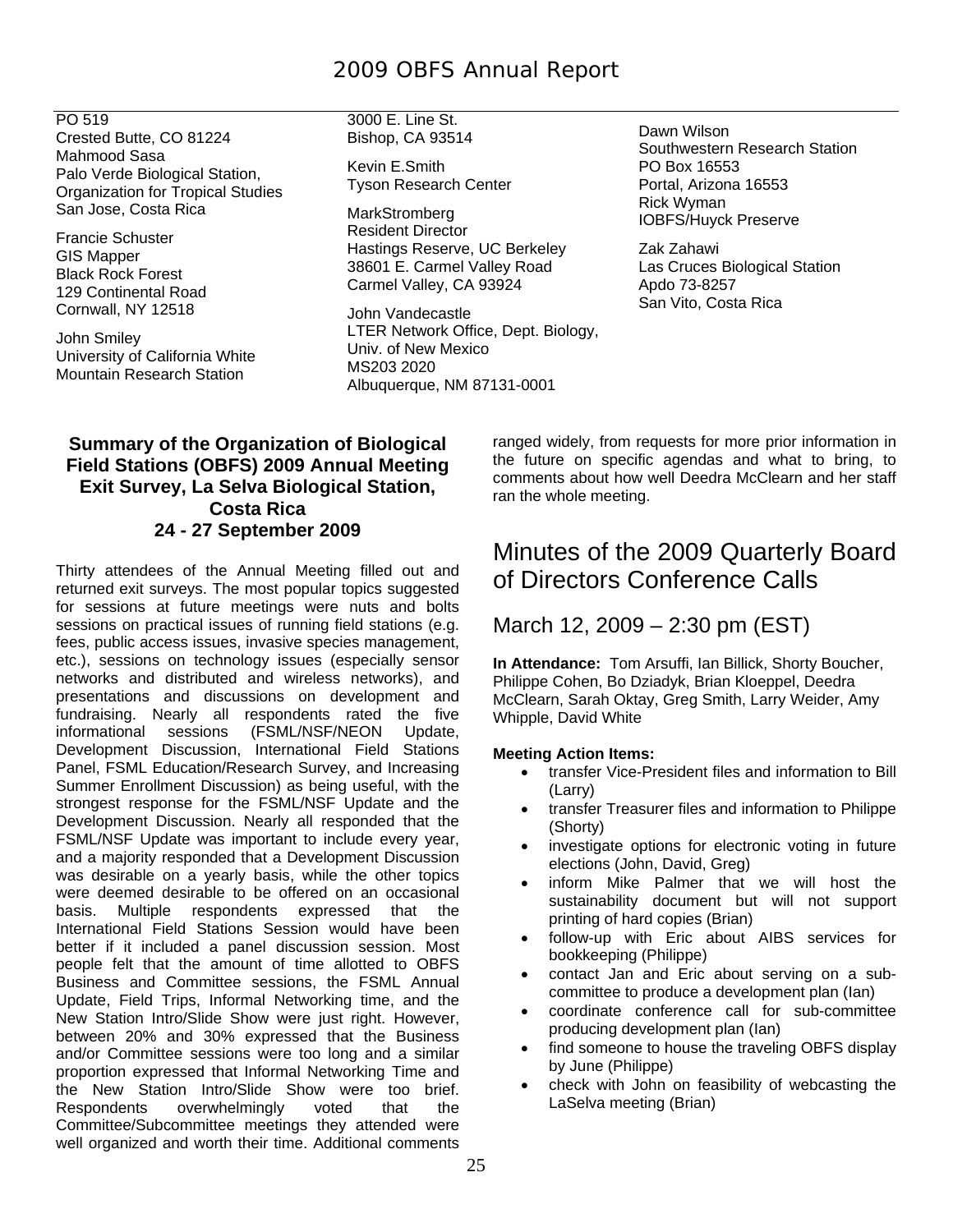PO 519
Crested Butte, CO 81224
Mahmood Sasa
Palo Verde Biological Station,
Organization for Tropical Studies
San Jose, Costa Rica

Francie Schuster
GIS Mapper
Black Rock Forest
129 Continental Road
Cornwall, NY 12518

John Smiley
University of California White
Mountain Research Station

3000 E. Line St.
Bishop, CA 93514

Kevin E.Smith
Tyson Research Center

MarkStromberg
Resident Director
Hastings Reserve, UC Berkeley
38601 E. Carmel Valley Road
Carmel Valley, CA 93924

John Vandecastle
LTER Network Office, Dept. Biology,
Univ. of New Mexico
MS203 2020
Albuquerque, NM 87131-0001

Dawn Wilson
Southwestern Research Station
PO Box 16553
Portal, Arizona 16553
Rick Wyman
IOBFS/Huyck Preserve

Zak Zahawi
Las Cruces Biological Station
Apdo 73-8257
San Vito, Costa Rica

**Summary of the Organization of Biological Field Stations (OBFS) 2009 Annual Meeting Exit Survey, La Selva Biological Station, Costa Rica**
**24 - 27 September 2009**

Thirty attendees of the Annual Meeting filled out and returned exit surveys. The most popular topics suggested for sessions at future meetings were nuts and bolts sessions on practical issues of running field stations (e.g. fees, public access issues, invasive species management, etc.), sessions on technology issues (especially sensor networks and distributed and wireless networks), and presentations and discussions on development and fundraising. Nearly all respondents rated the five informational sessions (FSML/NSF/NEON Update, Development Discussion, International Field Stations Panel, FSML Education/Research Survey, and Increasing Summer Enrollment Discussion) as being useful, with the strongest response for the FSML/NSF Update and the Development Discussion. Nearly all responded that the FSML/NSF Update was important to include every year, and a majority responded that a Development Discussion was desirable on a yearly basis, while the other topics were deemed desirable to be offered on an occasional basis. Multiple respondents expressed that the International Field Stations Session would have been better if it included a panel discussion session. Most people felt that the amount of time allotted to OBFS Business and Committee sessions, the FSML Annual Update, Field Trips, Informal Networking time, and the New Station Intro/Slide Show were just right. However, between 20% and 30% expressed that the Business and/or Committee sessions were too long and a similar proportion expressed that Informal Networking Time and the New Station Intro/Slide Show were too brief. Respondents overwhelmingly voted that the Committee/Subcommittee meetings they attended were well organized and worth their time. Additional comments ranged widely, from requests for more prior information in the future on specific agendas and what to bring, to comments about how well Deedra McClearn and her staff ran the whole meeting.

# Minutes of the 2009 Quarterly Board of Directors Conference Calls

## March 12, 2009 – 2:30 pm (EST)

**In Attendance:** Tom Arsuffi, Ian Billick, Shorty Boucher, Philippe Cohen, Bo Dziadyk, Brian Kloeppel, Deedra McClearn, Sarah Oktay, Greg Smith, Larry Weider, Amy Whipple, David White

**Meeting Action Items:**

- transfer Vice-President files and information to Bill (Larry)
- transfer Treasurer files and information to Philippe (Shorty)
- investigate options for electronic voting in future elections (John, David, Greg)
- inform Mike Palmer that we will host the sustainability document but will not support printing of hard copies (Brian)
- follow-up with Eric about AIBS services for bookkeeping (Philippe)
- contact Jan and Eric about serving on a sub-committee to produce a development plan (Ian)
- coordinate conference call for sub-committee producing development plan (Ian)
- find someone to house the traveling OBFS display by June (Philippe)
- check with John on feasibility of webcasting the LaSelva meeting (Brian)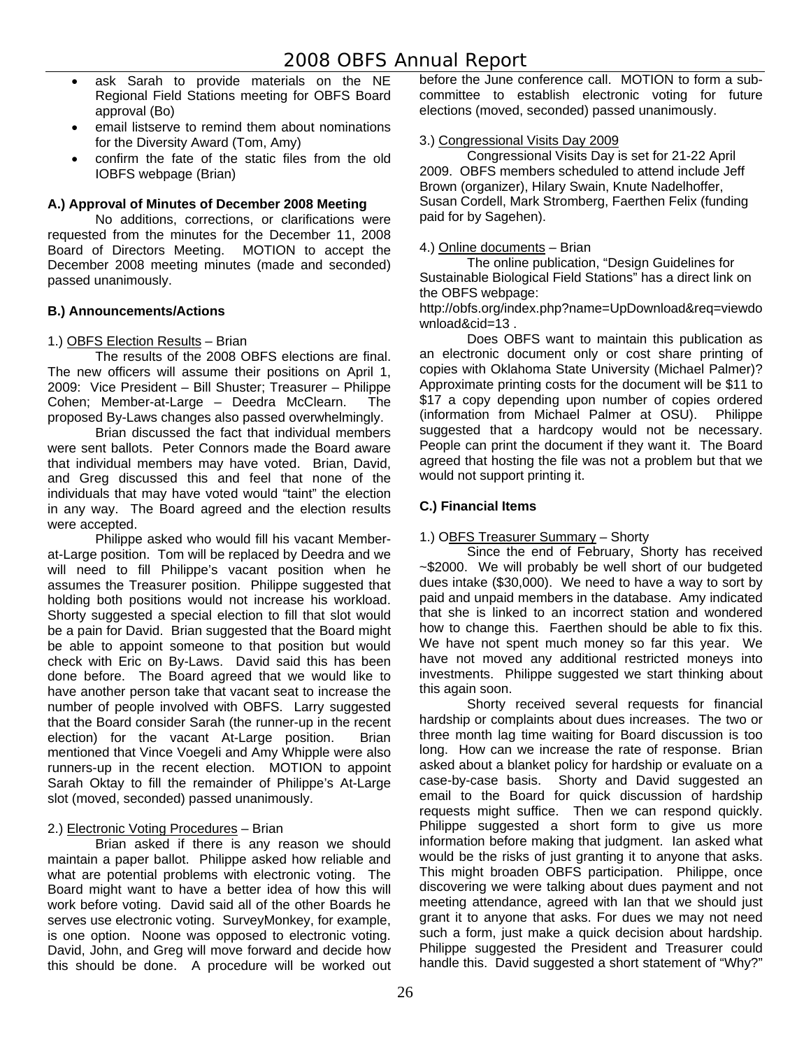- ask Sarah to provide materials on the NE Regional Field Stations meeting for OBFS Board approval (Bo)
- email listserve to remind them about nominations for the Diversity Award (Tom, Amy)
- confirm the fate of the static files from the old IOBFS webpage (Brian)

**A.) Approval of Minutes of December 2008 Meeting**

No additions, corrections, or clarifications were requested from the minutes for the December 11, 2008 Board of Directors Meeting. MOTION to accept the December 2008 meeting minutes (made and seconded) passed unanimously.

**B.) Announcements/Actions**

1.) OBFS Election Results – Brian

The results of the 2008 OBFS elections are final. The new officers will assume their positions on April 1, 2009: Vice President – Bill Shuster; Treasurer – Philippe Cohen; Member-at-Large – Deedra McClearn. The proposed By-Laws changes also passed overwhelmingly.

Brian discussed the fact that individual members were sent ballots. Peter Connors made the Board aware that individual members may have voted. Brian, David, and Greg discussed this and feel that none of the individuals that may have voted would "taint" the election in any way. The Board agreed and the election results were accepted.

Philippe asked who would fill his vacant Member-at-Large position. Tom will be replaced by Deedra and we will need to fill Philippe's vacant position when he assumes the Treasurer position. Philippe suggested that holding both positions would not increase his workload. Shorty suggested a special election to fill that slot would be a pain for David. Brian suggested that the Board might be able to appoint someone to that position but would check with Eric on By-Laws. David said this has been done before. The Board agreed that we would like to have another person take that vacant seat to increase the number of people involved with OBFS. Larry suggested that the Board consider Sarah (the runner-up in the recent election) for the vacant At-Large position. Brian mentioned that Vince Voegeli and Amy Whipple were also runners-up in the recent election. MOTION to appoint Sarah Oktay to fill the remainder of Philippe's At-Large slot (moved, seconded) passed unanimously.

2.) Electronic Voting Procedures – Brian

Brian asked if there is any reason we should maintain a paper ballot. Philippe asked how reliable and what are potential problems with electronic voting. The Board might want to have a better idea of how this will work before voting. David said all of the other Boards he serves use electronic voting. SurveyMonkey, for example, is one option. Noone was opposed to electronic voting. David, John, and Greg will move forward and decide how this should be done. A procedure will be worked out before the June conference call. MOTION to form a sub-committee to establish electronic voting for future elections (moved, seconded) passed unanimously.

3.) Congressional Visits Day 2009

Congressional Visits Day is set for 21-22 April 2009. OBFS members scheduled to attend include Jeff Brown (organizer), Hilary Swain, Knute Nadelhoffer, Susan Cordell, Mark Stromberg, Faerthen Felix (funding paid for by Sagehen).

4.) Online documents – Brian

The online publication, "Design Guidelines for Sustainable Biological Field Stations" has a direct link on the OBFS webpage:
http://obfs.org/index.php?name=UpDownload&req=viewdownload&cid=13 .

Does OBFS want to maintain this publication as an electronic document only or cost share printing of copies with Oklahoma State University (Michael Palmer)? Approximate printing costs for the document will be $11 to $17 a copy depending upon number of copies ordered (information from Michael Palmer at OSU). Philippe suggested that a hardcopy would not be necessary. People can print the document if they want it. The Board agreed that hosting the file was not a problem but that we would not support printing it.

**C.) Financial Items**

1.) OBFS Treasurer Summary – Shorty

Since the end of February, Shorty has received ~$2000. We will probably be well short of our budgeted dues intake ($30,000). We need to have a way to sort by paid and unpaid members in the database. Amy indicated that she is linked to an incorrect station and wondered how to change this. Faerthen should be able to fix this. We have not spent much money so far this year. We have not moved any additional restricted moneys into investments. Philippe suggested we start thinking about this again soon.

Shorty received several requests for financial hardship or complaints about dues increases. The two or three month lag time waiting for Board discussion is too long. How can we increase the rate of response. Brian asked about a blanket policy for hardship or evaluate on a case-by-case basis. Shorty and David suggested an email to the Board for quick discussion of hardship requests might suffice. Then we can respond quickly. Philippe suggested a short form to give us more information before making that judgment. Ian asked what would be the risks of just granting it to anyone that asks. This might broaden OBFS participation. Philippe, once discovering we were talking about dues payment and not meeting attendance, agreed with Ian that we should just grant it to anyone that asks. For dues we may not need such a form, just make a quick decision about hardship. Philippe suggested the President and Treasurer could handle this. David suggested a short statement of "Why?"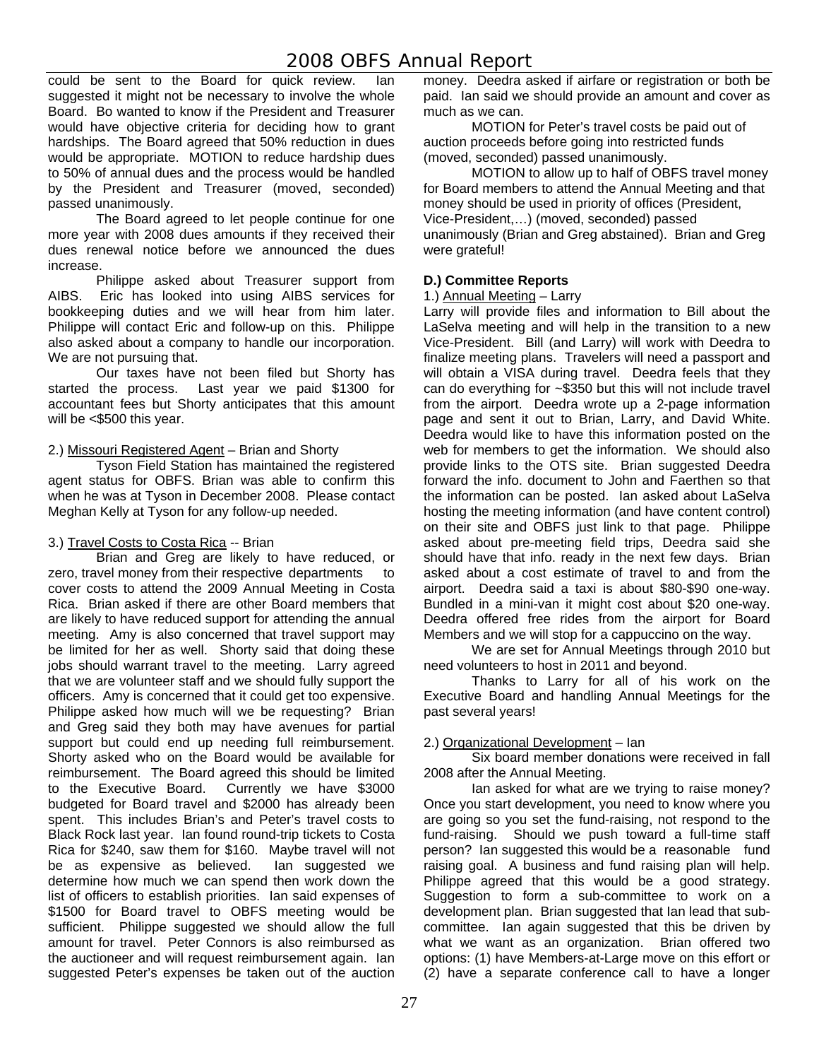could be sent to the Board for quick review. Ian suggested it might not be necessary to involve the whole Board. Bo wanted to know if the President and Treasurer would have objective criteria for deciding how to grant hardships. The Board agreed that 50% reduction in dues would be appropriate. MOTION to reduce hardship dues to 50% of annual dues and the process would be handled by the President and Treasurer (moved, seconded) passed unanimously.

The Board agreed to let people continue for one more year with 2008 dues amounts if they received their dues renewal notice before we announced the dues increase.

Philippe asked about Treasurer support from AIBS. Eric has looked into using AIBS services for bookkeeping duties and we will hear from him later. Philippe will contact Eric and follow-up on this. Philippe also asked about a company to handle our incorporation. We are not pursuing that.

Our taxes have not been filed but Shorty has started the process. Last year we paid $1300 for accountant fees but Shorty anticipates that this amount will be <$500 this year.

2.) Missouri Registered Agent – Brian and Shorty

Tyson Field Station has maintained the registered agent status for OBFS. Brian was able to confirm this when he was at Tyson in December 2008. Please contact Meghan Kelly at Tyson for any follow-up needed.

3.) Travel Costs to Costa Rica -- Brian

Brian and Greg are likely to have reduced, or zero, travel money from their respective departments to cover costs to attend the 2009 Annual Meeting in Costa Rica. Brian asked if there are other Board members that are likely to have reduced support for attending the annual meeting. Amy is also concerned that travel support may be limited for her as well. Shorty said that doing these jobs should warrant travel to the meeting. Larry agreed that we are volunteer staff and we should fully support the officers. Amy is concerned that it could get too expensive. Philippe asked how much will we be requesting? Brian and Greg said they both may have avenues for partial support but could end up needing full reimbursement. Shorty asked who on the Board would be available for reimbursement. The Board agreed this should be limited to the Executive Board. Currently we have $3000 budgeted for Board travel and $2000 has already been spent. This includes Brian's and Peter's travel costs to Black Rock last year. Ian found round-trip tickets to Costa Rica for $240, saw them for $160. Maybe travel will not be as expensive as believed. Ian suggested we determine how much we can spend then work down the list of officers to establish priorities. Ian said expenses of $1500 for Board travel to OBFS meeting would be sufficient. Philippe suggested we should allow the full amount for travel. Peter Connors is also reimbursed as the auctioneer and will request reimbursement again. Ian suggested Peter's expenses be taken out of the auction money. Deedra asked if airfare or registration or both be paid. Ian said we should provide an amount and cover as much as we can.

MOTION for Peter's travel costs be paid out of auction proceeds before going into restricted funds (moved, seconded) passed unanimously.

MOTION to allow up to half of OBFS travel money for Board members to attend the Annual Meeting and that money should be used in priority of offices (President, Vice-President,…) (moved, seconded) passed unanimously (Brian and Greg abstained). Brian and Greg were grateful!

**D.) Committee Reports**

1.) Annual Meeting – Larry

Larry will provide files and information to Bill about the LaSelva meeting and will help in the transition to a new Vice-President. Bill (and Larry) will work with Deedra to finalize meeting plans. Travelers will need a passport and will obtain a VISA during travel. Deedra feels that they can do everything for ~$350 but this will not include travel from the airport. Deedra wrote up a 2-page information page and sent it out to Brian, Larry, and David White. Deedra would like to have this information posted on the web for members to get the information. We should also provide links to the OTS site. Brian suggested Deedra forward the info. document to John and Faerthen so that the information can be posted. Ian asked about LaSelva hosting the meeting information (and have content control) on their site and OBFS just link to that page. Philippe asked about pre-meeting field trips, Deedra said she should have that info. ready in the next few days. Brian asked about a cost estimate of travel to and from the airport. Deedra said a taxi is about $80-$90 one-way. Bundled in a mini-van it might cost about $20 one-way. Deedra offered free rides from the airport for Board Members and we will stop for a cappuccino on the way.

We are set for Annual Meetings through 2010 but need volunteers to host in 2011 and beyond.

Thanks to Larry for all of his work on the Executive Board and handling Annual Meetings for the past several years!

2.) Organizational Development – Ian

Six board member donations were received in fall 2008 after the Annual Meeting.

Ian asked for what are we trying to raise money? Once you start development, you need to know where you are going so you set the fund-raising, not respond to the fund-raising. Should we push toward a full-time staff person? Ian suggested this would be a reasonable fund raising goal. A business and fund raising plan will help. Philippe agreed that this would be a good strategy. Suggestion to form a sub-committee to work on a development plan. Brian suggested that Ian lead that sub-committee. Ian again suggested that this be driven by what we want as an organization. Brian offered two options: (1) have Members-at-Large move on this effort or (2) have a separate conference call to have a longer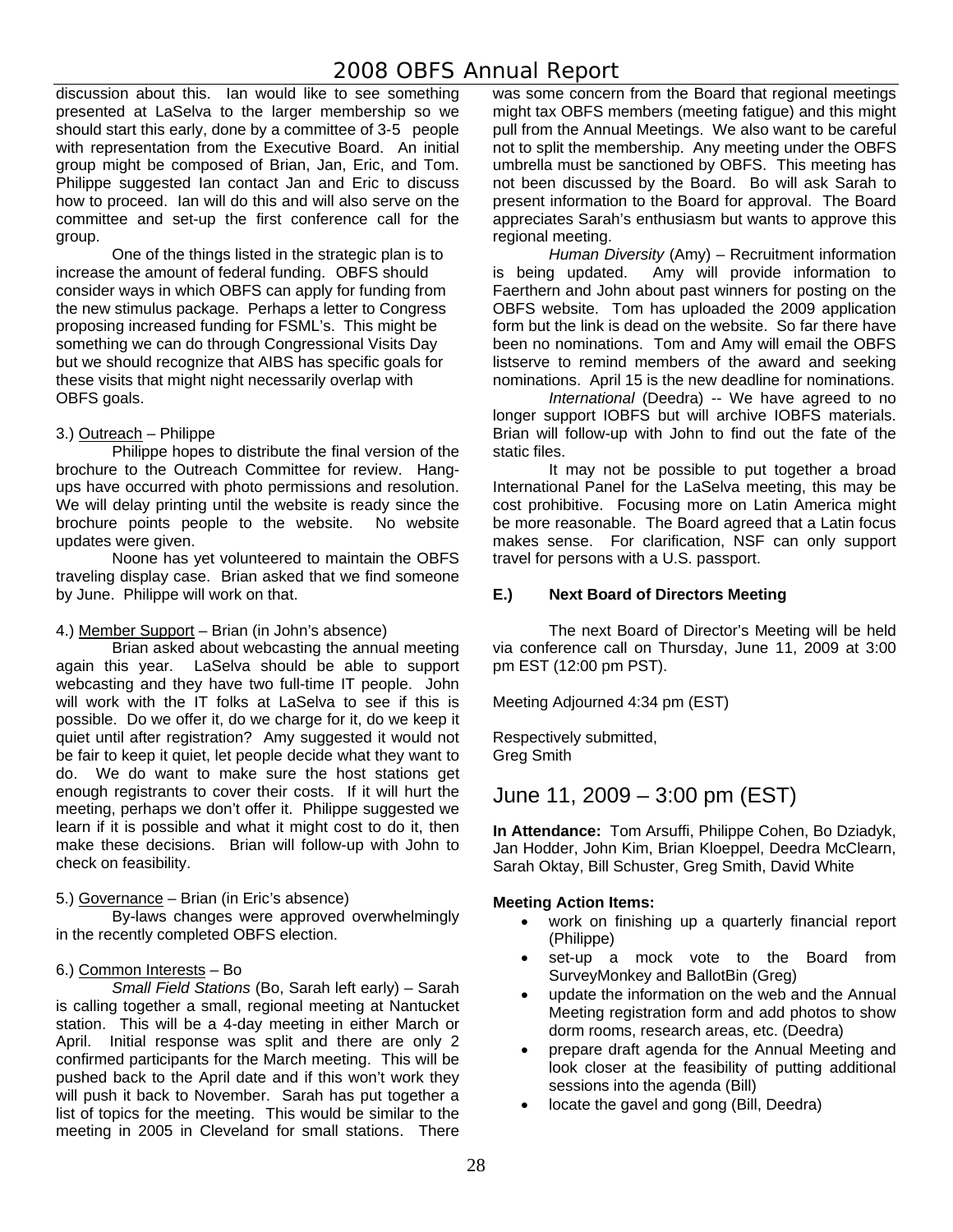discussion about this. Ian would like to see something presented at LaSelva to the larger membership so we should start this early, done by a committee of 3-5 people with representation from the Executive Board. An initial group might be composed of Brian, Jan, Eric, and Tom. Philippe suggested Ian contact Jan and Eric to discuss how to proceed. Ian will do this and will also serve on the committee and set-up the first conference call for the group.

One of the things listed in the strategic plan is to increase the amount of federal funding. OBFS should consider ways in which OBFS can apply for funding from the new stimulus package. Perhaps a letter to Congress proposing increased funding for FSML's. This might be something we can do through Congressional Visits Day but we should recognize that AIBS has specific goals for these visits that might night necessarily overlap with OBFS goals.

3.) Outreach – Philippe

Philippe hopes to distribute the final version of the brochure to the Outreach Committee for review. Hang-ups have occurred with photo permissions and resolution. We will delay printing until the website is ready since the brochure points people to the website. No website updates were given.

Noone has yet volunteered to maintain the OBFS traveling display case. Brian asked that we find someone by June. Philippe will work on that.

4.) Member Support – Brian (in John's absence)

Brian asked about webcasting the annual meeting again this year. LaSelva should be able to support webcasting and they have two full-time IT people. John will work with the IT folks at LaSelva to see if this is possible. Do we offer it, do we charge for it, do we keep it quiet until after registration? Amy suggested it would not be fair to keep it quiet, let people decide what they want to do. We do want to make sure the host stations get enough registrants to cover their costs. If it will hurt the meeting, perhaps we don't offer it. Philippe suggested we learn if it is possible and what it might cost to do it, then make these decisions. Brian will follow-up with John to check on feasibility.

5.) Governance – Brian (in Eric's absence)

By-laws changes were approved overwhelmingly in the recently completed OBFS election.

6.) Common Interests – Bo

*Small Field Stations* (Bo, Sarah left early) – Sarah is calling together a small, regional meeting at Nantucket station. This will be a 4-day meeting in either March or April. Initial response was split and there are only 2 confirmed participants for the March meeting. This will be pushed back to the April date and if this won't work they will push it back to November. Sarah has put together a list of topics for the meeting. This would be similar to the meeting in 2005 in Cleveland for small stations. There was some concern from the Board that regional meetings might tax OBFS members (meeting fatigue) and this might pull from the Annual Meetings. We also want to be careful not to split the membership. Any meeting under the OBFS umbrella must be sanctioned by OBFS. This meeting has not been discussed by the Board. Bo will ask Sarah to present information to the Board for approval. The Board appreciates Sarah's enthusiasm but wants to approve this regional meeting.

*Human Diversity* (Amy) – Recruitment information is being updated. Amy will provide information to Faerthern and John about past winners for posting on the OBFS website. Tom has uploaded the 2009 application form but the link is dead on the website. So far there have been no nominations. Tom and Amy will email the OBFS listserve to remind members of the award and seeking nominations. April 15 is the new deadline for nominations.

*International* (Deedra) -- We have agreed to no longer support IOBFS but will archive IOBFS materials. Brian will follow-up with John to find out the fate of the static files.

It may not be possible to put together a broad International Panel for the LaSelva meeting, this may be cost prohibitive. Focusing more on Latin America might be more reasonable. The Board agreed that a Latin focus makes sense. For clarification, NSF can only support travel for persons with a U.S. passport.

### E.) Next Board of Directors Meeting

The next Board of Director's Meeting will be held via conference call on Thursday, June 11, 2009 at 3:00 pm EST (12:00 pm PST).

Meeting Adjourned 4:34 pm (EST)

Respectively submitted,
Greg Smith

## June 11, 2009 – 3:00 pm (EST)

**In Attendance:** Tom Arsuffi, Philippe Cohen, Bo Dziadyk, Jan Hodder, John Kim, Brian Kloeppel, Deedra McClearn, Sarah Oktay, Bill Schuster, Greg Smith, David White

**Meeting Action Items:**

- work on finishing up a quarterly financial report (Philippe)
- set-up a mock vote to the Board from SurveyMonkey and BallotBin (Greg)
- update the information on the web and the Annual Meeting registration form and add photos to show dorm rooms, research areas, etc. (Deedra)
- prepare draft agenda for the Annual Meeting and look closer at the feasibility of putting additional sessions into the agenda (Bill)
- locate the gavel and gong (Bill, Deedra)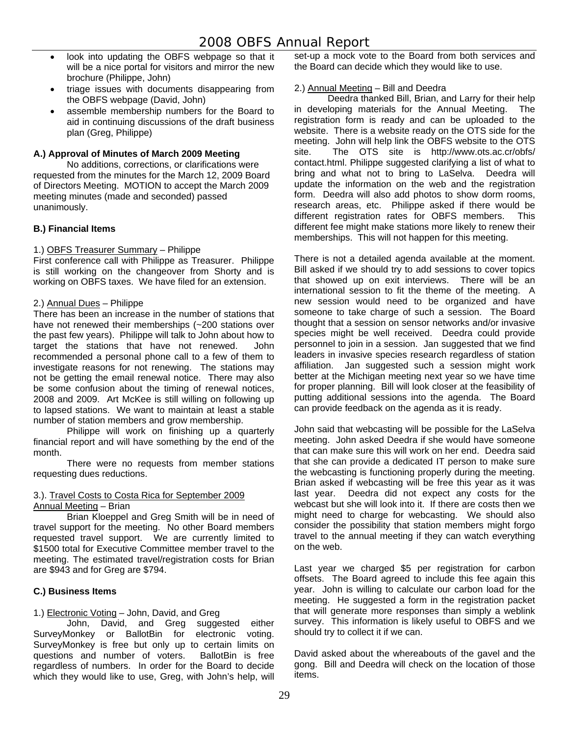- look into updating the OBFS webpage so that it will be a nice portal for visitors and mirror the new brochure (Philippe, John)
- triage issues with documents disappearing from the OBFS webpage (David, John)
- assemble membership numbers for the Board to aid in continuing discussions of the draft business plan (Greg, Philippe)

**A.) Approval of Minutes of March 2009 Meeting**

No additions, corrections, or clarifications were requested from the minutes for the March 12, 2009 Board of Directors Meeting. MOTION to accept the March 2009 meeting minutes (made and seconded) passed unanimously.

**B.) Financial Items**

1.) OBFS Treasurer Summary – Philippe

First conference call with Philippe as Treasurer. Philippe is still working on the changeover from Shorty and is working on OBFS taxes. We have filed for an extension.

2.) Annual Dues – Philippe

There has been an increase in the number of stations that have not renewed their memberships (~200 stations over the past few years). Philippe will talk to John about how to target the stations that have not renewed. John recommended a personal phone call to a few of them to investigate reasons for not renewing. The stations may not be getting the email renewal notice. There may also be some confusion about the timing of renewal notices, 2008 and 2009. Art McKee is still willing on following up to lapsed stations. We want to maintain at least a stable number of station members and grow membership.

Philippe will work on finishing up a quarterly financial report and will have something by the end of the month.

There were no requests from member stations requesting dues reductions.

3.). Travel Costs to Costa Rica for September 2009 Annual Meeting – Brian

Brian Kloeppel and Greg Smith will be in need of travel support for the meeting. No other Board members requested travel support. We are currently limited to $1500 total for Executive Committee member travel to the meeting. The estimated travel/registration costs for Brian are $943 and for Greg are $794.

**C.) Business Items**

1.) Electronic Voting – John, David, and Greg

John, David, and Greg suggested either SurveyMonkey or BallotBin for electronic voting. SurveyMonkey is free but only up to certain limits on questions and number of voters. BallotBin is free regardless of numbers. In order for the Board to decide which they would like to use, Greg, with John's help, will set-up a mock vote to the Board from both services and the Board can decide which they would like to use.

2.) Annual Meeting – Bill and Deedra

Deedra thanked Bill, Brian, and Larry for their help in developing materials for the Annual Meeting. The registration form is ready and can be uploaded to the website. There is a website ready on the OTS side for the meeting. John will help link the OBFS website to the OTS site. The OTS site is http://www.ots.ac.cr/obfs/contact.html. Philippe suggested clarifying a list of what to bring and what not to bring to LaSelva. Deedra will update the information on the web and the registration form. Deedra will also add photos to show dorm rooms, research areas, etc. Philippe asked if there would be different registration rates for OBFS members. This different fee might make stations more likely to renew their memberships. This will not happen for this meeting.

There is not a detailed agenda available at the moment. Bill asked if we should try to add sessions to cover topics that showed up on exit interviews. There will be an international session to fit the theme of the meeting. A new session would need to be organized and have someone to take charge of such a session. The Board thought that a session on sensor networks and/or invasive species might be well received. Deedra could provide personnel to join in a session. Jan suggested that we find leaders in invasive species research regardless of station affiliation. Jan suggested such a session might work better at the Michigan meeting next year so we have time for proper planning. Bill will look closer at the feasibility of putting additional sessions into the agenda. The Board can provide feedback on the agenda as it is ready.

John said that webcasting will be possible for the LaSelva meeting. John asked Deedra if she would have someone that can make sure this will work on her end. Deedra said that she can provide a dedicated IT person to make sure the webcasting is functioning properly during the meeting. Brian asked if webcasting will be free this year as it was last year. Deedra did not expect any costs for the webcast but she will look into it. If there are costs then we might need to charge for webcasting. We should also consider the possibility that station members might forgo travel to the annual meeting if they can watch everything on the web.

Last year we charged $5 per registration for carbon offsets. The Board agreed to include this fee again this year. John is willing to calculate our carbon load for the meeting. He suggested a form in the registration packet that will generate more responses than simply a weblink survey. This information is likely useful to OBFS and we should try to collect it if we can.

David asked about the whereabouts of the gavel and the gong. Bill and Deedra will check on the location of those items.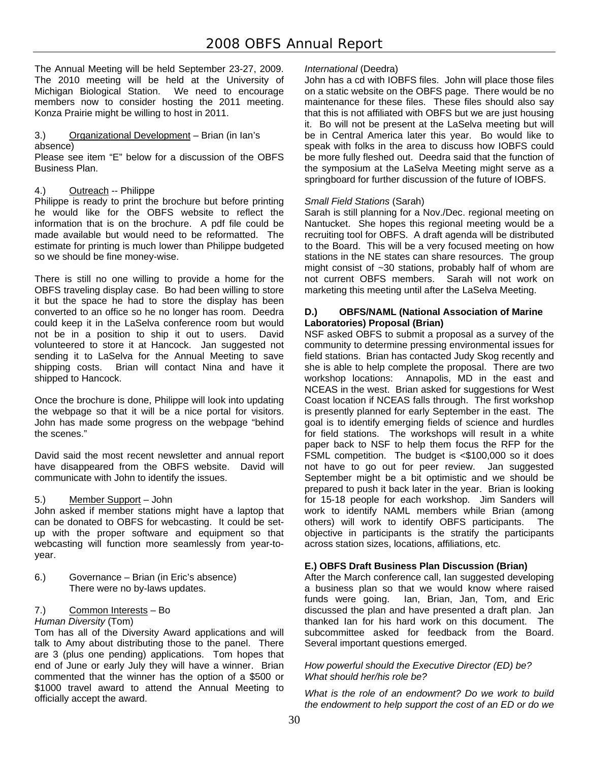The Annual Meeting will be held September 23-27, 2009. The 2010 meeting will be held at the University of Michigan Biological Station. We need to encourage members now to consider hosting the 2011 meeting. Konza Prairie might be willing to host in 2011.

3.) Organizational Development – Brian (in Ian's absence)

Please see item "E" below for a discussion of the OBFS Business Plan.

4.) Outreach -- Philippe

Philippe is ready to print the brochure but before printing he would like for the OBFS website to reflect the information that is on the brochure. A pdf file could be made available but would need to be reformatted. The estimate for printing is much lower than Philippe budgeted so we should be fine money-wise.

There is still no one willing to provide a home for the OBFS traveling display case. Bo had been willing to store it but the space he had to store the display has been converted to an office so he no longer has room. Deedra could keep it in the LaSelva conference room but would not be in a position to ship it out to users. David volunteered to store it at Hancock. Jan suggested not sending it to LaSelva for the Annual Meeting to save shipping costs. Brian will contact Nina and have it shipped to Hancock.

Once the brochure is done, Philippe will look into updating the webpage so that it will be a nice portal for visitors. John has made some progress on the webpage "behind the scenes."

David said the most recent newsletter and annual report have disappeared from the OBFS website. David will communicate with John to identify the issues.

5.) Member Support – John

John asked if member stations might have a laptop that can be donated to OBFS for webcasting. It could be set-up with the proper software and equipment so that webcasting will function more seamlessly from year-to-year.

6.) Governance – Brian (in Eric's absence)
There were no by-laws updates.

7.) Common Interests – Bo

*Human Diversity* (Tom)

Tom has all of the Diversity Award applications and will talk to Amy about distributing those to the panel. There are 3 (plus one pending) applications. Tom hopes that end of June or early July they will have a winner. Brian commented that the winner has the option of a $500 or $1000 travel award to attend the Annual Meeting to officially accept the award.

*International* (Deedra)

John has a cd with IOBFS files. John will place those files on a static website on the OBFS page. There would be no maintenance for these files. These files should also say that this is not affiliated with OBFS but we are just housing it. Bo will not be present at the LaSelva meeting but will be in Central America later this year. Bo would like to speak with folks in the area to discuss how IOBFS could be more fully fleshed out. Deedra said that the function of the symposium at the LaSelva Meeting might serve as a springboard for further discussion of the future of IOBFS.

*Small Field Stations* (Sarah)

Sarah is still planning for a Nov./Dec. regional meeting on Nantucket. She hopes this regional meeting would be a recruiting tool for OBFS. A draft agenda will be distributed to the Board. This will be a very focused meeting on how stations in the NE states can share resources. The group might consist of ~30 stations, probably half of whom are not current OBFS members. Sarah will not work on marketing this meeting until after the LaSelva Meeting.

**D.) OBFS/NAML (National Association of Marine Laboratories) Proposal (Brian)**

NSF asked OBFS to submit a proposal as a survey of the community to determine pressing environmental issues for field stations. Brian has contacted Judy Skog recently and she is able to help complete the proposal. There are two workshop locations: Annapolis, MD in the east and NCEAS in the west. Brian asked for suggestions for West Coast location if NCEAS falls through. The first workshop is presently planned for early September in the east. The goal is to identify emerging fields of science and hurdles for field stations. The workshops will result in a white paper back to NSF to help them focus the RFP for the FSML competition. The budget is <$100,000 so it does not have to go out for peer review. Jan suggested September might be a bit optimistic and we should be prepared to push it back later in the year. Brian is looking for 15-18 people for each workshop. Jim Sanders will work to identify NAML members while Brian (among others) will work to identify OBFS participants. The objective in participants is the stratify the participants across station sizes, locations, affiliations, etc.

**E.) OBFS Draft Business Plan Discussion (Brian)**

After the March conference call, Ian suggested developing a business plan so that we would know where raised funds were going. Ian, Brian, Jan, Tom, and Eric discussed the plan and have presented a draft plan. Jan thanked Ian for his hard work on this document. The subcommittee asked for feedback from the Board. Several important questions emerged.

*How powerful should the Executive Director (ED) be? What should her/his role be?*

*What is the role of an endowment? Do we work to build the endowment to help support the cost of an ED or do we*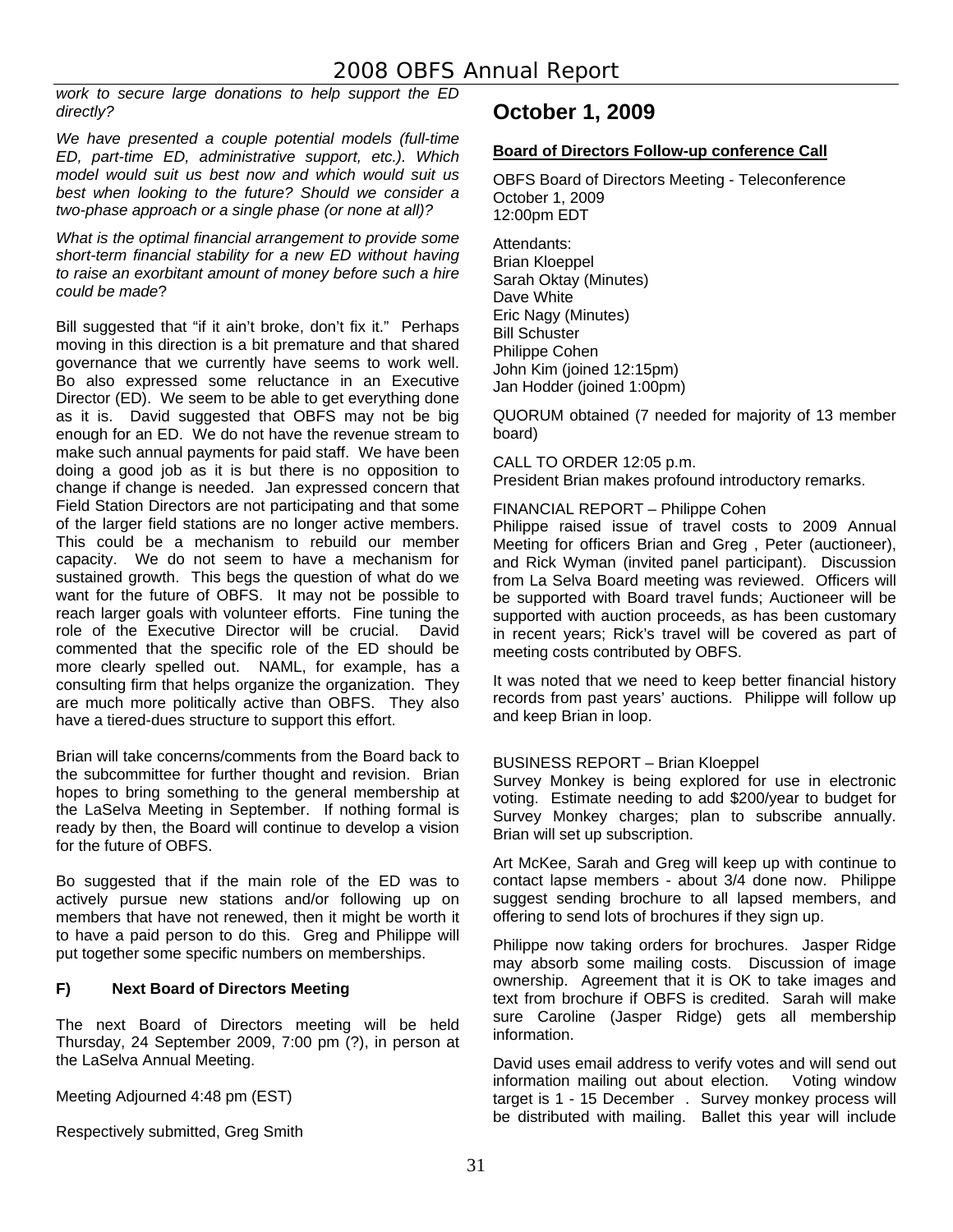*work to secure large donations to help support the ED directly?*

*We have presented a couple potential models (full-time ED, part-time ED, administrative support, etc.). Which model would suit us best now and which would suit us best when looking to the future? Should we consider a two-phase approach or a single phase (or none at all)?*

*What is the optimal financial arrangement to provide some short-term financial stability for a new ED without having to raise an exorbitant amount of money before such a hire could be made*?

Bill suggested that "if it ain't broke, don't fix it." Perhaps moving in this direction is a bit premature and that shared governance that we currently have seems to work well. Bo also expressed some reluctance in an Executive Director (ED). We seem to be able to get everything done as it is. David suggested that OBFS may not be big enough for an ED. We do not have the revenue stream to make such annual payments for paid staff. We have been doing a good job as it is but there is no opposition to change if change is needed. Jan expressed concern that Field Station Directors are not participating and that some of the larger field stations are no longer active members. This could be a mechanism to rebuild our member capacity. We do not seem to have a mechanism for sustained growth. This begs the question of what do we want for the future of OBFS. It may not be possible to reach larger goals with volunteer efforts. Fine tuning the role of the Executive Director will be crucial. David commented that the specific role of the ED should be more clearly spelled out. NAML, for example, has a consulting firm that helps organize the organization. They are much more politically active than OBFS. They also have a tiered-dues structure to support this effort.

Brian will take concerns/comments from the Board back to the subcommittee for further thought and revision. Brian hopes to bring something to the general membership at the LaSelva Meeting in September. If nothing formal is ready by then, the Board will continue to develop a vision for the future of OBFS.

Bo suggested that if the main role of the ED was to actively pursue new stations and/or following up on members that have not renewed, then it might be worth it to have a paid person to do this. Greg and Philippe will put together some specific numbers on memberships.

### F) Next Board of Directors Meeting

The next Board of Directors meeting will be held Thursday, 24 September 2009, 7:00 pm (?), in person at the LaSelva Annual Meeting.

Meeting Adjourned 4:48 pm (EST)

Respectively submitted, Greg Smith

## October 1, 2009

**Board of Directors Follow-up conference Call**

OBFS Board of Directors Meeting - Teleconference
October 1, 2009
12:00pm EDT

Attendants:
Brian Kloeppel
Sarah Oktay (Minutes)
Dave White
Eric Nagy (Minutes)
Bill Schuster
Philippe Cohen
John Kim (joined 12:15pm)
Jan Hodder (joined 1:00pm)

QUORUM obtained (7 needed for majority of 13 member board)

CALL TO ORDER 12:05 p.m.
President Brian makes profound introductory remarks.

FINANCIAL REPORT – Philippe Cohen
Philippe raised issue of travel costs to 2009 Annual Meeting for officers Brian and Greg , Peter (auctioneer), and Rick Wyman (invited panel participant). Discussion from La Selva Board meeting was reviewed. Officers will be supported with Board travel funds; Auctioneer will be supported with auction proceeds, as has been customary in recent years; Rick's travel will be covered as part of meeting costs contributed by OBFS.

It was noted that we need to keep better financial history records from past years' auctions. Philippe will follow up and keep Brian in loop.

BUSINESS REPORT – Brian Kloeppel
Survey Monkey is being explored for use in electronic voting. Estimate needing to add $200/year to budget for Survey Monkey charges; plan to subscribe annually. Brian will set up subscription.

Art McKee, Sarah and Greg will keep up with continue to contact lapse members - about 3/4 done now. Philippe suggest sending brochure to all lapsed members, and offering to send lots of brochures if they sign up.

Philippe now taking orders for brochures. Jasper Ridge may absorb some mailing costs. Discussion of image ownership. Agreement that it is OK to take images and text from brochure if OBFS is credited. Sarah will make sure Caroline (Jasper Ridge) gets all membership information.

David uses email address to verify votes and will send out information mailing out about election. Voting window target is 1 - 15 December . Survey monkey process will be distributed with mailing. Ballet this year will include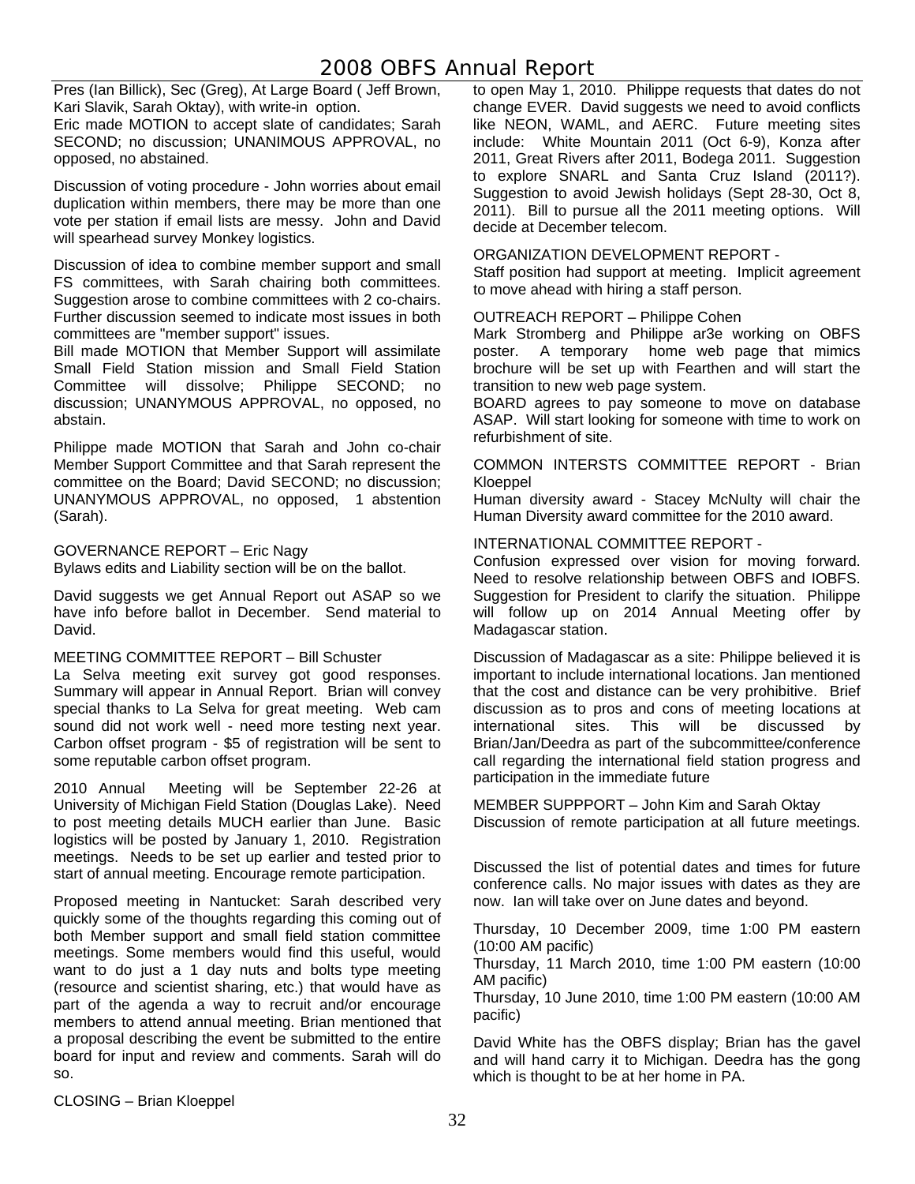Pres (Ian Billick), Sec (Greg), At Large Board ( Jeff Brown, Kari Slavik, Sarah Oktay), with write-in option.
Eric made MOTION to accept slate of candidates; Sarah SECOND; no discussion; UNANIMOUS APPROVAL, no opposed, no abstained.

Discussion of voting procedure - John worries about email duplication within members, there may be more than one vote per station if email lists are messy. John and David will spearhead survey Monkey logistics.

Discussion of idea to combine member support and small FS committees, with Sarah chairing both committees. Suggestion arose to combine committees with 2 co-chairs. Further discussion seemed to indicate most issues in both committees are "member support" issues.
Bill made MOTION that Member Support will assimilate Small Field Station mission and Small Field Station Committee will dissolve; Philippe SECOND; no discussion; UNANYMOUS APPROVAL, no opposed, no abstain.

Philippe made MOTION that Sarah and John co-chair Member Support Committee and that Sarah represent the committee on the Board; David SECOND; no discussion; UNANYMOUS APPROVAL, no opposed, 1 abstention (Sarah).

GOVERNANCE REPORT – Eric Nagy
Bylaws edits and Liability section will be on the ballot.

David suggests we get Annual Report out ASAP so we have info before ballot in December. Send material to David.

MEETING COMMITTEE REPORT – Bill Schuster
La Selva meeting exit survey got good responses. Summary will appear in Annual Report. Brian will convey special thanks to La Selva for great meeting. Web cam sound did not work well - need more testing next year. Carbon offset program - $5 of registration will be sent to some reputable carbon offset program.

2010 Annual Meeting will be September 22-26 at University of Michigan Field Station (Douglas Lake). Need to post meeting details MUCH earlier than June. Basic logistics will be posted by January 1, 2010. Registration meetings. Needs to be set up earlier and tested prior to start of annual meeting. Encourage remote participation.

Proposed meeting in Nantucket: Sarah described very quickly some of the thoughts regarding this coming out of both Member support and small field station committee meetings. Some members would find this useful, would want to do just a 1 day nuts and bolts type meeting (resource and scientist sharing, etc.) that would have as part of the agenda a way to recruit and/or encourage members to attend annual meeting. Brian mentioned that a proposal describing the event be submitted to the entire board for input and review and comments. Sarah will do so.

to open May 1, 2010. Philippe requests that dates do not change EVER. David suggests we need to avoid conflicts like NEON, WAML, and AERC. Future meeting sites include: White Mountain 2011 (Oct 6-9), Konza after 2011, Great Rivers after 2011, Bodega 2011. Suggestion to explore SNARL and Santa Cruz Island (2011?). Suggestion to avoid Jewish holidays (Sept 28-30, Oct 8, 2011). Bill to pursue all the 2011 meeting options. Will decide at December telecom.

ORGANIZATION DEVELOPMENT REPORT -
Staff position had support at meeting. Implicit agreement to move ahead with hiring a staff person.

OUTREACH REPORT – Philippe Cohen
Mark Stromberg and Philippe ar3e working on OBFS poster. A temporary home web page that mimics brochure will be set up with Fearthen and will start the transition to new web page system.
BOARD agrees to pay someone to move on database ASAP. Will start looking for someone with time to work on refurbishment of site.

COMMON INTERSTS COMMITTEE REPORT - Brian Kloeppel
Human diversity award - Stacey McNulty will chair the Human Diversity award committee for the 2010 award.

INTERNATIONAL COMMITTEE REPORT -
Confusion expressed over vision for moving forward. Need to resolve relationship between OBFS and IOBFS. Suggestion for President to clarify the situation. Philippe will follow up on 2014 Annual Meeting offer by Madagascar station.

Discussion of Madagascar as a site: Philippe believed it is important to include international locations. Jan mentioned that the cost and distance can be very prohibitive. Brief discussion as to pros and cons of meeting locations at international sites. This will be discussed by Brian/Jan/Deedra as part of the subcommittee/conference call regarding the international field station progress and participation in the immediate future

MEMBER SUPPPORT – John Kim and Sarah Oktay
Discussion of remote participation at all future meetings.

Discussed the list of potential dates and times for future conference calls. No major issues with dates as they are now. Ian will take over on June dates and beyond.

Thursday, 10 December 2009, time 1:00 PM eastern (10:00 AM pacific)
Thursday, 11 March 2010, time 1:00 PM eastern (10:00 AM pacific)
Thursday, 10 June 2010, time 1:00 PM eastern (10:00 AM pacific)

David White has the OBFS display; Brian has the gavel and will hand carry it to Michigan. Deedra has the gong which is thought to be at her home in PA.

CLOSING – Brian Kloeppel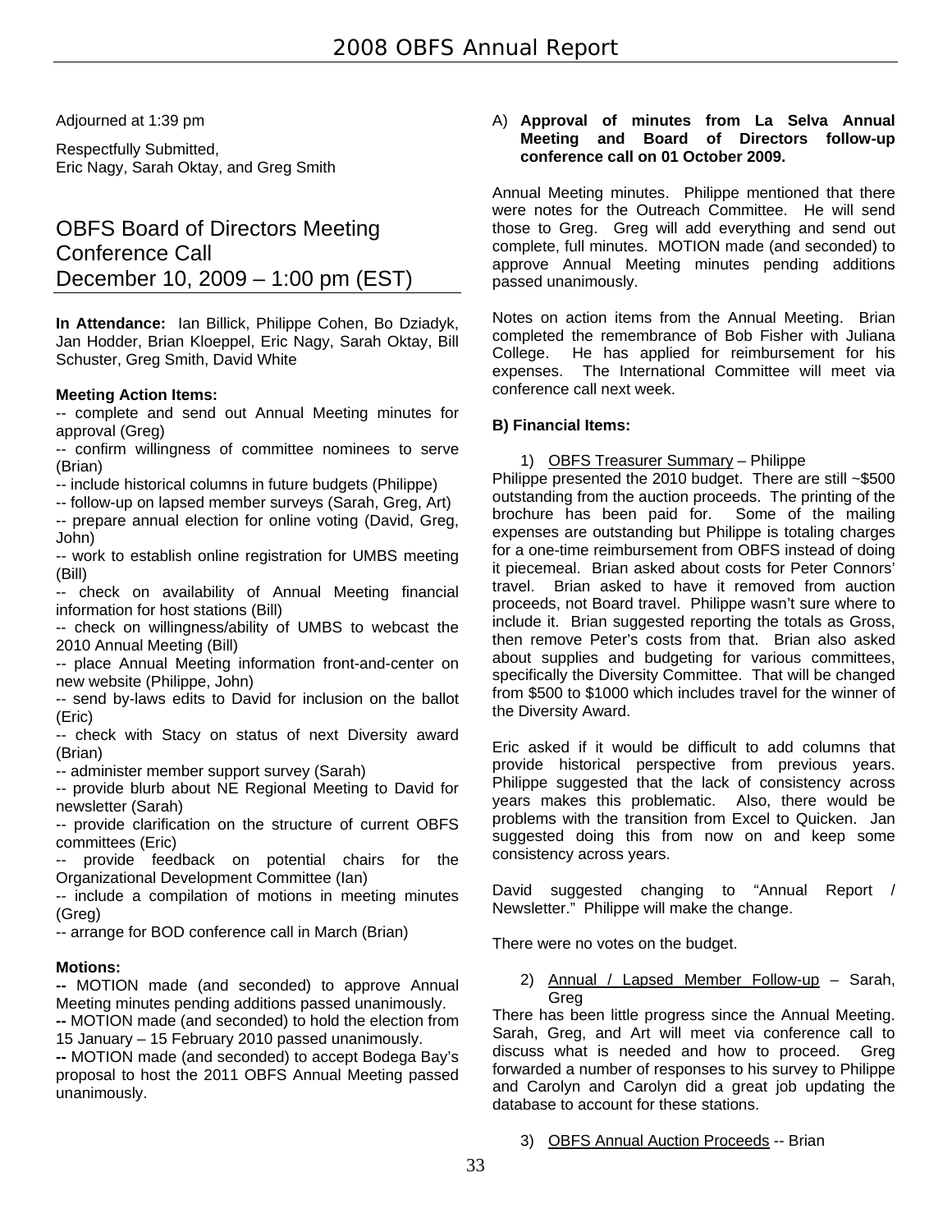Adjourned at 1:39 pm

Respectfully Submitted,
Eric Nagy, Sarah Oktay, and Greg Smith

## OBFS Board of Directors Meeting Conference Call December 10, 2009 – 1:00 pm (EST)

**In Attendance:** Ian Billick, Philippe Cohen, Bo Dziadyk, Jan Hodder, Brian Kloeppel, Eric Nagy, Sarah Oktay, Bill Schuster, Greg Smith, David White

**Meeting Action Items:**

-- complete and send out Annual Meeting minutes for approval (Greg)
-- confirm willingness of committee nominees to serve (Brian)
-- include historical columns in future budgets (Philippe)
-- follow-up on lapsed member surveys (Sarah, Greg, Art)
-- prepare annual election for online voting (David, Greg, John)
-- work to establish online registration for UMBS meeting (Bill)
-- check on availability of Annual Meeting financial information for host stations (Bill)
-- check on willingness/ability of UMBS to webcast the 2010 Annual Meeting (Bill)
-- place Annual Meeting information front-and-center on new website (Philippe, John)
-- send by-laws edits to David for inclusion on the ballot (Eric)
-- check with Stacy on status of next Diversity award (Brian)
-- administer member support survey (Sarah)
-- provide blurb about NE Regional Meeting to David for newsletter (Sarah)
-- provide clarification on the structure of current OBFS committees (Eric)
-- provide feedback on potential chairs for the Organizational Development Committee (Ian)
-- include a compilation of motions in meeting minutes (Greg)
-- arrange for BOD conference call in March (Brian)

**Motions:**

**--** MOTION made (and seconded) to approve Annual Meeting minutes pending additions passed unanimously.
**--** MOTION made (and seconded) to hold the election from 15 January – 15 February 2010 passed unanimously.
**--** MOTION made (and seconded) to accept Bodega Bay's proposal to host the 2011 OBFS Annual Meeting passed unanimously.

A) **Approval of minutes from La Selva Annual Meeting and Board of Directors follow-up conference call on 01 October 2009.**

Annual Meeting minutes. Philippe mentioned that there were notes for the Outreach Committee. He will send those to Greg. Greg will add everything and send out complete, full minutes. MOTION made (and seconded) to approve Annual Meeting minutes pending additions passed unanimously.

Notes on action items from the Annual Meeting. Brian completed the remembrance of Bob Fisher with Juliana College. He has applied for reimbursement for his expenses. The International Committee will meet via conference call next week.

**B) Financial Items:**

1) OBFS Treasurer Summary – Philippe

Philippe presented the 2010 budget. There are still ~$500 outstanding from the auction proceeds. The printing of the brochure has been paid for. Some of the mailing expenses are outstanding but Philippe is totaling charges for a one-time reimbursement from OBFS instead of doing it piecemeal. Brian asked about costs for Peter Connors' travel. Brian asked to have it removed from auction proceeds, not Board travel. Philippe wasn't sure where to include it. Brian suggested reporting the totals as Gross, then remove Peter's costs from that. Brian also asked about supplies and budgeting for various committees, specifically the Diversity Committee. That will be changed from $500 to $1000 which includes travel for the winner of the Diversity Award.

Eric asked if it would be difficult to add columns that provide historical perspective from previous years. Philippe suggested that the lack of consistency across years makes this problematic. Also, there would be problems with the transition from Excel to Quicken. Jan suggested doing this from now on and keep some consistency across years.

David suggested changing to "Annual Report / Newsletter." Philippe will make the change.

There were no votes on the budget.

2) Annual / Lapsed Member Follow-up – Sarah, Greg

There has been little progress since the Annual Meeting. Sarah, Greg, and Art will meet via conference call to discuss what is needed and how to proceed. Greg forwarded a number of responses to his survey to Philippe and Carolyn and Carolyn did a great job updating the database to account for these stations.

3) OBFS Annual Auction Proceeds -- Brian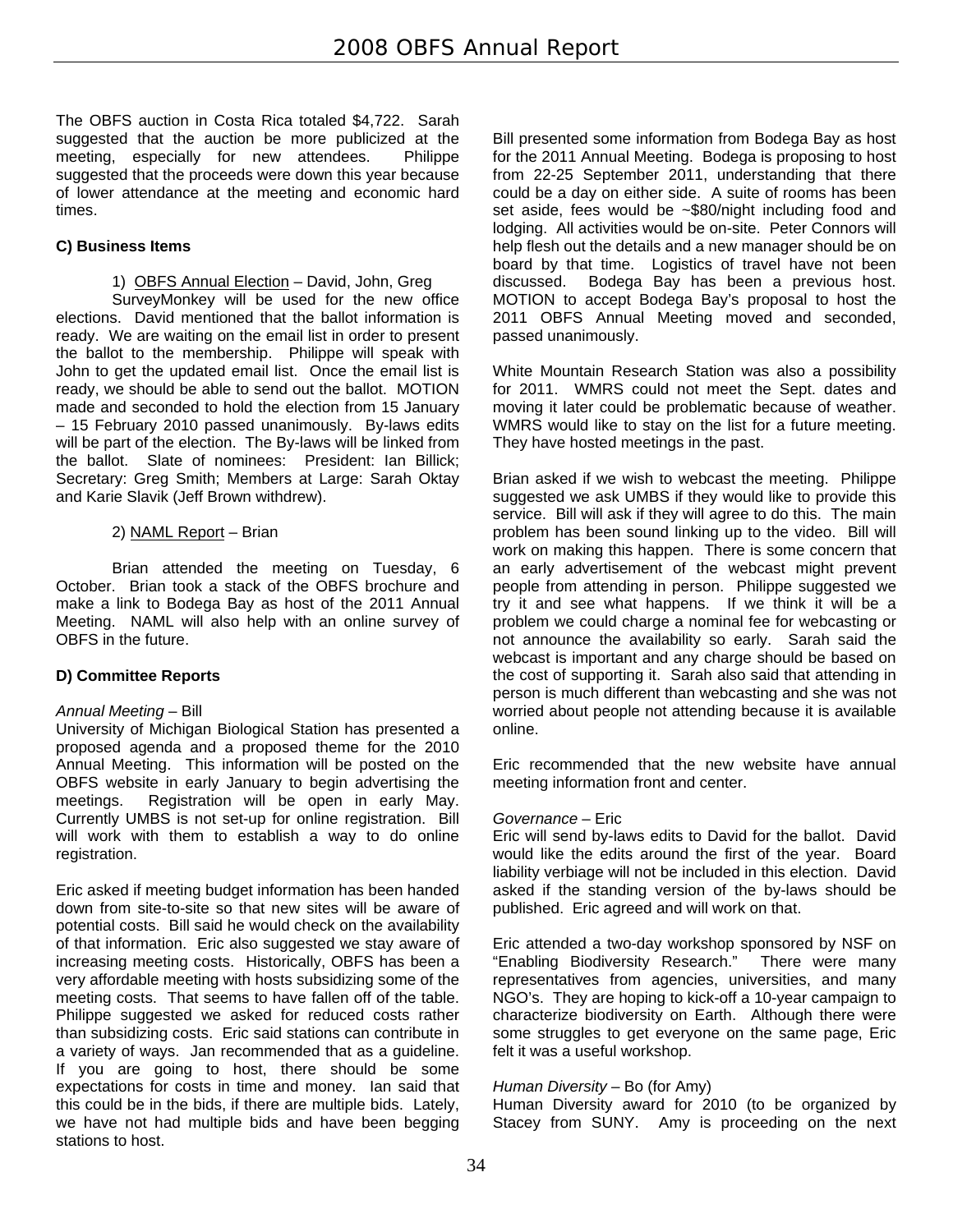The OBFS auction in Costa Rica totaled $4,722. Sarah suggested that the auction be more publicized at the meeting, especially for new attendees. Philippe suggested that the proceeds were down this year because of lower attendance at the meeting and economic hard times.

**C) Business Items**

1) OBFS Annual Election – David, John, Greg

SurveyMonkey will be used for the new office elections. David mentioned that the ballot information is ready. We are waiting on the email list in order to present the ballot to the membership. Philippe will speak with John to get the updated email list. Once the email list is ready, we should be able to send out the ballot. MOTION made and seconded to hold the election from 15 January – 15 February 2010 passed unanimously. By-laws edits will be part of the election. The By-laws will be linked from the ballot. Slate of nominees: President: Ian Billick; Secretary: Greg Smith; Members at Large: Sarah Oktay and Karie Slavik (Jeff Brown withdrew).

2) NAML Report – Brian

Brian attended the meeting on Tuesday, 6 October. Brian took a stack of the OBFS brochure and make a link to Bodega Bay as host of the 2011 Annual Meeting. NAML will also help with an online survey of OBFS in the future.

**D) Committee Reports**

*Annual Meeting* – Bill

University of Michigan Biological Station has presented a proposed agenda and a proposed theme for the 2010 Annual Meeting. This information will be posted on the OBFS website in early January to begin advertising the meetings. Registration will be open in early May. Currently UMBS is not set-up for online registration. Bill will work with them to establish a way to do online registration.

Eric asked if meeting budget information has been handed down from site-to-site so that new sites will be aware of potential costs. Bill said he would check on the availability of that information. Eric also suggested we stay aware of increasing meeting costs. Historically, OBFS has been a very affordable meeting with hosts subsidizing some of the meeting costs. That seems to have fallen off of the table. Philippe suggested we asked for reduced costs rather than subsidizing costs. Eric said stations can contribute in a variety of ways. Jan recommended that as a guideline. If you are going to host, there should be some expectations for costs in time and money. Ian said that this could be in the bids, if there are multiple bids. Lately, we have not had multiple bids and have been begging stations to host.

Bill presented some information from Bodega Bay as host for the 2011 Annual Meeting. Bodega is proposing to host from 22-25 September 2011, understanding that there could be a day on either side. A suite of rooms has been set aside, fees would be ~$80/night including food and lodging. All activities would be on-site. Peter Connors will help flesh out the details and a new manager should be on board by that time. Logistics of travel have not been discussed. Bodega Bay has been a previous host. MOTION to accept Bodega Bay's proposal to host the 2011 OBFS Annual Meeting moved and seconded, passed unanimously.

White Mountain Research Station was also a possibility for 2011. WMRS could not meet the Sept. dates and moving it later could be problematic because of weather. WMRS would like to stay on the list for a future meeting. They have hosted meetings in the past.

Brian asked if we wish to webcast the meeting. Philippe suggested we ask UMBS if they would like to provide this service. Bill will ask if they will agree to do this. The main problem has been sound linking up to the video. Bill will work on making this happen. There is some concern that an early advertisement of the webcast might prevent people from attending in person. Philippe suggested we try it and see what happens. If we think it will be a problem we could charge a nominal fee for webcasting or not announce the availability so early. Sarah said the webcast is important and any charge should be based on the cost of supporting it. Sarah also said that attending in person is much different than webcasting and she was not worried about people not attending because it is available online.

Eric recommended that the new website have annual meeting information front and center.

*Governance* – Eric

Eric will send by-laws edits to David for the ballot. David would like the edits around the first of the year. Board liability verbiage will not be included in this election. David asked if the standing version of the by-laws should be published. Eric agreed and will work on that.

Eric attended a two-day workshop sponsored by NSF on "Enabling Biodiversity Research." There were many representatives from agencies, universities, and many NGO's. They are hoping to kick-off a 10-year campaign to characterize biodiversity on Earth. Although there were some struggles to get everyone on the same page, Eric felt it was a useful workshop.

*Human Diversity* – Bo (for Amy)

Human Diversity award for 2010 (to be organized by Stacey from SUNY. Amy is proceeding on the next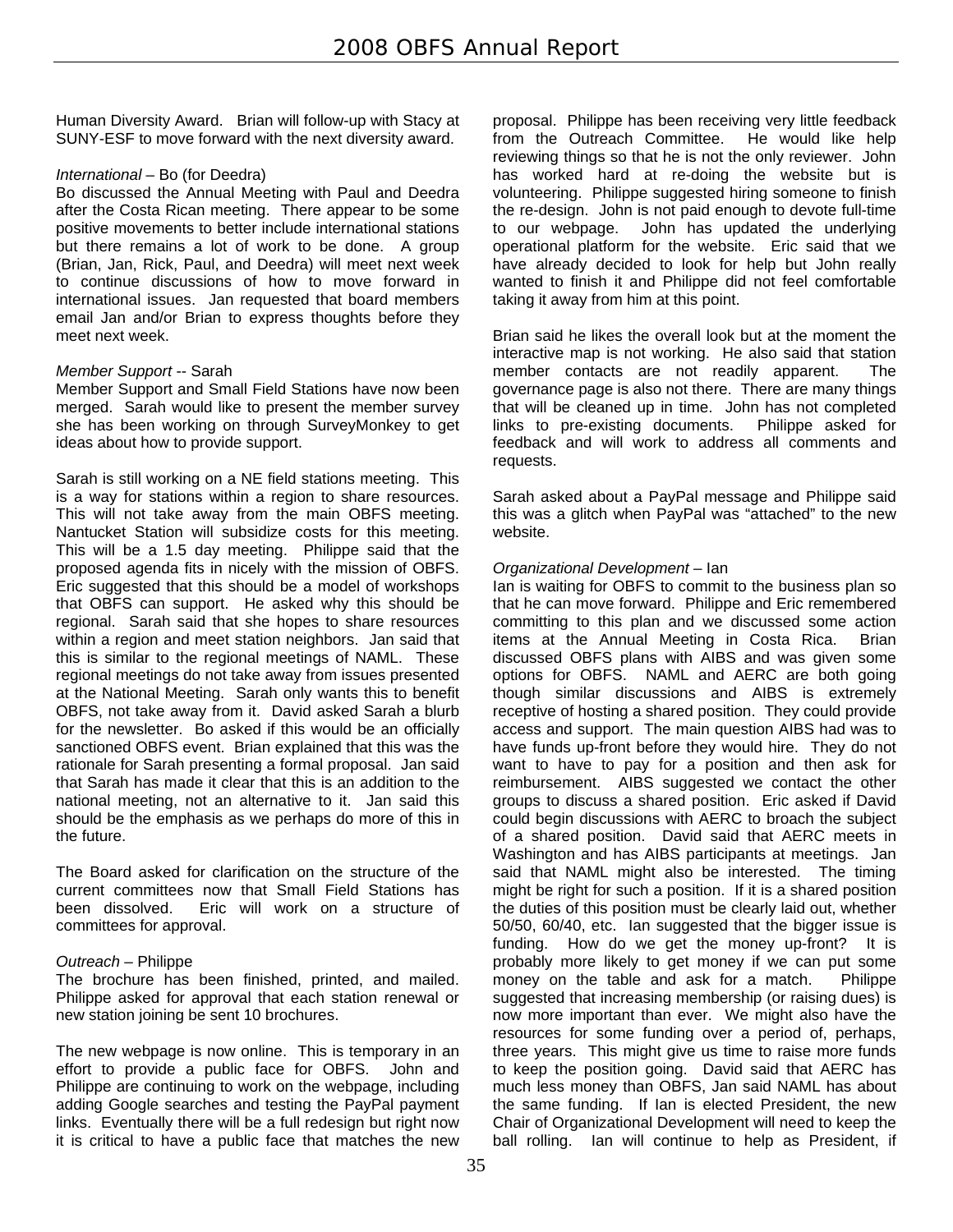Human Diversity Award. Brian will follow-up with Stacy at SUNY-ESF to move forward with the next diversity award.

*International* – Bo (for Deedra)
Bo discussed the Annual Meeting with Paul and Deedra after the Costa Rican meeting. There appear to be some positive movements to better include international stations but there remains a lot of work to be done. A group (Brian, Jan, Rick, Paul, and Deedra) will meet next week to continue discussions of how to move forward in international issues. Jan requested that board members email Jan and/or Brian to express thoughts before they meet next week.

*Member Support* -- Sarah
Member Support and Small Field Stations have now been merged. Sarah would like to present the member survey she has been working on through SurveyMonkey to get ideas about how to provide support.

Sarah is still working on a NE field stations meeting. This is a way for stations within a region to share resources. This will not take away from the main OBFS meeting. Nantucket Station will subsidize costs for this meeting. This will be a 1.5 day meeting. Philippe said that the proposed agenda fits in nicely with the mission of OBFS. Eric suggested that this should be a model of workshops that OBFS can support. He asked why this should be regional. Sarah said that she hopes to share resources within a region and meet station neighbors. Jan said that this is similar to the regional meetings of NAML. These regional meetings do not take away from issues presented at the National Meeting. Sarah only wants this to benefit OBFS, not take away from it. David asked Sarah a blurb for the newsletter. Bo asked if this would be an officially sanctioned OBFS event. Brian explained that this was the rationale for Sarah presenting a formal proposal. Jan said that Sarah has made it clear that this is an addition to the national meeting, not an alternative to it. Jan said this should be the emphasis as we perhaps do more of this in the future.

The Board asked for clarification on the structure of the current committees now that Small Field Stations has been dissolved. Eric will work on a structure of committees for approval.

*Outreach* – Philippe
The brochure has been finished, printed, and mailed. Philippe asked for approval that each station renewal or new station joining be sent 10 brochures.

The new webpage is now online. This is temporary in an effort to provide a public face for OBFS. John and Philippe are continuing to work on the webpage, including adding Google searches and testing the PayPal payment links. Eventually there will be a full redesign but right now it is critical to have a public face that matches the new proposal. Philippe has been receiving very little feedback from the Outreach Committee. He would like help reviewing things so that he is not the only reviewer. John has worked hard at re-doing the website but is volunteering. Philippe suggested hiring someone to finish the re-design. John is not paid enough to devote full-time to our webpage. John has updated the underlying operational platform for the website. Eric said that we have already decided to look for help but John really wanted to finish it and Philippe did not feel comfortable taking it away from him at this point.

Brian said he likes the overall look but at the moment the interactive map is not working. He also said that station member contacts are not readily apparent. The governance page is also not there. There are many things that will be cleaned up in time. John has not completed links to pre-existing documents. Philippe asked for feedback and will work to address all comments and requests.

Sarah asked about a PayPal message and Philippe said this was a glitch when PayPal was "attached" to the new website.

*Organizational Development* – Ian
Ian is waiting for OBFS to commit to the business plan so that he can move forward. Philippe and Eric remembered committing to this plan and we discussed some action items at the Annual Meeting in Costa Rica. Brian discussed OBFS plans with AIBS and was given some options for OBFS. NAML and AERC are both going though similar discussions and AIBS is extremely receptive of hosting a shared position. They could provide access and support. The main question AIBS had was to have funds up-front before they would hire. They do not want to have to pay for a position and then ask for reimbursement. AIBS suggested we contact the other groups to discuss a shared position. Eric asked if David could begin discussions with AERC to broach the subject of a shared position. David said that AERC meets in Washington and has AIBS participants at meetings. Jan said that NAML might also be interested. The timing might be right for such a position. If it is a shared position the duties of this position must be clearly laid out, whether 50/50, 60/40, etc. Ian suggested that the bigger issue is funding. How do we get the money up-front? It is probably more likely to get money if we can put some money on the table and ask for a match. Philippe suggested that increasing membership (or raising dues) is now more important than ever. We might also have the resources for some funding over a period of, perhaps, three years. This might give us time to raise more funds to keep the position going. David said that AERC has much less money than OBFS, Jan said NAML has about the same funding. If Ian is elected President, the new Chair of Organizational Development will need to keep the ball rolling. Ian will continue to help as President, if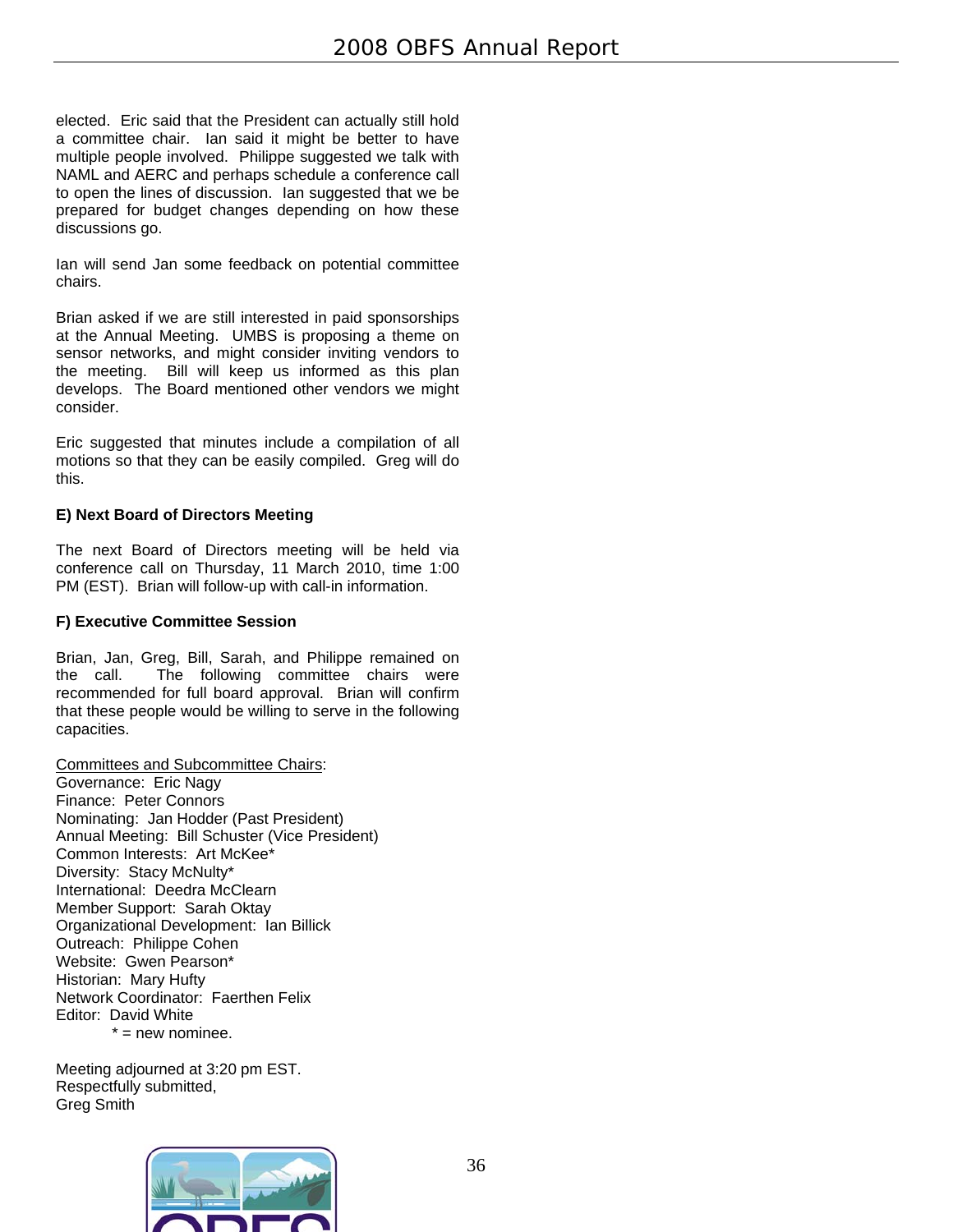elected. Eric said that the President can actually still hold a committee chair. Ian said it might be better to have multiple people involved. Philippe suggested we talk with NAML and AERC and perhaps schedule a conference call to open the lines of discussion. Ian suggested that we be prepared for budget changes depending on how these discussions go.

Ian will send Jan some feedback on potential committee chairs.

Brian asked if we are still interested in paid sponsorships at the Annual Meeting. UMBS is proposing a theme on sensor networks, and might consider inviting vendors to the meeting. Bill will keep us informed as this plan develops. The Board mentioned other vendors we might consider.

Eric suggested that minutes include a compilation of all motions so that they can be easily compiled. Greg will do this.

**E) Next Board of Directors Meeting**

The next Board of Directors meeting will be held via conference call on Thursday, 11 March 2010, time 1:00 PM (EST). Brian will follow-up with call-in information.

**F) Executive Committee Session**

Brian, Jan, Greg, Bill, Sarah, and Philippe remained on the call. The following committee chairs were recommended for full board approval. Brian will confirm that these people would be willing to serve in the following capacities.

Committees and Subcommittee Chairs:
Governance: Eric Nagy
Finance: Peter Connors
Nominating: Jan Hodder (Past President)
Annual Meeting: Bill Schuster (Vice President)
Common Interests: Art McKee*
Diversity: Stacy McNulty*
International: Deedra McClearn
Member Support: Sarah Oktay
Organizational Development: Ian Billick
Outreach: Philippe Cohen
Website: Gwen Pearson*
Historian: Mary Hufty
Network Coordinator: Faerthen Felix
Editor: David White
\* = new nominee.

Meeting adjourned at 3:20 pm EST.
Respectfully submitted,
Greg Smith